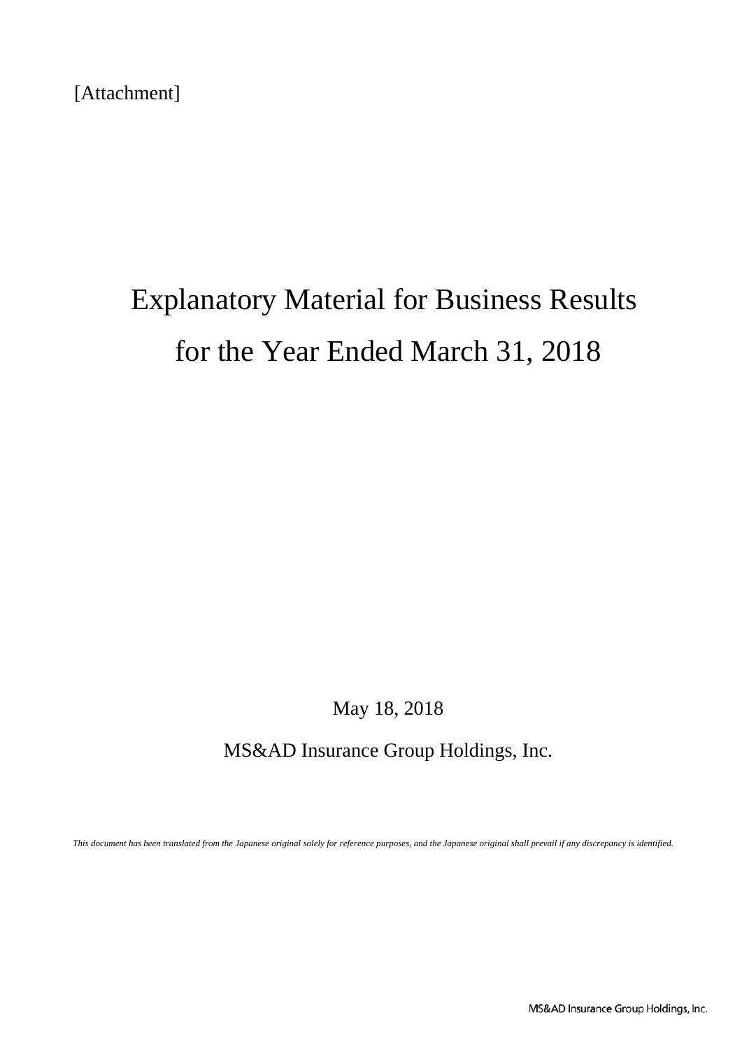[Attachment]

# Explanatory Material for Business Results for the Year Ended March 31, 2018

May 18, 2018

MS&AD Insurance Group Holdings, Inc.

*This document has been translated from the Japanese original solely for reference purposes, and the Japanese original shall prevail if any discrepancy is identified.*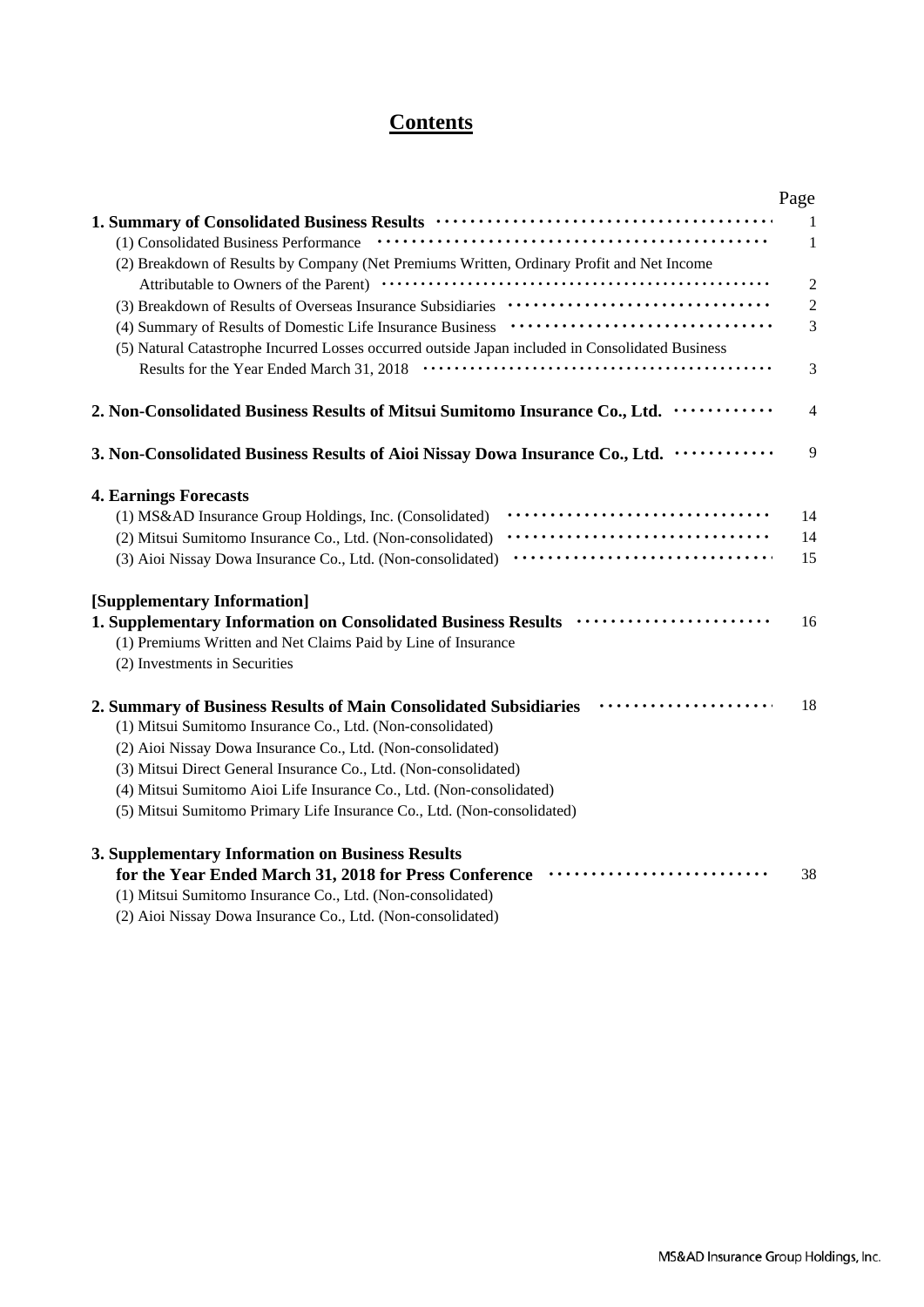# Contents

| | Page |
|---|---|
| **1. Summary of Consolidated Business Results** | 1 |
| (1) Consolidated Business Performance | 1 |
| (2) Breakdown of Results by Company (Net Premiums Written, Ordinary Profit and Net Income Attributable to Owners of the Parent) | 2 |
| (3) Breakdown of Results of Overseas Insurance Subsidiaries | 2 |
| (4) Summary of Results of Domestic Life Insurance Business | 3 |
| (5) Natural Catastrophe Incurred Losses occurred outside Japan included in Consolidated Business Results for the Year Ended March 31, 2018 | 3 |
| **2. Non-Consolidated Business Results of Mitsui Sumitomo Insurance Co., Ltd.** | 4 |
| **3. Non-Consolidated Business Results of Aioi Nissay Dowa Insurance Co., Ltd.** | 9 |
| **4. Earnings Forecasts** | |
| (1) MS&AD Insurance Group Holdings, Inc. (Consolidated) | 14 |
| (2) Mitsui Sumitomo Insurance Co., Ltd. (Non-consolidated) | 14 |
| (3) Aioi Nissay Dowa Insurance Co., Ltd. (Non-consolidated) | 15 |
| **[Supplementary Information]** | |
| **1. Supplementary Information on Consolidated Business Results** | 16 |
| (1) Premiums Written and Net Claims Paid by Line of Insurance | |
| (2) Investments in Securities | |
| **2. Summary of Business Results of Main Consolidated Subsidiaries** | 18 |
| (1) Mitsui Sumitomo Insurance Co., Ltd. (Non-consolidated) | |
| (2) Aioi Nissay Dowa Insurance Co., Ltd. (Non-consolidated) | |
| (3) Mitsui Direct General Insurance Co., Ltd. (Non-consolidated) | |
| (4) Mitsui Sumitomo Aioi Life Insurance Co., Ltd. (Non-consolidated) | |
| (5) Mitsui Sumitomo Primary Life Insurance Co., Ltd. (Non-consolidated) | |
| **3. Supplementary Information on Business Results for the Year Ended March 31, 2018 for Press Conference** | 38 |
| (1) Mitsui Sumitomo Insurance Co., Ltd. (Non-consolidated) | |
| (2) Aioi Nissay Dowa Insurance Co., Ltd. (Non-consolidated) | |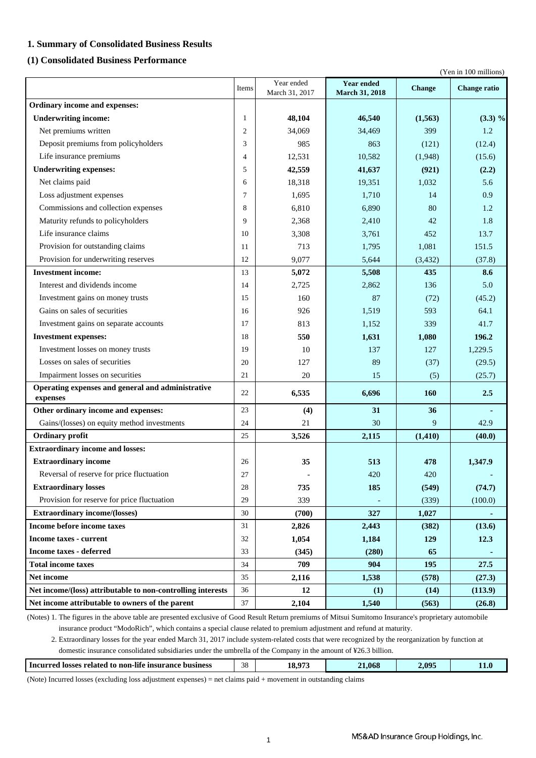## 1. Summary of Consolidated Business Results

### (1) Consolidated Business Performance

(Yen in 100 millions)

| | Items | Year ended March 31, 2017 | **Year ended March 31, 2018** | **Change** | **Change ratio** |
|---|---|---|---|---|---|
| **Ordinary income and expenses:** | | | | | |
| **Underwriting income:** | 1 | **48,104** | **46,540** | **(1,563)** | **(3.3) %** |
| Net premiums written | 2 | 34,069 | 34,469 | 399 | 1.2 |
| Deposit premiums from policyholders | 3 | 985 | 863 | (121) | (12.4) |
| Life insurance premiums | 4 | 12,531 | 10,582 | (1,948) | (15.6) |
| **Underwriting expenses:** | 5 | **42,559** | **41,637** | **(921)** | **(2.2)** |
| Net claims paid | 6 | 18,318 | 19,351 | 1,032 | 5.6 |
| Loss adjustment expenses | 7 | 1,695 | 1,710 | 14 | 0.9 |
| Commissions and collection expenses | 8 | 6,810 | 6,890 | 80 | 1.2 |
| Maturity refunds to policyholders | 9 | 2,368 | 2,410 | 42 | 1.8 |
| Life insurance claims | 10 | 3,308 | 3,761 | 452 | 13.7 |
| Provision for outstanding claims | 11 | 713 | 1,795 | 1,081 | 151.5 |
| Provision for underwriting reserves | 12 | 9,077 | 5,644 | (3,432) | (37.8) |
| **Investment income:** | 13 | **5,072** | **5,508** | **435** | **8.6** |
| Interest and dividends income | 14 | 2,725 | 2,862 | 136 | 5.0 |
| Investment gains on money trusts | 15 | 160 | 87 | (72) | (45.2) |
| Gains on sales of securities | 16 | 926 | 1,519 | 593 | 64.1 |
| Investment gains on separate accounts | 17 | 813 | 1,152 | 339 | 41.7 |
| **Investment expenses:** | 18 | **550** | **1,631** | **1,080** | **196.2** |
| Investment losses on money trusts | 19 | 10 | 137 | 127 | 1,229.5 |
| Losses on sales of securities | 20 | 127 | 89 | (37) | (29.5) |
| Impairment losses on securities | 21 | 20 | 15 | (5) | (25.7) |
| **Operating expenses and general and administrative expenses** | 22 | **6,535** | **6,696** | **160** | **2.5** |
| **Other ordinary income and expenses:** | 23 | **(4)** | **31** | **36** | **-** |
| Gains/(losses) on equity method investments | 24 | 21 | 30 | 9 | 42.9 |
| **Ordinary profit** | 25 | **3,526** | **2,115** | **(1,410)** | **(40.0)** |
| **Extraordinary income and losses:** | | | | | |
| **Extraordinary income** | 26 | **35** | **513** | **478** | **1,347.9** |
| Reversal of reserve for price fluctuation | 27 | - | 420 | 420 | - |
| **Extraordinary losses** | 28 | **735** | **185** | **(549)** | **(74.7)** |
| Provision for reserve for price fluctuation | 29 | 339 | - | (339) | (100.0) |
| **Extraordinary income/(losses)** | 30 | **(700)** | **327** | **1,027** | **-** |
| **Income before income taxes** | 31 | **2,826** | **2,443** | **(382)** | **(13.6)** |
| **Income taxes - current** | 32 | **1,054** | **1,184** | **129** | **12.3** |
| **Income taxes - deferred** | 33 | **(345)** | **(280)** | **65** | **-** |
| **Total income taxes** | 34 | **709** | **904** | **195** | **27.5** |
| **Net income** | 35 | **2,116** | **1,538** | **(578)** | **(27.3)** |
| **Net income/(loss) attributable to non-controlling interests** | 36 | **12** | **(1)** | **(14)** | **(113.9)** |
| **Net income attributable to owners of the parent** | 37 | **2,104** | **1,540** | **(563)** | **(26.8)** |

(Notes) 1. The figures in the above table are presented exclusive of Good Result Return premiums of Mitsui Sumitomo Insurance's proprietary automobile insurance product "ModoRich", which contains a special clause related to premium adjustment and refund at maturity.

2. Extraordinary losses for the year ended March 31, 2017 include system-related costs that were recognized by the reorganization by function at domestic insurance consolidated subsidiaries under the umbrella of the Company in the amount of ¥26.3 billion.

| | | | | | |
|---|---|---|---|---|---|
| **Incurred losses related to non-life insurance business** | 38 | **18,973** | **21,068** | **2,095** | **11.0** |

(Note) Incurred losses (excluding loss adjustment expenses) = net claims paid + movement in outstanding claims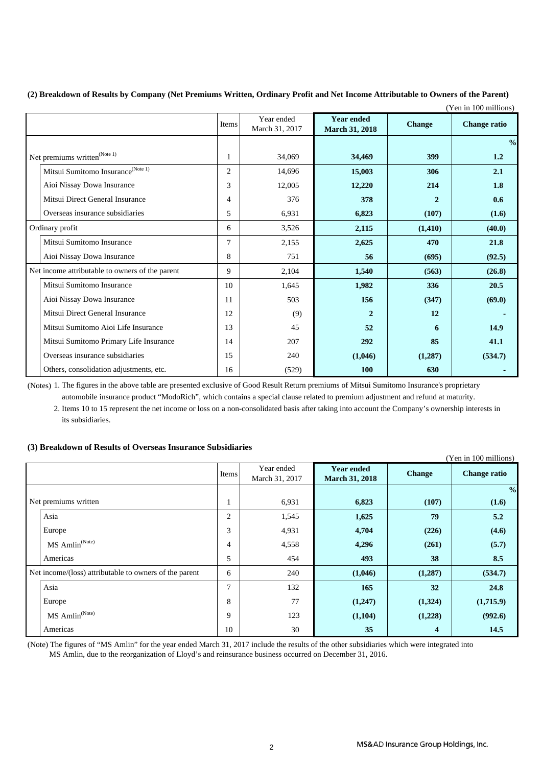### (2) Breakdown of Results by Company (Net Premiums Written, Ordinary Profit and Net Income Attributable to Owners of the Parent)

(Yen in 100 millions)

| | Items | Year ended March 31, 2017 | **Year ended March 31, 2018** | **Change** | **Change ratio** |
|---|---|---|---|---|---|
| | | | | | **%** |
| Net premiums written(Note 1) | 1 | 34,069 | **34,469** | **399** | **1.2** |
| Mitsui Sumitomo Insurance(Note 1) | 2 | 14,696 | **15,003** | **306** | **2.1** |
| Aioi Nissay Dowa Insurance | 3 | 12,005 | **12,220** | **214** | **1.8** |
| Mitsui Direct General Insurance | 4 | 376 | **378** | **2** | **0.6** |
| Overseas insurance subsidiaries | 5 | 6,931 | **6,823** | **(107)** | **(1.6)** |
| Ordinary profit | 6 | 3,526 | **2,115** | **(1,410)** | **(40.0)** |
| Mitsui Sumitomo Insurance | 7 | 2,155 | **2,625** | **470** | **21.8** |
| Aioi Nissay Dowa Insurance | 8 | 751 | **56** | **(695)** | **(92.5)** |
| Net income attributable to owners of the parent | 9 | 2,104 | **1,540** | **(563)** | **(26.8)** |
| Mitsui Sumitomo Insurance | 10 | 1,645 | **1,982** | **336** | **20.5** |
| Aioi Nissay Dowa Insurance | 11 | 503 | **156** | **(347)** | **(69.0)** |
| Mitsui Direct General Insurance | 12 | (9) | **2** | **12** | **-** |
| Mitsui Sumitomo Aioi Life Insurance | 13 | 45 | **52** | **6** | **14.9** |
| Mitsui Sumitomo Primary Life Insurance | 14 | 207 | **292** | **85** | **41.1** |
| Overseas insurance subsidiaries | 15 | 240 | **(1,046)** | **(1,287)** | **(534.7)** |
| Others, consolidation adjustments, etc. | 16 | (529) | **100** | **630** | **-** |

(Notes) 1. The figures in the above table are presented exclusive of Good Result Return premiums of Mitsui Sumitomo Insurance's proprietary automobile insurance product "ModoRich", which contains a special clause related to premium adjustment and refund at maturity.

2. Items 10 to 15 represent the net income or loss on a non-consolidated basis after taking into account the Company's ownership interests in its subsidiaries.

### (3) Breakdown of Results of Overseas Insurance Subsidiaries

(Yen in 100 millions)

| | Items | Year ended March 31, 2017 | **Year ended March 31, 2018** | **Change** | **Change ratio** |
|---|---|---|---|---|---|
| | | | | | **%** |
| Net premiums written | 1 | 6,931 | **6,823** | **(107)** | **(1.6)** |
| Asia | 2 | 1,545 | **1,625** | **79** | **5.2** |
| Europe | 3 | 4,931 | **4,704** | **(226)** | **(4.6)** |
| MS Amlin(Note) | 4 | 4,558 | **4,296** | **(261)** | **(5.7)** |
| Americas | 5 | 454 | **493** | **38** | **8.5** |
| Net income/(loss) attributable to owners of the parent | 6 | 240 | **(1,046)** | **(1,287)** | **(534.7)** |
| Asia | 7 | 132 | **165** | **32** | **24.8** |
| Europe | 8 | 77 | **(1,247)** | **(1,324)** | **(1,715.9)** |
| MS Amlin(Note) | 9 | 123 | **(1,104)** | **(1,228)** | **(992.6)** |
| Americas | 10 | 30 | **35** | **4** | **14.5** |

(Note) The figures of "MS Amlin" for the year ended March 31, 2017 include the results of the other subsidiaries which were integrated into MS Amlin, due to the reorganization of Lloyd's and reinsurance business occurred on December 31, 2016.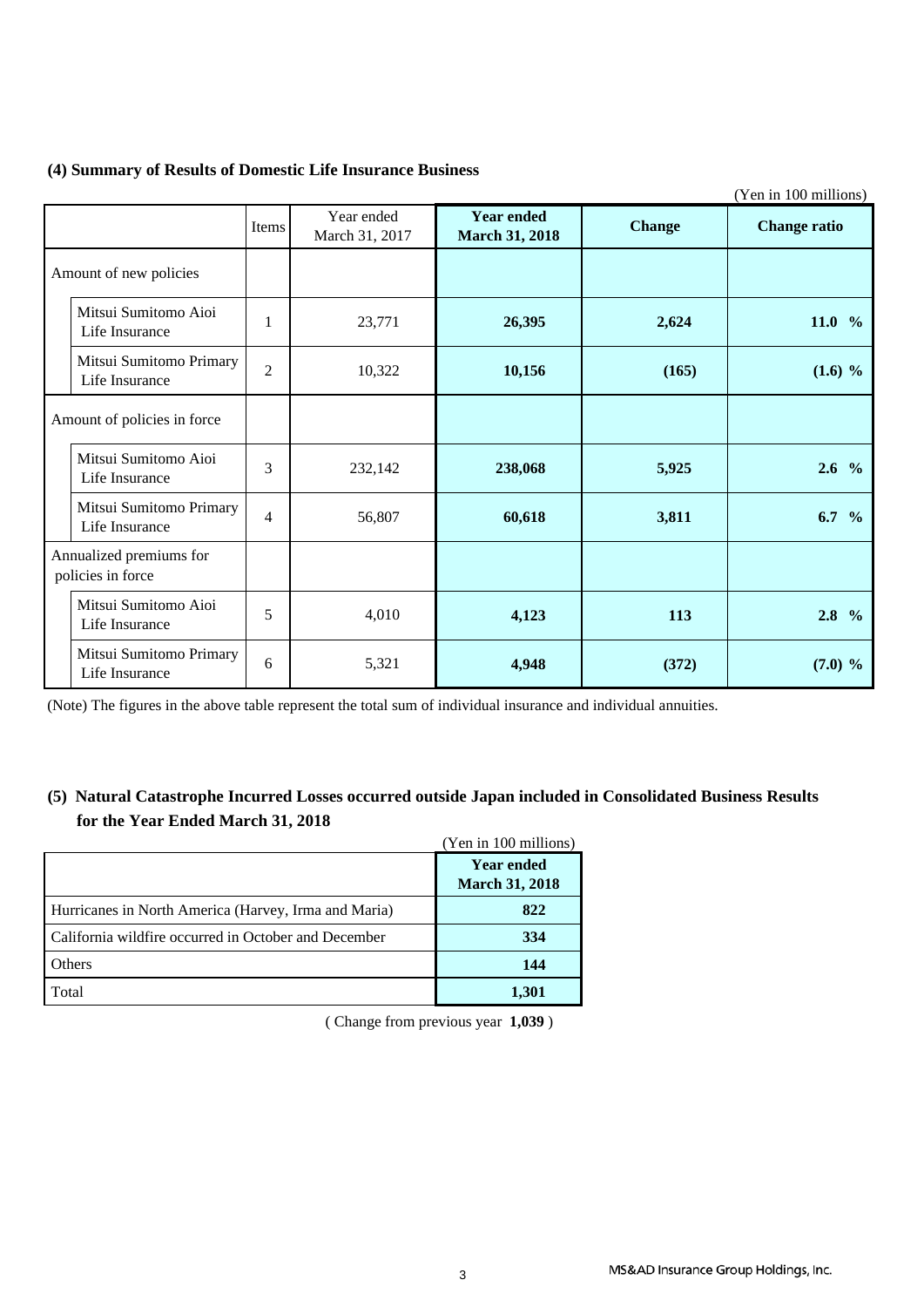### (4) Summary of Results of Domestic Life Insurance Business

(Yen in 100 millions)

| | Items | Year ended March 31, 2017 | **Year ended March 31, 2018** | **Change** | **Change ratio** |
|---|---|---|---|---|---|
| Amount of new policies | | | | | |
| Mitsui Sumitomo Aioi Life Insurance | 1 | 23,771 | **26,395** | **2,624** | **11.0 %** |
| Mitsui Sumitomo Primary Life Insurance | 2 | 10,322 | **10,156** | **(165)** | **(1.6) %** |
| Amount of policies in force | | | | | |
| Mitsui Sumitomo Aioi Life Insurance | 3 | 232,142 | **238,068** | **5,925** | **2.6 %** |
| Mitsui Sumitomo Primary Life Insurance | 4 | 56,807 | **60,618** | **3,811** | **6.7 %** |
| Annualized premiums for policies in force | | | | | |
| Mitsui Sumitomo Aioi Life Insurance | 5 | 4,010 | **4,123** | **113** | **2.8 %** |
| Mitsui Sumitomo Primary Life Insurance | 6 | 5,321 | **4,948** | **(372)** | **(7.0) %** |

(Note) The figures in the above table represent the total sum of individual insurance and individual annuities.

### (5) Natural Catastrophe Incurred Losses occurred outside Japan included in Consolidated Business Results for the Year Ended March 31, 2018

(Yen in 100 millions)

| | **Year ended March 31, 2018** |
|---|---|
| Hurricanes in North America (Harvey, Irma and Maria) | **822** |
| California wildfire occurred in October and December | **334** |
| Others | **144** |
| Total | **1,301** |

( Change from previous year **1,039** )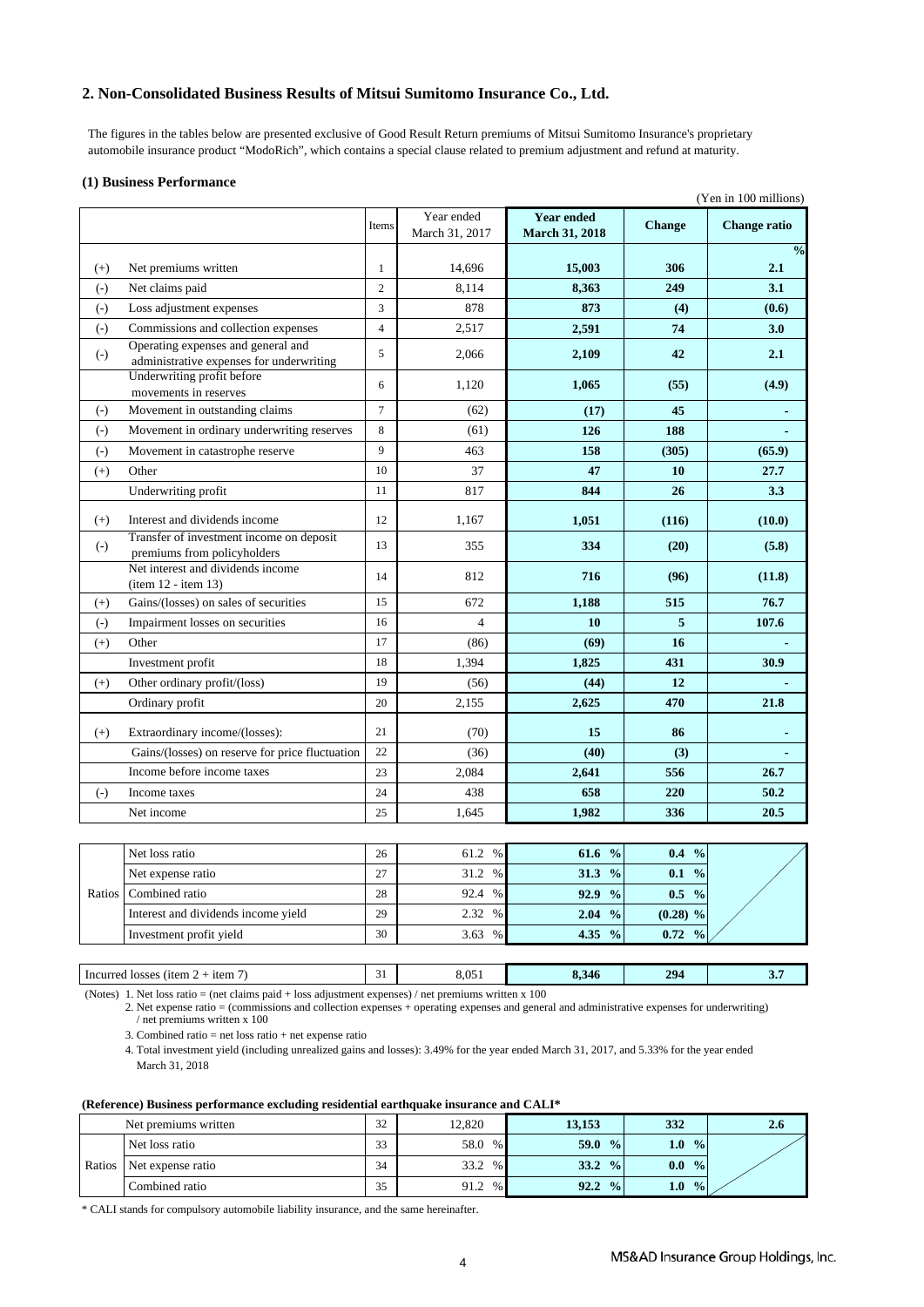## 2. Non-Consolidated Business Results of Mitsui Sumitomo Insurance Co., Ltd.

The figures in the tables below are presented exclusive of Good Result Return premiums of Mitsui Sumitomo Insurance's proprietary automobile insurance product "ModoRich", which contains a special clause related to premium adjustment and refund at maturity.

### (1) Business Performance

(Yen in 100 millions)

| | | Items | Year ended March 31, 2017 | **Year ended March 31, 2018** | **Change** | **Change ratio** |
|---|---|---|---|---|---|---|
| | | | | | | **%** |
| (+) | Net premiums written | 1 | 14,696 | **15,003** | **306** | **2.1** |
| (-) | Net claims paid | 2 | 8,114 | **8,363** | **249** | **3.1** |
| (-) | Loss adjustment expenses | 3 | 878 | **873** | **(4)** | **(0.6)** |
| (-) | Commissions and collection expenses | 4 | 2,517 | **2,591** | **74** | **3.0** |
| (-) | Operating expenses and general and administrative expenses for underwriting | 5 | 2,066 | **2,109** | **42** | **2.1** |
| | Underwriting profit before movements in reserves | 6 | 1,120 | **1,065** | **(55)** | **(4.9)** |
| (-) | Movement in outstanding claims | 7 | (62) | **(17)** | **45** | **-** |
| (-) | Movement in ordinary underwriting reserves | 8 | (61) | **126** | **188** | **-** |
| (-) | Movement in catastrophe reserve | 9 | 463 | **158** | **(305)** | **(65.9)** |
| (+) | Other | 10 | 37 | **47** | **10** | **27.7** |
| | Underwriting profit | 11 | 817 | **844** | **26** | **3.3** |
| (+) | Interest and dividends income | 12 | 1,167 | **1,051** | **(116)** | **(10.0)** |
| (-) | Transfer of investment income on deposit premiums from policyholders | 13 | 355 | **334** | **(20)** | **(5.8)** |
| | Net interest and dividends income (item 12 - item 13) | 14 | 812 | **716** | **(96)** | **(11.8)** |
| (+) | Gains/(losses) on sales of securities | 15 | 672 | **1,188** | **515** | **76.7** |
| (-) | Impairment losses on securities | 16 | 4 | **10** | **5** | **107.6** |
| (+) | Other | 17 | (86) | **(69)** | **16** | **-** |
| | Investment profit | 18 | 1,394 | **1,825** | **431** | **30.9** |
| (+) | Other ordinary profit/(loss) | 19 | (56) | **(44)** | **12** | **-** |
| | Ordinary profit | 20 | 2,155 | **2,625** | **470** | **21.8** |
| (+) | Extraordinary income/(losses): | 21 | (70) | **15** | **86** | **-** |
| | Gains/(losses) on reserve for price fluctuation | 22 | (36) | **(40)** | **(3)** | **-** |
| | Income before income taxes | 23 | 2,084 | **2,641** | **556** | **26.7** |
| (-) | Income taxes | 24 | 438 | **658** | **220** | **50.2** |
| | Net income | 25 | 1,645 | **1,982** | **336** | **20.5** |

| | | Items | Year ended March 31, 2017 | **Year ended March 31, 2018** | **Change** |
|---|---|---|---|---|---|
| Ratios | Net loss ratio | 26 | 61.2 % | **61.6 %** | **0.4 %** |
| | Net expense ratio | 27 | 31.2 % | **31.3 %** | **0.1 %** |
| | Combined ratio | 28 | 92.4 % | **92.9 %** | **0.5 %** |
| | Interest and dividends income yield | 29 | 2.32 % | **2.04 %** | **(0.28) %** |
| | Investment profit yield | 30 | 3.63 % | **4.35 %** | **0.72 %** |

| | Items | Year ended March 31, 2017 | **Year ended March 31, 2018** | **Change** | **Change ratio** |
|---|---|---|---|---|---|
| Incurred losses (item 2 + item 7) | 31 | 8,051 | **8,346** | **294** | **3.7** |

(Notes) 1. Net loss ratio = (net claims paid + loss adjustment expenses) / net premiums written x 100
2. Net expense ratio = (commissions and collection expenses + operating expenses and general and administrative expenses for underwriting) / net premiums written x 100
3. Combined ratio = net loss ratio + net expense ratio
4. Total investment yield (including unrealized gains and losses): 3.49% for the year ended March 31, 2017, and 5.33% for the year ended March 31, 2018

#### (Reference) Business performance excluding residential earthquake insurance and CALI*

| | | Items | Year ended March 31, 2017 | **Year ended March 31, 2018** | **Change** | **Change ratio** |
|---|---|---|---|---|---|---|
| Net premiums written | | 32 | 12,820 | **13,153** | **332** | **2.6** |
| Ratios | Net loss ratio | 33 | 58.0 % | **59.0 %** | **1.0 %** | |
| | Net expense ratio | 34 | 33.2 % | **33.2 %** | **0.0 %** | |
| | Combined ratio | 35 | 91.2 % | **92.2 %** | **1.0 %** | |

\* CALI stands for compulsory automobile liability insurance, and the same hereinafter.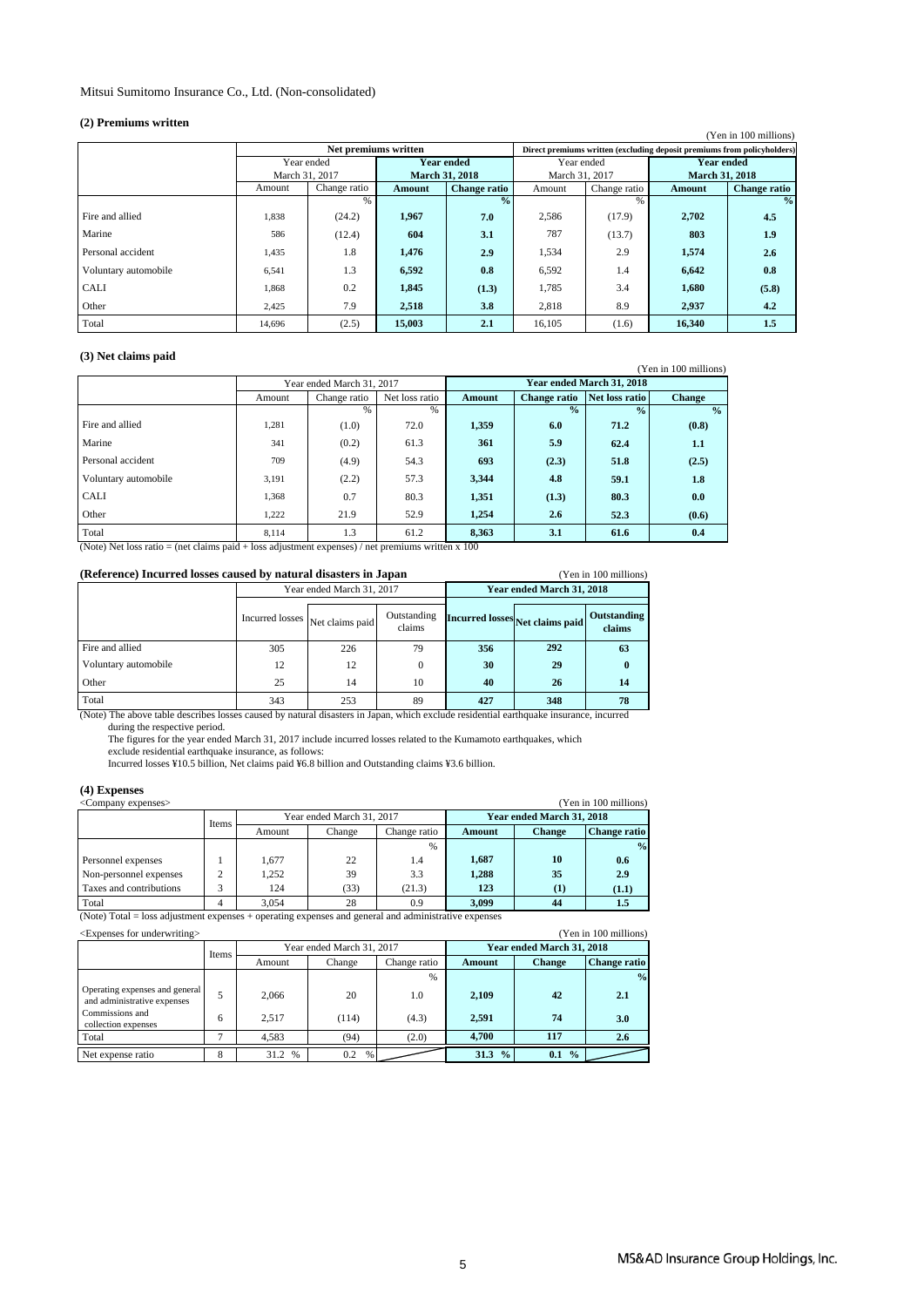Mitsui Sumitomo Insurance Co., Ltd. (Non-consolidated)

### (2) Premiums written

(Yen in 100 millions)

| | Net premiums written | | | | Direct premiums written (excluding deposit premiums from policyholders) | | | |
|---|---|---|---|---|---|---|---|---|
| | Year ended March 31, 2017 | | **Year ended March 31, 2018** | | Year ended March 31, 2017 | | **Year ended March 31, 2018** | |
| | Amount | Change ratio | **Amount** | **Change ratio** | Amount | Change ratio | **Amount** | **Change ratio** |
| | | % | | **%** | | % | | **%** |
| Fire and allied | 1,838 | (24.2) | **1,967** | **7.0** | 2,586 | (17.9) | **2,702** | **4.5** |
| Marine | 586 | (12.4) | **604** | **3.1** | 787 | (13.7) | **803** | **1.9** |
| Personal accident | 1,435 | 1.8 | **1,476** | **2.9** | 1,534 | 2.9 | **1,574** | **2.6** |
| Voluntary automobile | 6,541 | 1.3 | **6,592** | **0.8** | 6,592 | 1.4 | **6,642** | **0.8** |
| CALI | 1,868 | 0.2 | **1,845** | **(1.3)** | 1,785 | 3.4 | **1,680** | **(5.8)** |
| Other | 2,425 | 7.9 | **2,518** | **3.8** | 2,818 | 8.9 | **2,937** | **4.2** |
| Total | 14,696 | (2.5) | **15,003** | **2.1** | 16,105 | (1.6) | **16,340** | **1.5** |

### (3) Net claims paid

(Yen in 100 millions)

| | Year ended March 31, 2017 | | | **Year ended March 31, 2018** | | | |
|---|---|---|---|---|---|---|---|
| | Amount | Change ratio | Net loss ratio | **Amount** | **Change ratio** | **Net loss ratio** | **Change** |
| | | % | % | | **%** | **%** | **%** |
| Fire and allied | 1,281 | (1.0) | 72.0 | **1,359** | **6.0** | **71.2** | **(0.8)** |
| Marine | 341 | (0.2) | 61.3 | **361** | **5.9** | **62.4** | **1.1** |
| Personal accident | 709 | (4.9) | 54.3 | **693** | **(2.3)** | **51.8** | **(2.5)** |
| Voluntary automobile | 3,191 | (2.2) | 57.3 | **3,344** | **4.8** | **59.1** | **1.8** |
| CALI | 1,368 | 0.7 | 80.3 | **1,351** | **(1.3)** | **80.3** | **0.0** |
| Other | 1,222 | 21.9 | 52.9 | **1,254** | **2.6** | **52.3** | **(0.6)** |
| Total | 8,114 | 1.3 | 61.2 | **8,363** | **3.1** | **61.6** | **0.4** |

(Note) Net loss ratio = (net claims paid + loss adjustment expenses) / net premiums written x 100

### (Reference) Incurred losses caused by natural disasters in Japan

(Yen in 100 millions)

| | Year ended March 31, 2017 | | | **Year ended March 31, 2018** | | |
|---|---|---|---|---|---|---|
| | Incurred losses | Net claims paid | Outstanding claims | **Incurred losses** | **Net claims paid** | **Outstanding claims** |
| Fire and allied | 305 | 226 | 79 | **356** | **292** | **63** |
| Voluntary automobile | 12 | 12 | 0 | **30** | **29** | **0** |
| Other | 25 | 14 | 10 | **40** | **26** | **14** |
| Total | 343 | 253 | 89 | **427** | **348** | **78** |

(Note) The above table describes losses caused by natural disasters in Japan, which exclude residential earthquake insurance, incurred during the respective period.
The figures for the year ended March 31, 2017 include incurred losses related to the Kumamoto earthquakes, which exclude residential earthquake insurance, as follows:
Incurred losses ¥10.5 billion, Net claims paid ¥6.8 billion and Outstanding claims ¥3.6 billion.

### (4) Expenses

<Company expenses>

(Yen in 100 millions)

| | Items | Year ended March 31, 2017 | | | **Year ended March 31, 2018** | | |
|---|---|---|---|---|---|---|---|
| | | Amount | Change | Change ratio | **Amount** | **Change** | **Change ratio** |
| | | | | % | | | **%** |
| Personnel expenses | 1 | 1,677 | 22 | 1.4 | **1,687** | **10** | **0.6** |
| Non-personnel expenses | 2 | 1,252 | 39 | 3.3 | **1,288** | **35** | **2.9** |
| Taxes and contributions | 3 | 124 | (33) | (21.3) | **123** | **(1)** | **(1.1)** |
| Total | 4 | 3,054 | 28 | 0.9 | **3,099** | **44** | **1.5** |

(Note) Total = loss adjustment expenses + operating expenses and general and administrative expenses

<Expenses for underwriting>

(Yen in 100 millions)

| | Items | Year ended March 31, 2017 | | | **Year ended March 31, 2018** | | |
|---|---|---|---|---|---|---|---|
| | | Amount | Change | Change ratio | **Amount** | **Change** | **Change ratio** |
| | | | | % | | | **%** |
| Operating expenses and general and administrative expenses | 5 | 2,066 | 20 | 1.0 | **2,109** | **42** | **2.1** |
| Commissions and collection expenses | 6 | 2,517 | (114) | (4.3) | **2,591** | **74** | **3.0** |
| Total | 7 | 4,583 | (94) | (2.0) | **4,700** | **117** | **2.6** |
| Net expense ratio | 8 | 31.2 % | 0.2 % | | **31.3 %** | **0.1 %** | |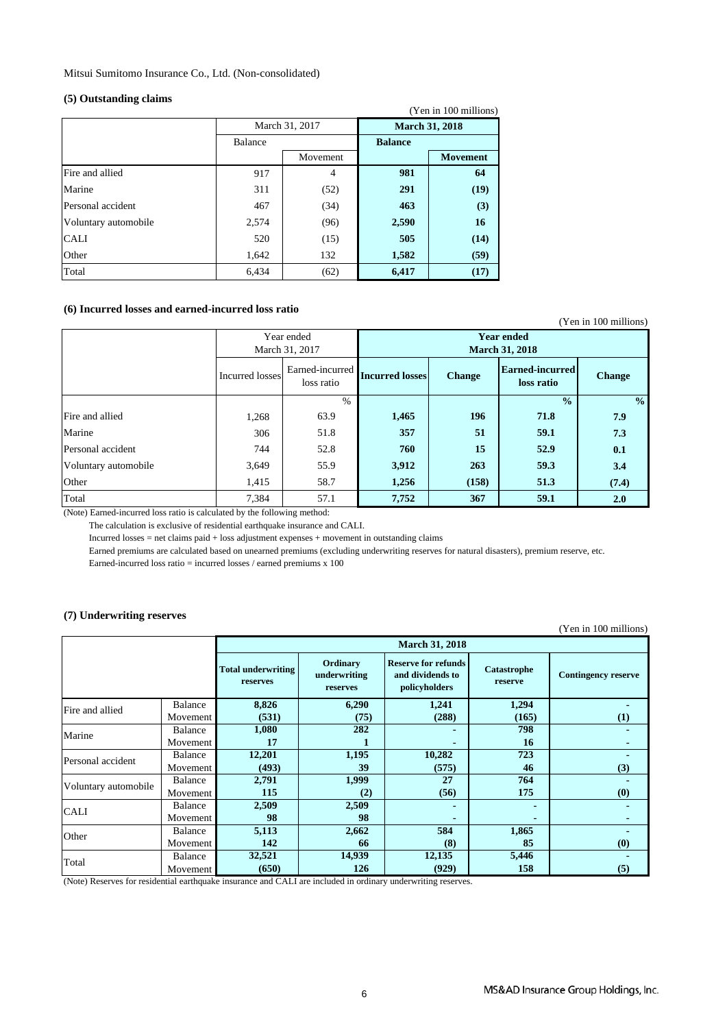Mitsui Sumitomo Insurance Co., Ltd. (Non-consolidated)

### (5) Outstanding claims

(Yen in 100 millions)

| | March 31, 2017 | | March 31, 2018 | |
|---|---|---|---|---|
| | Balance | | Balance | |
| | | Movement | | Movement |
| Fire and allied | 917 | 4 | **981** | **64** |
| Marine | 311 | (52) | **291** | **(19)** |
| Personal accident | 467 | (34) | **463** | **(3)** |
| Voluntary automobile | 2,574 | (96) | **2,590** | **16** |
| CALI | 520 | (15) | **505** | **(14)** |
| Other | 1,642 | 132 | **1,582** | **(59)** |
| Total | 6,434 | (62) | **6,417** | **(17)** |

### (6) Incurred losses and earned-incurred loss ratio

(Yen in 100 millions)

| | Year ended March 31, 2017 | | Year ended March 31, 2018 | | | |
|---|---|---|---|---|---|---|
| | Incurred losses | Earned-incurred loss ratio | Incurred losses | Change | Earned-incurred loss ratio | Change |
| | | % | | | **%** | **%** |
| Fire and allied | 1,268 | 63.9 | **1,465** | **196** | **71.8** | **7.9** |
| Marine | 306 | 51.8 | **357** | **51** | **59.1** | **7.3** |
| Personal accident | 744 | 52.8 | **760** | **15** | **52.9** | **0.1** |
| Voluntary automobile | 3,649 | 55.9 | **3,912** | **263** | **59.3** | **3.4** |
| Other | 1,415 | 58.7 | **1,256** | **(158)** | **51.3** | **(7.4)** |
| Total | 7,384 | 57.1 | **7,752** | **367** | **59.1** | **2.0** |

(Note) Earned-incurred loss ratio is calculated by the following method:

The calculation is exclusive of residential earthquake insurance and CALI.

Incurred losses = net claims paid + loss adjustment expenses + movement in outstanding claims

Earned premiums are calculated based on unearned premiums (excluding underwriting reserves for natural disasters), premium reserve, etc.

Earned-incurred loss ratio = incurred losses / earned premiums x 100

### (7) Underwriting reserves

(Yen in 100 millions)

| | | March 31, 2018 | | | | |
|---|---|---|---|---|---|---|
| | | Total underwriting reserves | Ordinary underwriting reserves | Reserve for refunds and dividends to policyholders | Catastrophe reserve | Contingency reserve |
| Fire and allied | Balance | **8,826** | **6,290** | **1,241** | **1,294** | **-** |
| | Movement | **(531)** | **(75)** | **(288)** | **(165)** | **(1)** |
| Marine | Balance | **1,080** | **282** | **-** | **798** | **-** |
| | Movement | **17** | **1** | **-** | **16** | **-** |
| Personal accident | Balance | **12,201** | **1,195** | **10,282** | **723** | **-** |
| | Movement | **(493)** | **39** | **(575)** | **46** | **(3)** |
| Voluntary automobile | Balance | **2,791** | **1,999** | **27** | **764** | **-** |
| | Movement | **115** | **(2)** | **(56)** | **175** | **(0)** |
| CALI | Balance | **2,509** | **2,509** | **-** | **-** | **-** |
| | Movement | **98** | **98** | **-** | **-** | **-** |
| Other | Balance | **5,113** | **2,662** | **584** | **1,865** | **-** |
| | Movement | **142** | **66** | **(8)** | **85** | **(0)** |
| Total | Balance | **32,521** | **14,939** | **12,135** | **5,446** | **-** |
| | Movement | **(650)** | **126** | **(929)** | **158** | **(5)** |

(Note) Reserves for residential earthquake insurance and CALI are included in ordinary underwriting reserves.

MS&AD Insurance Group Holdings, Inc.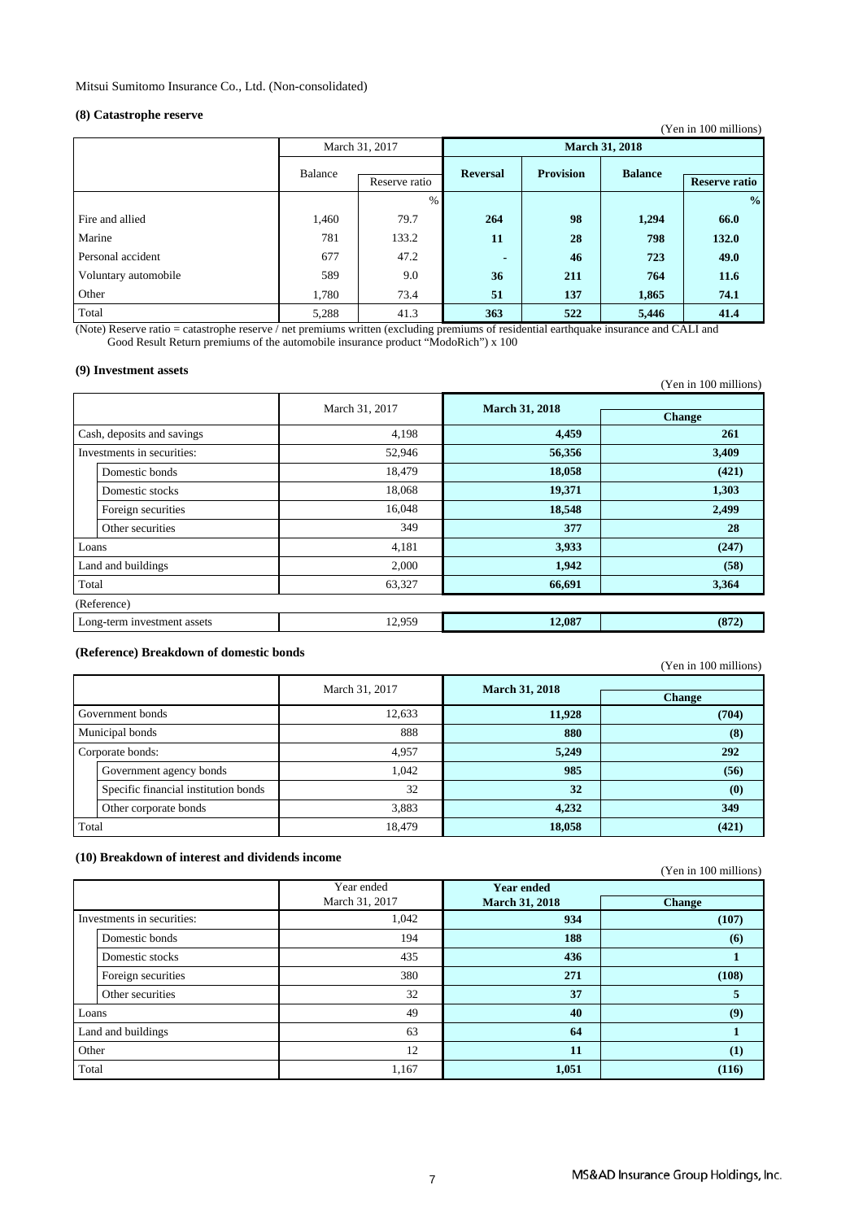Mitsui Sumitomo Insurance Co., Ltd. (Non-consolidated)

### (8) Catastrophe reserve

(Yen in 100 millions)

| | March 31, 2017 | | March 31, 2018 | | | |
|---|---|---|---|---|---|---|
| | Balance | Reserve ratio | Reversal | Provision | Balance | Reserve ratio |
| | | % | | | | % |
| Fire and allied | 1,460 | 79.7 | 264 | 98 | 1,294 | 66.0 |
| Marine | 781 | 133.2 | 11 | 28 | 798 | 132.0 |
| Personal accident | 677 | 47.2 | - | 46 | 723 | 49.0 |
| Voluntary automobile | 589 | 9.0 | 36 | 211 | 764 | 11.6 |
| Other | 1,780 | 73.4 | 51 | 137 | 1,865 | 74.1 |
| Total | 5,288 | 41.3 | 363 | 522 | 5,446 | 41.4 |

(Note) Reserve ratio = catastrophe reserve / net premiums written (excluding premiums of residential earthquake insurance and CALI and Good Result Return premiums of the automobile insurance product "ModoRich") x 100

### (9) Investment assets

(Yen in 100 millions)

| | March 31, 2017 | March 31, 2018 | Change |
|---|---|---|---|
| Cash, deposits and savings | 4,198 | 4,459 | 261 |
| Investments in securities: | 52,946 | 56,356 | 3,409 |
| Domestic bonds | 18,479 | 18,058 | (421) |
| Domestic stocks | 18,068 | 19,371 | 1,303 |
| Foreign securities | 16,048 | 18,548 | 2,499 |
| Other securities | 349 | 377 | 28 |
| Loans | 4,181 | 3,933 | (247) |
| Land and buildings | 2,000 | 1,942 | (58) |
| Total | 63,327 | 66,691 | 3,364 |
| (Reference) | | | |
| Long-term investment assets | 12,959 | 12,087 | (872) |

### (Reference) Breakdown of domestic bonds

(Yen in 100 millions)

| | March 31, 2017 | March 31, 2018 | Change |
|---|---|---|---|
| Government bonds | 12,633 | 11,928 | (704) |
| Municipal bonds | 888 | 880 | (8) |
| Corporate bonds: | 4,957 | 5,249 | 292 |
| Government agency bonds | 1,042 | 985 | (56) |
| Specific financial institution bonds | 32 | 32 | (0) |
| Other corporate bonds | 3,883 | 4,232 | 349 |
| Total | 18,479 | 18,058 | (421) |

### (10) Breakdown of interest and dividends income

(Yen in 100 millions)

| | Year ended March 31, 2017 | Year ended March 31, 2018 | Change |
|---|---|---|---|
| Investments in securities: | 1,042 | 934 | (107) |
| Domestic bonds | 194 | 188 | (6) |
| Domestic stocks | 435 | 436 | 1 |
| Foreign securities | 380 | 271 | (108) |
| Other securities | 32 | 37 | 5 |
| Loans | 49 | 40 | (9) |
| Land and buildings | 63 | 64 | 1 |
| Other | 12 | 11 | (1) |
| Total | 1,167 | 1,051 | (116) |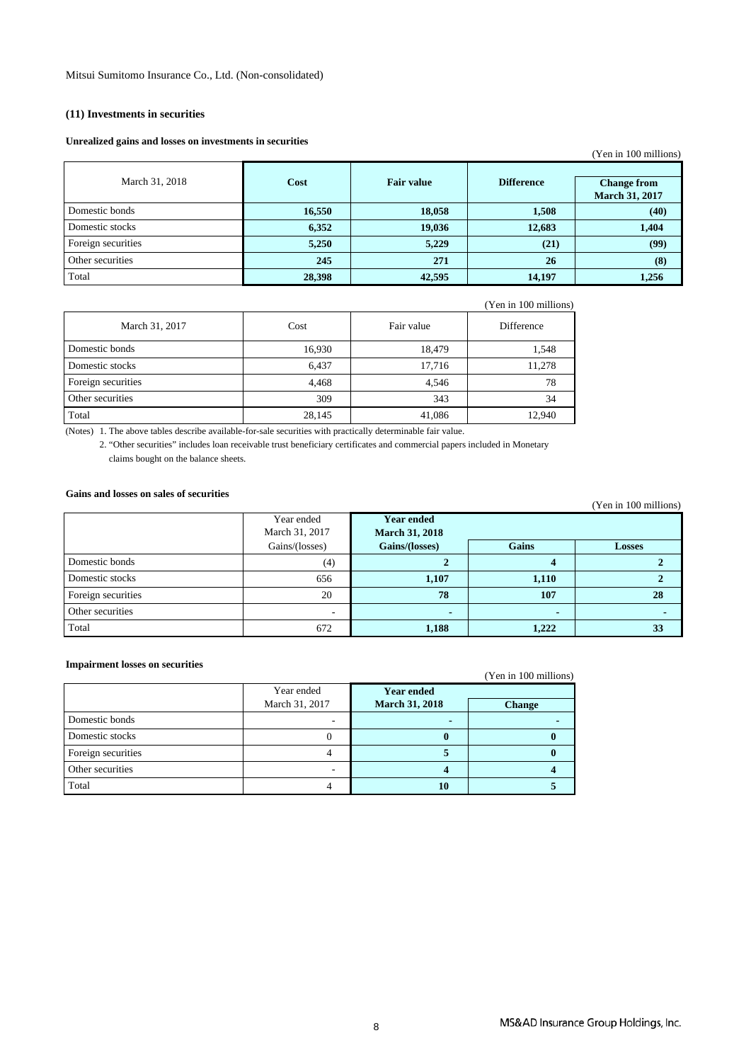Mitsui Sumitomo Insurance Co., Ltd. (Non-consolidated)

## (11) Investments in securities

### Unrealized gains and losses on investments in securities

(Yen in 100 millions)

| March 31, 2018 | Cost | Fair value | Difference | Change from March 31, 2017 |
|---|---|---|---|---|
| Domestic bonds | 16,550 | 18,058 | 1,508 | (40) |
| Domestic stocks | 6,352 | 19,036 | 12,683 | 1,404 |
| Foreign securities | 5,250 | 5,229 | (21) | (99) |
| Other securities | 245 | 271 | 26 | (8) |
| Total | 28,398 | 42,595 | 14,197 | 1,256 |

(Yen in 100 millions)

| March 31, 2017 | Cost | Fair value | Difference |
|---|---|---|---|
| Domestic bonds | 16,930 | 18,479 | 1,548 |
| Domestic stocks | 6,437 | 17,716 | 11,278 |
| Foreign securities | 4,468 | 4,546 | 78 |
| Other securities | 309 | 343 | 34 |
| Total | 28,145 | 41,086 | 12,940 |

(Notes) 1. The above tables describe available-for-sale securities with practically determinable fair value.

2. "Other securities" includes loan receivable trust beneficiary certificates and commercial papers included in Monetary claims bought on the balance sheets.

### Gains and losses on sales of securities

(Yen in 100 millions)

| | Year ended March 31, 2017 | Year ended March 31, 2018 | | |
|---|---|---|---|---|
| | Gains/(losses) | Gains/(losses) | Gains | Losses |
| Domestic bonds | (4) | 2 | 4 | 2 |
| Domestic stocks | 656 | 1,107 | 1,110 | 2 |
| Foreign securities | 20 | 78 | 107 | 28 |
| Other securities | - | - | - | - |
| Total | 672 | 1,188 | 1,222 | 33 |

### Impairment losses on securities

(Yen in 100 millions)

| | Year ended March 31, 2017 | Year ended March 31, 2018 | Change |
|---|---|---|---|
| Domestic bonds | - | - | - |
| Domestic stocks | 0 | 0 | 0 |
| Foreign securities | 4 | 5 | 0 |
| Other securities | - | 4 | 4 |
| Total | 4 | 10 | 5 |

MS&AD Insurance Group Holdings, Inc.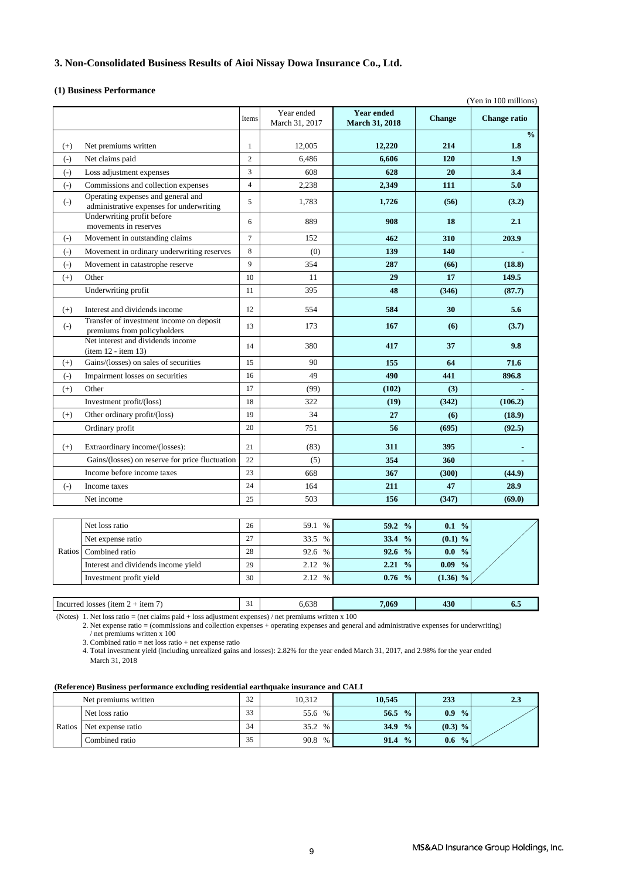## 3. Non-Consolidated Business Results of Aioi Nissay Dowa Insurance Co., Ltd.

### (1) Business Performance

(Yen in 100 millions)

| | | Items | Year ended March 31, 2017 | **Year ended March 31, 2018** | **Change** | **Change ratio** |
|---|---|---|---|---|---|---|
| | | | | | | **%** |
| (+) | Net premiums written | 1 | 12,005 | **12,220** | **214** | **1.8** |
| (-) | Net claims paid | 2 | 6,486 | **6,606** | **120** | **1.9** |
| (-) | Loss adjustment expenses | 3 | 608 | **628** | **20** | **3.4** |
| (-) | Commissions and collection expenses | 4 | 2,238 | **2,349** | **111** | **5.0** |
| (-) | Operating expenses and general and administrative expenses for underwriting | 5 | 1,783 | **1,726** | **(56)** | **(3.2)** |
| | Underwriting profit before movements in reserves | 6 | 889 | **908** | **18** | **2.1** |
| (-) | Movement in outstanding claims | 7 | 152 | **462** | **310** | **203.9** |
| (-) | Movement in ordinary underwriting reserves | 8 | (0) | **139** | **140** | **-** |
| (-) | Movement in catastrophe reserve | 9 | 354 | **287** | **(66)** | **(18.8)** |
| (+) | Other | 10 | 11 | **29** | **17** | **149.5** |
| | Underwriting profit | 11 | 395 | **48** | **(346)** | **(87.7)** |
| (+) | Interest and dividends income | 12 | 554 | **584** | **30** | **5.6** |
| (-) | Transfer of investment income on deposit premiums from policyholders | 13 | 173 | **167** | **(6)** | **(3.7)** |
| | Net interest and dividends income (item 12 - item 13) | 14 | 380 | **417** | **37** | **9.8** |
| (+) | Gains/(losses) on sales of securities | 15 | 90 | **155** | **64** | **71.6** |
| (-) | Impairment losses on securities | 16 | 49 | **490** | **441** | **896.8** |
| (+) | Other | 17 | (99) | **(102)** | **(3)** | **-** |
| | Investment profit/(loss) | 18 | 322 | **(19)** | **(342)** | **(106.2)** |
| (+) | Other ordinary profit/(loss) | 19 | 34 | **27** | **(6)** | **(18.9)** |
| | Ordinary profit | 20 | 751 | **56** | **(695)** | **(92.5)** |
| (+) | Extraordinary income/(losses): | 21 | (83) | **311** | **395** | **-** |
| | Gains/(losses) on reserve for price fluctuation | 22 | (5) | **354** | **360** | **-** |
| | Income before income taxes | 23 | 668 | **367** | **(300)** | **(44.9)** |
| (-) | Income taxes | 24 | 164 | **211** | **47** | **28.9** |
| | Net income | 25 | 503 | **156** | **(347)** | **(69.0)** |

| | | Items | Year ended March 31, 2017 | **Year ended March 31, 2018** | **Change** | |
|---|---|---|---|---|---|---|
| Ratios | Net loss ratio | 26 | 59.1 % | **59.2 %** | **0.1 %** | |
| | Net expense ratio | 27 | 33.5 % | **33.4 %** | **(0.1) %** | |
| | Combined ratio | 28 | 92.6 % | **92.6 %** | **0.0 %** | |
| | Interest and dividends income yield | 29 | 2.12 % | **2.21 %** | **0.09 %** | |
| | Investment profit yield | 30 | 2.12 % | **0.76 %** | **(1.36) %** | |

| | Items | Year ended March 31, 2017 | **Year ended March 31, 2018** | **Change** | **Change ratio** |
|---|---|---|---|---|---|
| Incurred losses (item 2 + item 7) | 31 | 6,638 | **7,069** | **430** | **6.5** |

(Notes) 1. Net loss ratio = (net claims paid + loss adjustment expenses) / net premiums written x 100
2. Net expense ratio = (commissions and collection expenses + operating expenses and general and administrative expenses for underwriting) / net premiums written x 100
3. Combined ratio = net loss ratio + net expense ratio
4. Total investment yield (including unrealized gains and losses): 2.82% for the year ended March 31, 2017, and 2.98% for the year ended March 31, 2018

#### (Reference) Business performance excluding residential earthquake insurance and CALI

| | | Items | Year ended March 31, 2017 | **Year ended March 31, 2018** | **Change** | **Change ratio** |
|---|---|---|---|---|---|---|
| | Net premiums written | 32 | 10,312 | **10,545** | **233** | **2.3** |
| Ratios | Net loss ratio | 33 | 55.6 % | **56.5 %** | **0.9 %** | |
| | Net expense ratio | 34 | 35.2 % | **34.9 %** | **(0.3) %** | |
| | Combined ratio | 35 | 90.8 % | **91.4 %** | **0.6 %** | |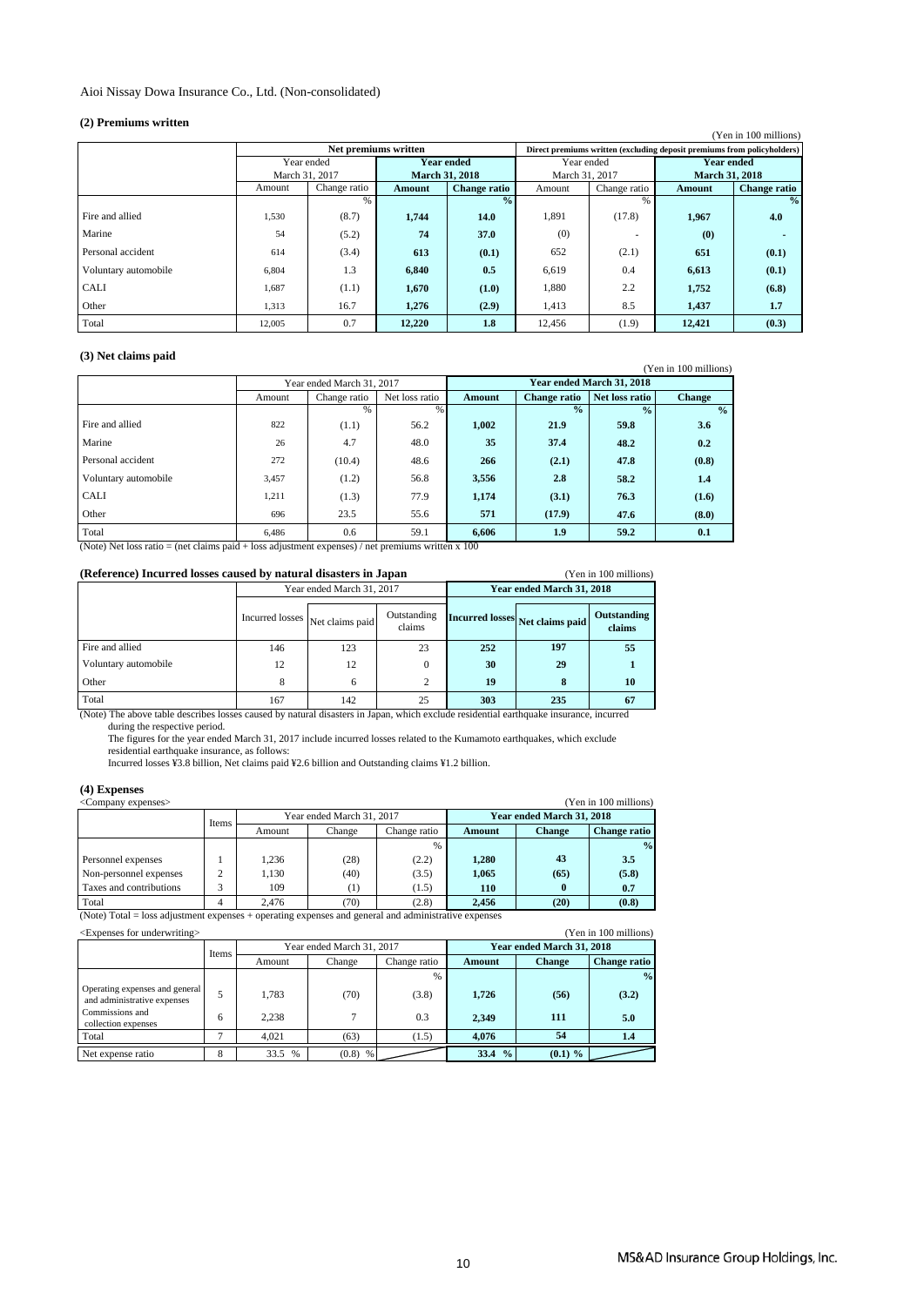Aioi Nissay Dowa Insurance Co., Ltd. (Non-consolidated)

### (2) Premiums written

(Yen in 100 millions)

| | Net premiums written | | | | Direct premiums written (excluding deposit premiums from policyholders) | | | |
|---|---|---|---|---|---|---|---|---|
| | Year ended March 31, 2017 | | **Year ended March 31, 2018** | | Year ended March 31, 2017 | | **Year ended March 31, 2018** | |
| | Amount | Change ratio | **Amount** | **Change ratio** | Amount | Change ratio | **Amount** | **Change ratio** |
| | | % | | **%** | | % | | **%** |
| Fire and allied | 1,530 | (8.7) | **1,744** | **14.0** | 1,891 | (17.8) | **1,967** | **4.0** |
| Marine | 54 | (5.2) | **74** | **37.0** | (0) | - | **(0)** | **-** |
| Personal accident | 614 | (3.4) | **613** | **(0.1)** | 652 | (2.1) | **651** | **(0.1)** |
| Voluntary automobile | 6,804 | 1.3 | **6,840** | **0.5** | 6,619 | 0.4 | **6,613** | **(0.1)** |
| CALI | 1,687 | (1.1) | **1,670** | **(1.0)** | 1,880 | 2.2 | **1,752** | **(6.8)** |
| Other | 1,313 | 16.7 | **1,276** | **(2.9)** | 1,413 | 8.5 | **1,437** | **1.7** |
| Total | 12,005 | 0.7 | **12,220** | **1.8** | 12,456 | (1.9) | **12,421** | **(0.3)** |

### (3) Net claims paid

(Yen in 100 millions)

| | Year ended March 31, 2017 | | | **Year ended March 31, 2018** | | | |
|---|---|---|---|---|---|---|---|
| | Amount | Change ratio | Net loss ratio | **Amount** | **Change ratio** | **Net loss ratio** | **Change** |
| | | % | % | | **%** | **%** | **%** |
| Fire and allied | 822 | (1.1) | 56.2 | **1,002** | **21.9** | **59.8** | **3.6** |
| Marine | 26 | 4.7 | 48.0 | **35** | **37.4** | **48.2** | **0.2** |
| Personal accident | 272 | (10.4) | 48.6 | **266** | **(2.1)** | **47.8** | **(0.8)** |
| Voluntary automobile | 3,457 | (1.2) | 56.8 | **3,556** | **2.8** | **58.2** | **1.4** |
| CALI | 1,211 | (1.3) | 77.9 | **1,174** | **(3.1)** | **76.3** | **(1.6)** |
| Other | 696 | 23.5 | 55.6 | **571** | **(17.9)** | **47.6** | **(8.0)** |
| Total | 6,486 | 0.6 | 59.1 | **6,606** | **1.9** | **59.2** | **0.1** |

(Note) Net loss ratio = (net claims paid + loss adjustment expenses) / net premiums written x 100

### (Reference) Incurred losses caused by natural disasters in Japan

(Yen in 100 millions)

| | Year ended March 31, 2017 | | | **Year ended March 31, 2018** | | |
|---|---|---|---|---|---|---|
| | Incurred losses | Net claims paid | Outstanding claims | **Incurred losses** | **Net claims paid** | **Outstanding claims** |
| Fire and allied | 146 | 123 | 23 | **252** | **197** | **55** |
| Voluntary automobile | 12 | 12 | 0 | **30** | **29** | **1** |
| Other | 8 | 6 | 2 | **19** | **8** | **10** |
| Total | 167 | 142 | 25 | **303** | **235** | **67** |

(Note) The above table describes losses caused by natural disasters in Japan, which exclude residential earthquake insurance, incurred during the respective period.
The figures for the year ended March 31, 2017 include incurred losses related to the Kumamoto earthquakes, which exclude residential earthquake insurance, as follows:
Incurred losses ¥3.8 billion, Net claims paid ¥2.6 billion and Outstanding claims ¥1.2 billion.

### (4) Expenses

<Company expenses>

(Yen in 100 millions)

| | Items | Year ended March 31, 2017 | | | **Year ended March 31, 2018** | | |
|---|---|---|---|---|---|---|---|
| | | Amount | Change | Change ratio | **Amount** | **Change** | **Change ratio** |
| | | | | % | | | **%** |
| Personnel expenses | 1 | 1,236 | (28) | (2.2) | **1,280** | **43** | **3.5** |
| Non-personnel expenses | 2 | 1,130 | (40) | (3.5) | **1,065** | **(65)** | **(5.8)** |
| Taxes and contributions | 3 | 109 | (1) | (1.5) | **110** | **0** | **0.7** |
| Total | 4 | 2,476 | (70) | (2.8) | **2,456** | **(20)** | **(0.8)** |

(Note) Total = loss adjustment expenses + operating expenses and general and administrative expenses

<Expenses for underwriting>

(Yen in 100 millions)

| | Items | Year ended March 31, 2017 | | | **Year ended March 31, 2018** | | |
|---|---|---|---|---|---|---|---|
| | | Amount | Change | Change ratio | **Amount** | **Change** | **Change ratio** |
| | | | | % | | | **%** |
| Operating expenses and general and administrative expenses | 5 | 1,783 | (70) | (3.8) | **1,726** | **(56)** | **(3.2)** |
| Commissions and collection expenses | 6 | 2,238 | 7 | 0.3 | **2,349** | **111** | **5.0** |
| Total | 7 | 4,021 | (63) | (1.5) | **4,076** | **54** | **1.4** |
| Net expense ratio | 8 | 33.5 % | (0.8) % | | **33.4 %** | **(0.1) %** | |

MS&AD Insurance Group Holdings, Inc.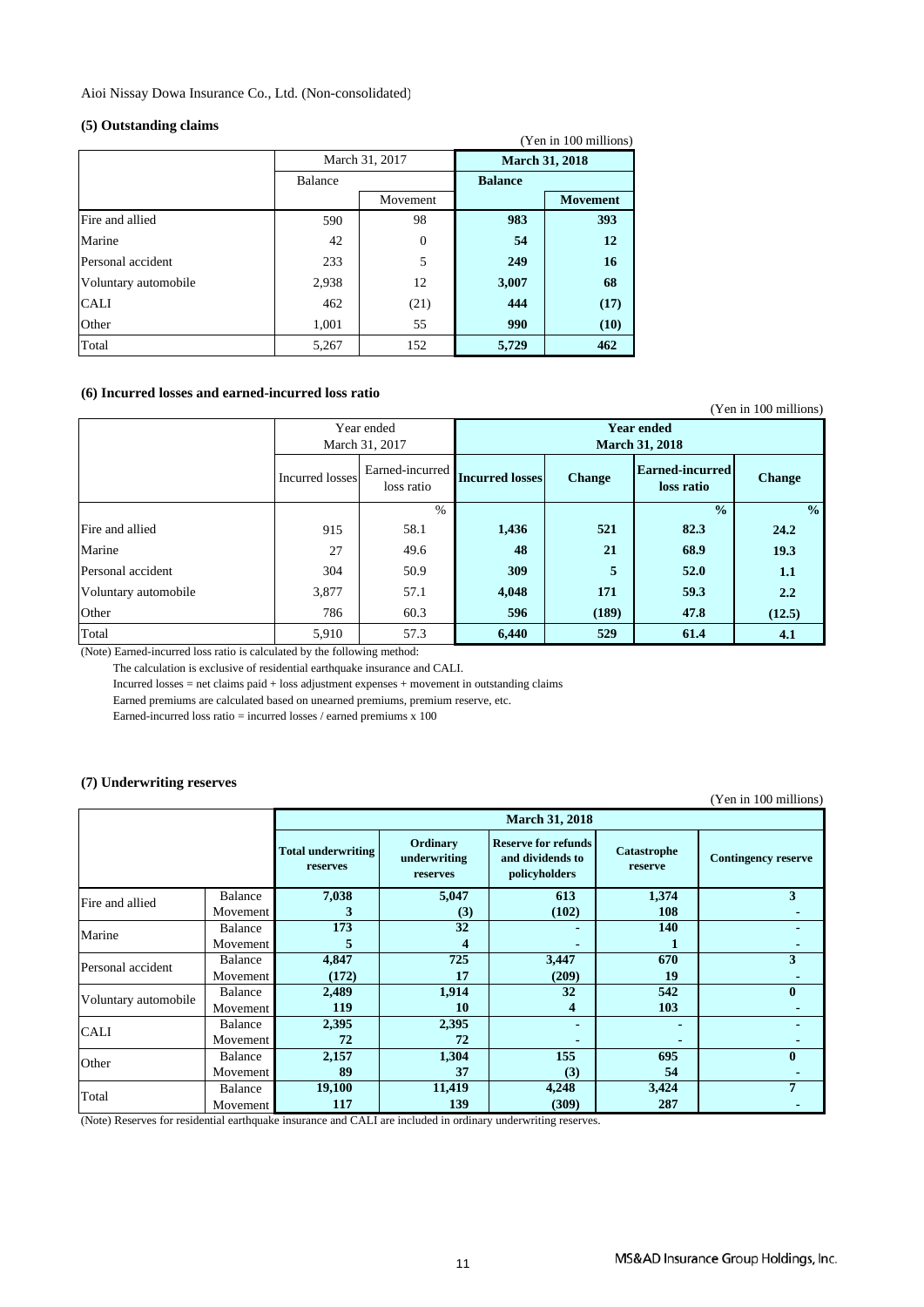Aioi Nissay Dowa Insurance Co., Ltd. (Non-consolidated)

### (5) Outstanding claims

(Yen in 100 millions)

| | March 31, 2017 | | March 31, 2018 | |
|---|---|---|---|---|
| | Balance | | Balance | |
| | | Movement | | Movement |
| Fire and allied | 590 | 98 | **983** | **393** |
| Marine | 42 | 0 | **54** | **12** |
| Personal accident | 233 | 5 | **249** | **16** |
| Voluntary automobile | 2,938 | 12 | **3,007** | **68** |
| CALI | 462 | (21) | **444** | **(17)** |
| Other | 1,001 | 55 | **990** | **(10)** |
| Total | 5,267 | 152 | **5,729** | **462** |

### (6) Incurred losses and earned-incurred loss ratio

(Yen in 100 millions)

| | Year ended March 31, 2017 | | Year ended March 31, 2018 | | | |
|---|---|---|---|---|---|---|
| | Incurred losses | Earned-incurred loss ratio | Incurred losses | Change | Earned-incurred loss ratio | Change |
| | | % | | | % | % |
| Fire and allied | 915 | 58.1 | **1,436** | **521** | **82.3** | **24.2** |
| Marine | 27 | 49.6 | **48** | **21** | **68.9** | **19.3** |
| Personal accident | 304 | 50.9 | **309** | **5** | **52.0** | **1.1** |
| Voluntary automobile | 3,877 | 57.1 | **4,048** | **171** | **59.3** | **2.2** |
| Other | 786 | 60.3 | **596** | **(189)** | **47.8** | **(12.5)** |
| Total | 5,910 | 57.3 | **6,440** | **529** | **61.4** | **4.1** |

(Note) Earned-incurred loss ratio is calculated by the following method:

The calculation is exclusive of residential earthquake insurance and CALI.

Incurred losses = net claims paid + loss adjustment expenses + movement in outstanding claims

Earned premiums are calculated based on unearned premiums, premium reserve, etc.

Earned-incurred loss ratio = incurred losses / earned premiums x 100

### (7) Underwriting reserves

(Yen in 100 millions)

| | | March 31, 2018 | | | | |
|---|---|---|---|---|---|---|
| | | Total underwriting reserves | Ordinary underwriting reserves | Reserve for refunds and dividends to policyholders | Catastrophe reserve | Contingency reserve |
| Fire and allied | Balance | **7,038** | **5,047** | **613** | **1,374** | **3** |
| | Movement | **3** | **(3)** | **(102)** | **108** | **-** |
| Marine | Balance | **173** | **32** | **-** | **140** | **-** |
| | Movement | **5** | **4** | **-** | **1** | **-** |
| Personal accident | Balance | **4,847** | **725** | **3,447** | **670** | **3** |
| | Movement | **(172)** | **17** | **(209)** | **19** | **-** |
| Voluntary automobile | Balance | **2,489** | **1,914** | **32** | **542** | **0** |
| | Movement | **119** | **10** | **4** | **103** | **-** |
| CALI | Balance | **2,395** | **2,395** | **-** | **-** | **-** |
| | Movement | **72** | **72** | **-** | **-** | **-** |
| Other | Balance | **2,157** | **1,304** | **155** | **695** | **0** |
| | Movement | **89** | **37** | **(3)** | **54** | **-** |
| Total | Balance | **19,100** | **11,419** | **4,248** | **3,424** | **7** |
| | Movement | **117** | **139** | **(309)** | **287** | **-** |

(Note) Reserves for residential earthquake insurance and CALI are included in ordinary underwriting reserves.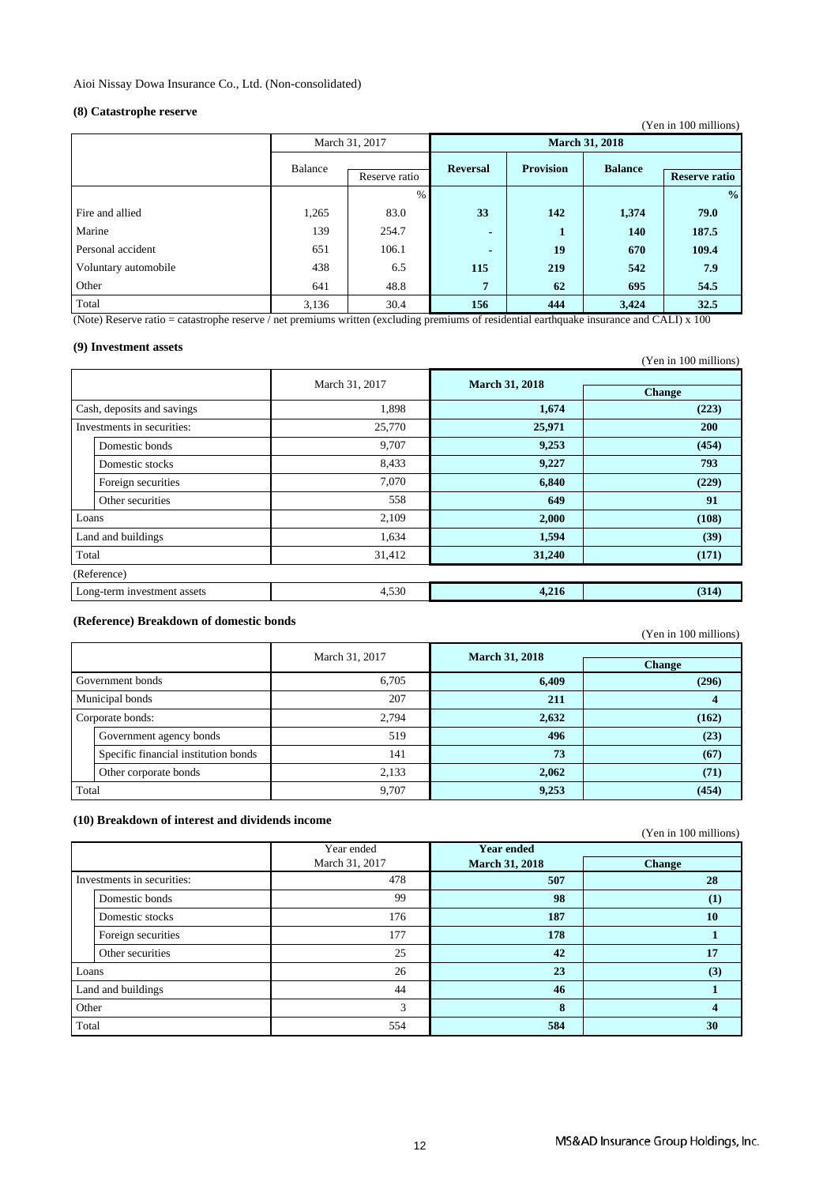Aioi Nissay Dowa Insurance Co., Ltd. (Non-consolidated)

### (8) Catastrophe reserve

(Yen in 100 millions)

| | March 31, 2017 | | March 31, 2018 | | | |
|---|---|---|---|---|---|---|
| | Balance | Reserve ratio | Reversal | Provision | Balance | Reserve ratio |
| | | % | | | | % |
| Fire and allied | 1,265 | 83.0 | 33 | 142 | 1,374 | 79.0 |
| Marine | 139 | 254.7 | - | 1 | 140 | 187.5 |
| Personal accident | 651 | 106.1 | - | 19 | 670 | 109.4 |
| Voluntary automobile | 438 | 6.5 | 115 | 219 | 542 | 7.9 |
| Other | 641 | 48.8 | 7 | 62 | 695 | 54.5 |
| Total | 3,136 | 30.4 | 156 | 444 | 3,424 | 32.5 |

(Note) Reserve ratio = catastrophe reserve / net premiums written (excluding premiums of residential earthquake insurance and CALI) x 100

### (9) Investment assets

(Yen in 100 millions)

| | March 31, 2017 | March 31, 2018 | Change |
|---|---|---|---|
| Cash, deposits and savings | 1,898 | 1,674 | (223) |
| Investments in securities: | 25,770 | 25,971 | 200 |
| Domestic bonds | 9,707 | 9,253 | (454) |
| Domestic stocks | 8,433 | 9,227 | 793 |
| Foreign securities | 7,070 | 6,840 | (229) |
| Other securities | 558 | 649 | 91 |
| Loans | 2,109 | 2,000 | (108) |
| Land and buildings | 1,634 | 1,594 | (39) |
| Total | 31,412 | 31,240 | (171) |
| (Reference) | | | |
| Long-term investment assets | 4,530 | 4,216 | (314) |

### (Reference) Breakdown of domestic bonds

(Yen in 100 millions)

| | March 31, 2017 | March 31, 2018 | Change |
|---|---|---|---|
| Government bonds | 6,705 | 6,409 | (296) |
| Municipal bonds | 207 | 211 | 4 |
| Corporate bonds: | 2,794 | 2,632 | (162) |
| Government agency bonds | 519 | 496 | (23) |
| Specific financial institution bonds | 141 | 73 | (67) |
| Other corporate bonds | 2,133 | 2,062 | (71) |
| Total | 9,707 | 9,253 | (454) |

### (10) Breakdown of interest and dividends income

(Yen in 100 millions)

| | Year ended March 31, 2017 | Year ended March 31, 2018 | Change |
|---|---|---|---|
| Investments in securities: | 478 | 507 | 28 |
| Domestic bonds | 99 | 98 | (1) |
| Domestic stocks | 176 | 187 | 10 |
| Foreign securities | 177 | 178 | 1 |
| Other securities | 25 | 42 | 17 |
| Loans | 26 | 23 | (3) |
| Land and buildings | 44 | 46 | 1 |
| Other | 3 | 8 | 4 |
| Total | 554 | 584 | 30 |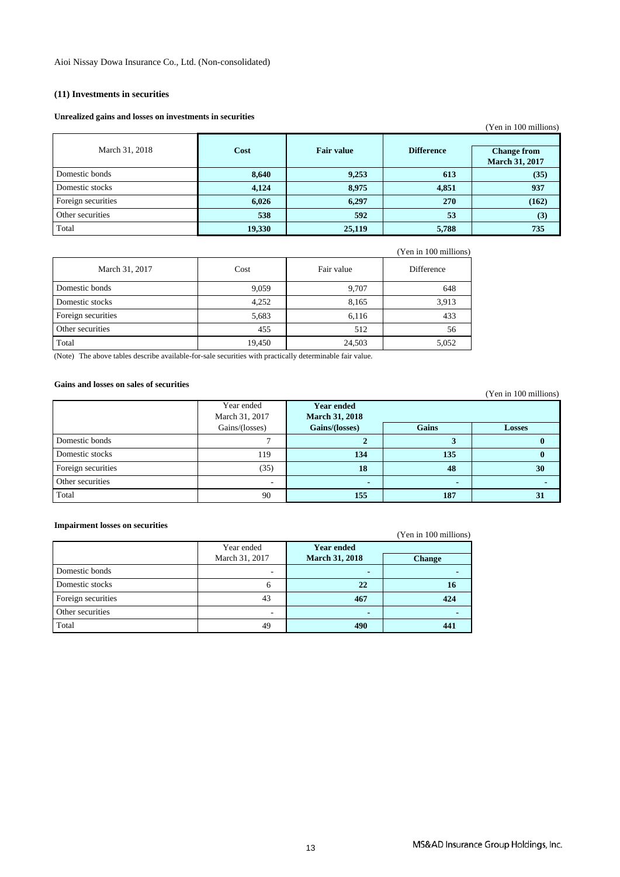Aioi Nissay Dowa Insurance Co., Ltd. (Non-consolidated)

### (11) Investments in securities

**Unrealized gains and losses on investments in securities**

(Yen in 100 millions)

| March 31, 2018 | **Cost** | **Fair value** | **Difference** | **Change from March 31, 2017** |
|---|---|---|---|---|
| Domestic bonds | **8,640** | **9,253** | **613** | **(35)** |
| Domestic stocks | **4,124** | **8,975** | **4,851** | **937** |
| Foreign securities | **6,026** | **6,297** | **270** | **(162)** |
| Other securities | **538** | **592** | **53** | **(3)** |
| Total | **19,330** | **25,119** | **5,788** | **735** |

(Yen in 100 millions)

| March 31, 2017 | Cost | Fair value | Difference |
|---|---|---|---|
| Domestic bonds | 9,059 | 9,707 | 648 |
| Domestic stocks | 4,252 | 8,165 | 3,913 |
| Foreign securities | 5,683 | 6,116 | 433 |
| Other securities | 455 | 512 | 56 |
| Total | 19,450 | 24,503 | 5,052 |

(Note) The above tables describe available-for-sale securities with practically determinable fair value.

**Gains and losses on sales of securities**

(Yen in 100 millions)

| | Year ended March 31, 2017 | **Year ended March 31, 2018** | | |
|---|---|---|---|---|
| | Gains/(losses) | **Gains/(losses)** | **Gains** | **Losses** |
| Domestic bonds | 7 | **2** | **3** | **0** |
| Domestic stocks | 119 | **134** | **135** | **0** |
| Foreign securities | (35) | **18** | **48** | **30** |
| Other securities | - | **-** | **-** | **-** |
| Total | 90 | **155** | **187** | **31** |

**Impairment losses on securities**

(Yen in 100 millions)

| | Year ended March 31, 2017 | **Year ended March 31, 2018** | **Change** |
|---|---|---|---|
| Domestic bonds | - | **-** | **-** |
| Domestic stocks | 6 | **22** | **16** |
| Foreign securities | 43 | **467** | **424** |
| Other securities | - | **-** | **-** |
| Total | 49 | **490** | **441** |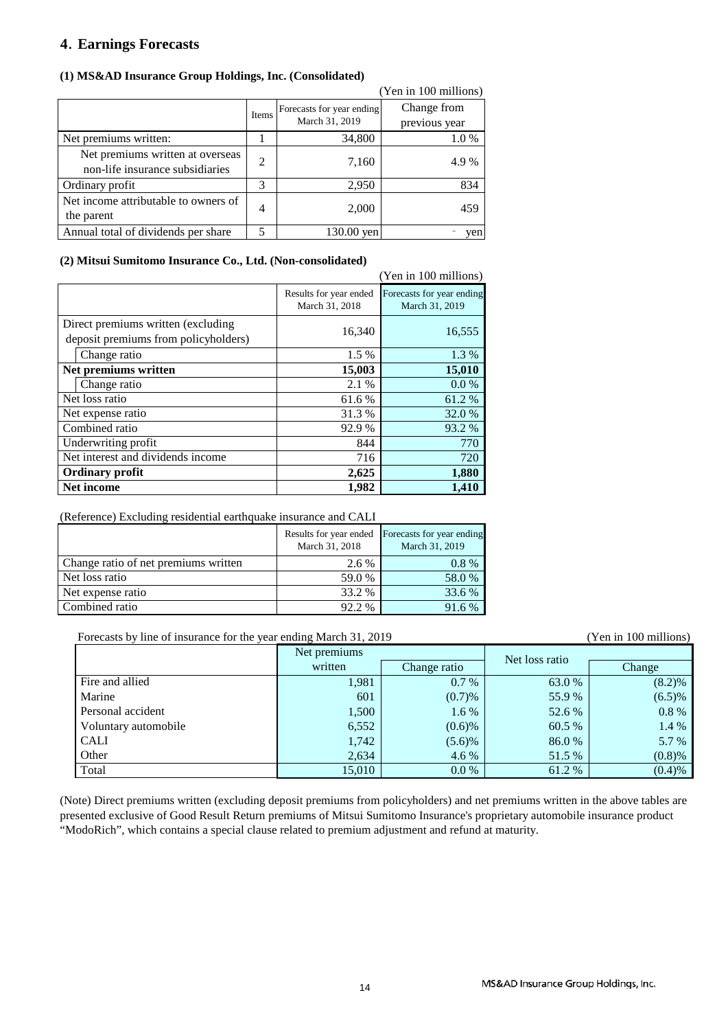## 4. Earnings Forecasts

### (1) MS&AD Insurance Group Holdings, Inc. (Consolidated)

(Yen in 100 millions)

| | Items | Forecasts for year ending March 31, 2019 | Change from previous year |
|---|---|---|---|
| Net premiums written: | 1 | 34,800 | 1.0 % |
| Net premiums written at overseas non-life insurance subsidiaries | 2 | 7,160 | 4.9 % |
| Ordinary profit | 3 | 2,950 | 834 |
| Net income attributable to owners of the parent | 4 | 2,000 | 459 |
| Annual total of dividends per share | 5 | 130.00 yen | - yen |

### (2) Mitsui Sumitomo Insurance Co., Ltd. (Non-consolidated)

(Yen in 100 millions)

| | Results for year ended March 31, 2018 | Forecasts for year ending March 31, 2019 |
|---|---|---|
| Direct premiums written (excluding deposit premiums from policyholders) | 16,340 | 16,555 |
| Change ratio | 1.5 % | 1.3 % |
| **Net premiums written** | **15,003** | **15,010** |
| Change ratio | 2.1 % | 0.0 % |
| Net loss ratio | 61.6 % | 61.2 % |
| Net expense ratio | 31.3 % | 32.0 % |
| Combined ratio | 92.9 % | 93.2 % |
| Underwriting profit | 844 | 770 |
| Net interest and dividends income | 716 | 720 |
| **Ordinary profit** | **2,625** | **1,880** |
| **Net income** | **1,982** | **1,410** |

(Reference) Excluding residential earthquake insurance and CALI

| | Results for year ended March 31, 2018 | Forecasts for year ending March 31, 2019 |
|---|---|---|
| Change ratio of net premiums written | 2.6 % | 0.8 % |
| Net loss ratio | 59.0 % | 58.0 % |
| Net expense ratio | 33.2 % | 33.6 % |
| Combined ratio | 92.2 % | 91.6 % |

Forecasts by line of insurance for the year ending March 31, 2019 (Yen in 100 millions)

| | Net premiums written | Change ratio | Net loss ratio | Change |
|---|---|---|---|---|
| Fire and allied | 1,981 | 0.7 % | 63.0 % | (8.2)% |
| Marine | 601 | (0.7)% | 55.9 % | (6.5)% |
| Personal accident | 1,500 | 1.6 % | 52.6 % | 0.8 % |
| Voluntary automobile | 6,552 | (0.6)% | 60.5 % | 1.4 % |
| CALI | 1,742 | (5.6)% | 86.0 % | 5.7 % |
| Other | 2,634 | 4.6 % | 51.5 % | (0.8)% |
| Total | 15,010 | 0.0 % | 61.2 % | (0.4)% |

(Note) Direct premiums written (excluding deposit premiums from policyholders) and net premiums written in the above tables are presented exclusive of Good Result Return premiums of Mitsui Sumitomo Insurance's proprietary automobile insurance product "ModoRich", which contains a special clause related to premium adjustment and refund at maturity.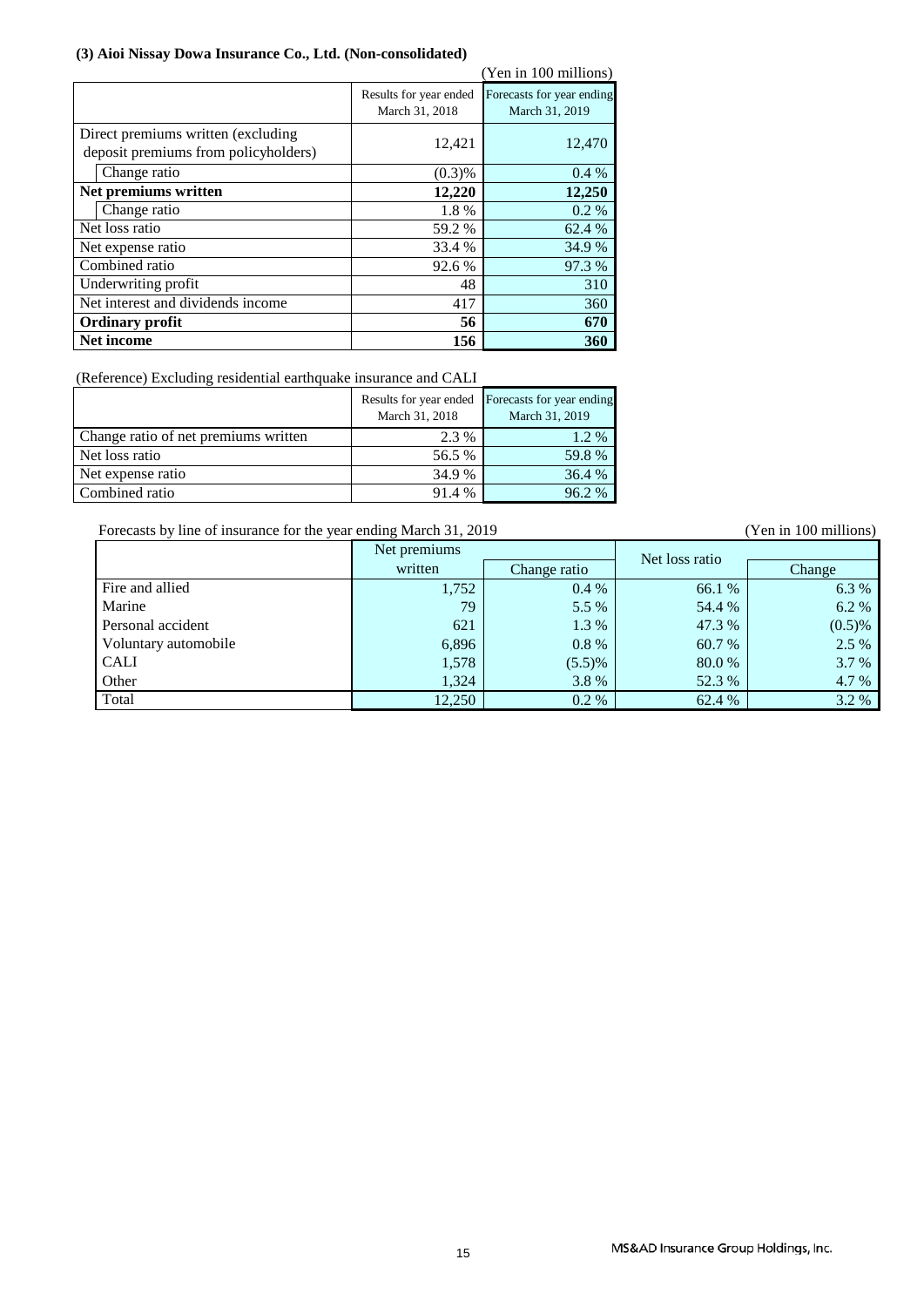### (3) Aioi Nissay Dowa Insurance Co., Ltd. (Non-consolidated)

(Yen in 100 millions)

| | Results for year ended March 31, 2018 | Forecasts for year ending March 31, 2019 |
|---|---|---|
| Direct premiums written (excluding deposit premiums from policyholders) | 12,421 | 12,470 |
| Change ratio | (0.3)% | 0.4 % |
| **Net premiums written** | **12,220** | **12,250** |
| Change ratio | 1.8 % | 0.2 % |
| Net loss ratio | 59.2 % | 62.4 % |
| Net expense ratio | 33.4 % | 34.9 % |
| Combined ratio | 92.6 % | 97.3 % |
| Underwriting profit | 48 | 310 |
| Net interest and dividends income | 417 | 360 |
| **Ordinary profit** | **56** | **670** |
| **Net income** | **156** | **360** |

(Reference) Excluding residential earthquake insurance and CALI

| | Results for year ended March 31, 2018 | Forecasts for year ending March 31, 2019 |
|---|---|---|
| Change ratio of net premiums written | 2.3 % | 1.2 % |
| Net loss ratio | 56.5 % | 59.8 % |
| Net expense ratio | 34.9 % | 36.4 % |
| Combined ratio | 91.4 % | 96.2 % |

Forecasts by line of insurance for the year ending March 31, 2019 (Yen in 100 millions)

| | Net premiums written | Change ratio | Net loss ratio | Change |
|---|---|---|---|---|
| Fire and allied | 1,752 | 0.4 % | 66.1 % | 6.3 % |
| Marine | 79 | 5.5 % | 54.4 % | 6.2 % |
| Personal accident | 621 | 1.3 % | 47.3 % | (0.5)% |
| Voluntary automobile | 6,896 | 0.8 % | 60.7 % | 2.5 % |
| CALI | 1,578 | (5.5)% | 80.0 % | 3.7 % |
| Other | 1,324 | 3.8 % | 52.3 % | 4.7 % |
| Total | 12,250 | 0.2 % | 62.4 % | 3.2 % |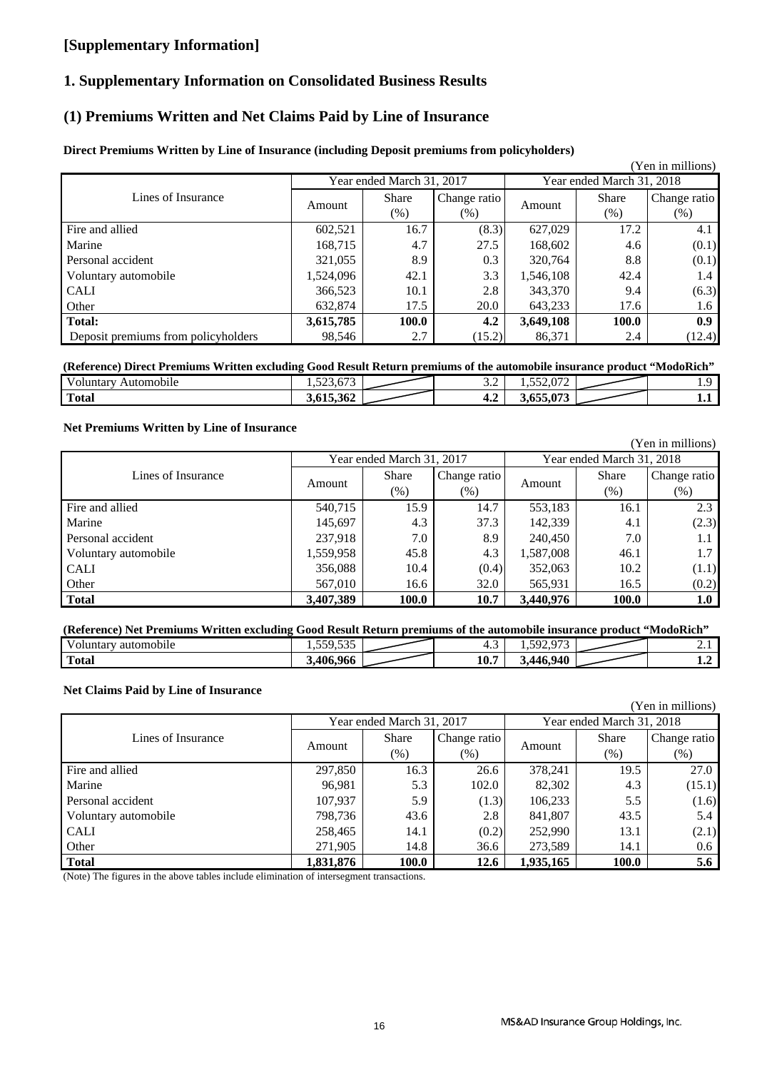## [Supplementary Information]

## 1. Supplementary Information on Consolidated Business Results

## (1) Premiums Written and Net Claims Paid by Line of Insurance

**Direct Premiums Written by Line of Insurance (including Deposit premiums from policyholders)**

(Yen in millions)

| Lines of Insurance | Year ended March 31, 2017 | | | Year ended March 31, 2018 | | |
|---|---|---|---|---|---|---|
| | Amount | Share (%) | Change ratio (%) | Amount | Share (%) | Change ratio (%) |
| Fire and allied | 602,521 | 16.7 | (8.3) | 627,029 | 17.2 | 4.1 |
| Marine | 168,715 | 4.7 | 27.5 | 168,602 | 4.6 | (0.1) |
| Personal accident | 321,055 | 8.9 | 0.3 | 320,764 | 8.8 | (0.1) |
| Voluntary automobile | 1,524,096 | 42.1 | 3.3 | 1,546,108 | 42.4 | 1.4 |
| CALI | 366,523 | 10.1 | 2.8 | 343,370 | 9.4 | (6.3) |
| Other | 632,874 | 17.5 | 20.0 | 643,233 | 17.6 | 1.6 |
| **Total:** | **3,615,785** | **100.0** | **4.2** | **3,649,108** | **100.0** | **0.9** |
| Deposit premiums from policyholders | 98,546 | 2.7 | (15.2) | 86,371 | 2.4 | (12.4) |

**(Reference) Direct Premiums Written excluding Good Result Return premiums of the automobile insurance product "ModoRich"**

| | | | | | | |
|---|---|---|---|---|---|---|
| Voluntary Automobile | 1,523,673 | | 3.2 | 1,552,072 | | 1.9 |
| **Total** | **3,615,362** | | **4.2** | **3,655,073** | | **1.1** |

**Net Premiums Written by Line of Insurance**

(Yen in millions)

| Lines of Insurance | Year ended March 31, 2017 | | | Year ended March 31, 2018 | | |
|---|---|---|---|---|---|---|
| | Amount | Share (%) | Change ratio (%) | Amount | Share (%) | Change ratio (%) |
| Fire and allied | 540,715 | 15.9 | 14.7 | 553,183 | 16.1 | 2.3 |
| Marine | 145,697 | 4.3 | 37.3 | 142,339 | 4.1 | (2.3) |
| Personal accident | 237,918 | 7.0 | 8.9 | 240,450 | 7.0 | 1.1 |
| Voluntary automobile | 1,559,958 | 45.8 | 4.3 | 1,587,008 | 46.1 | 1.7 |
| CALI | 356,088 | 10.4 | (0.4) | 352,063 | 10.2 | (1.1) |
| Other | 567,010 | 16.6 | 32.0 | 565,931 | 16.5 | (0.2) |
| **Total** | **3,407,389** | **100.0** | **10.7** | **3,440,976** | **100.0** | **1.0** |

**(Reference) Net Premiums Written excluding Good Result Return premiums of the automobile insurance product "ModoRich"**

| | | | | | | |
|---|---|---|---|---|---|---|
| Voluntary automobile | 1,559,535 | | 4.3 | 1,592,973 | | 2.1 |
| **Total** | **3,406,966** | | **10.7** | **3,446,940** | | **1.2** |

**Net Claims Paid by Line of Insurance**

(Yen in millions)

| Lines of Insurance | Year ended March 31, 2017 | | | Year ended March 31, 2018 | | |
|---|---|---|---|---|---|---|
| | Amount | Share (%) | Change ratio (%) | Amount | Share (%) | Change ratio (%) |
| Fire and allied | 297,850 | 16.3 | 26.6 | 378,241 | 19.5 | 27.0 |
| Marine | 96,981 | 5.3 | 102.0 | 82,302 | 4.3 | (15.1) |
| Personal accident | 107,937 | 5.9 | (1.3) | 106,233 | 5.5 | (1.6) |
| Voluntary automobile | 798,736 | 43.6 | 2.8 | 841,807 | 43.5 | 5.4 |
| CALI | 258,465 | 14.1 | (0.2) | 252,990 | 13.1 | (2.1) |
| Other | 271,905 | 14.8 | 36.6 | 273,589 | 14.1 | 0.6 |
| **Total** | **1,831,876** | **100.0** | **12.6** | **1,935,165** | **100.0** | **5.6** |

(Note) The figures in the above tables include elimination of intersegment transactions.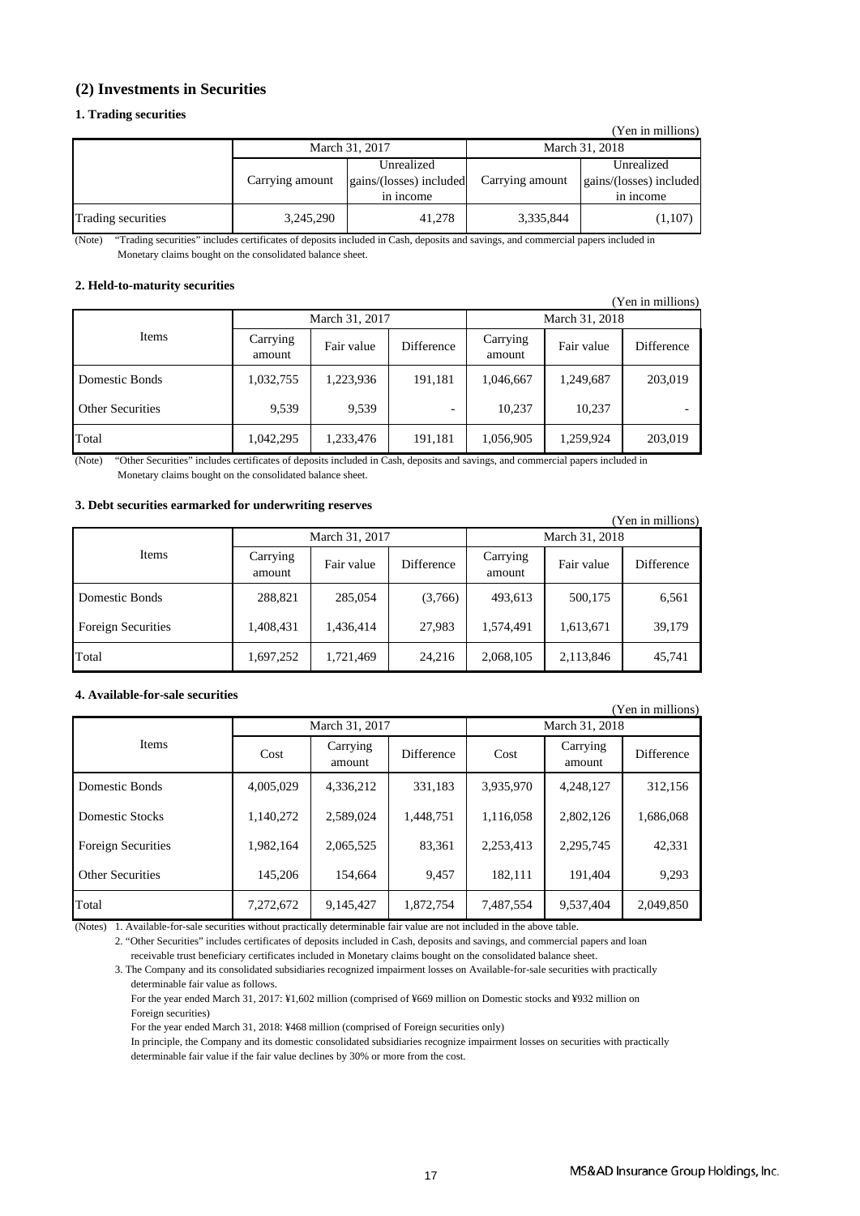## (2) Investments in Securities

### 1. Trading securities

(Yen in millions)

| | March 31, 2017 | | March 31, 2018 | |
|---|---|---|---|---|
| | Carrying amount | Unrealized gains/(losses) included in income | Carrying amount | Unrealized gains/(losses) included in income |
| Trading securities | 3,245,290 | 41,278 | 3,335,844 | (1,107) |

(Note) "Trading securities" includes certificates of deposits included in Cash, deposits and savings, and commercial papers included in Monetary claims bought on the consolidated balance sheet.

### 2. Held-to-maturity securities

(Yen in millions)

| Items | March 31, 2017 | | | March 31, 2018 | | |
|---|---|---|---|---|---|---|
| | Carrying amount | Fair value | Difference | Carrying amount | Fair value | Difference |
| Domestic Bonds | 1,032,755 | 1,223,936 | 191,181 | 1,046,667 | 1,249,687 | 203,019 |
| Other Securities | 9,539 | 9,539 | - | 10,237 | 10,237 | - |
| Total | 1,042,295 | 1,233,476 | 191,181 | 1,056,905 | 1,259,924 | 203,019 |

(Note) "Other Securities" includes certificates of deposits included in Cash, deposits and savings, and commercial papers included in Monetary claims bought on the consolidated balance sheet.

### 3. Debt securities earmarked for underwriting reserves

(Yen in millions)

| Items | March 31, 2017 | | | March 31, 2018 | | |
|---|---|---|---|---|---|---|
| | Carrying amount | Fair value | Difference | Carrying amount | Fair value | Difference |
| Domestic Bonds | 288,821 | 285,054 | (3,766) | 493,613 | 500,175 | 6,561 |
| Foreign Securities | 1,408,431 | 1,436,414 | 27,983 | 1,574,491 | 1,613,671 | 39,179 |
| Total | 1,697,252 | 1,721,469 | 24,216 | 2,068,105 | 2,113,846 | 45,741 |

### 4. Available-for-sale securities

(Yen in millions)

| Items | March 31, 2017 | | | March 31, 2018 | | |
|---|---|---|---|---|---|---|
| | Cost | Carrying amount | Difference | Cost | Carrying amount | Difference |
| Domestic Bonds | 4,005,029 | 4,336,212 | 331,183 | 3,935,970 | 4,248,127 | 312,156 |
| Domestic Stocks | 1,140,272 | 2,589,024 | 1,448,751 | 1,116,058 | 2,802,126 | 1,686,068 |
| Foreign Securities | 1,982,164 | 2,065,525 | 83,361 | 2,253,413 | 2,295,745 | 42,331 |
| Other Securities | 145,206 | 154,664 | 9,457 | 182,111 | 191,404 | 9,293 |
| Total | 7,272,672 | 9,145,427 | 1,872,754 | 7,487,554 | 9,537,404 | 2,049,850 |

(Notes) 1. Available-for-sale securities without practically determinable fair value are not included in the above table.

2. "Other Securities" includes certificates of deposits included in Cash, deposits and savings, and commercial papers and loan receivable trust beneficiary certificates included in Monetary claims bought on the consolidated balance sheet.

3. The Company and its consolidated subsidiaries recognized impairment losses on Available-for-sale securities with practically determinable fair value as follows.

For the year ended March 31, 2017: ¥1,602 million (comprised of ¥669 million on Domestic stocks and ¥932 million on Foreign securities)

For the year ended March 31, 2018: ¥468 million (comprised of Foreign securities only)

In principle, the Company and its domestic consolidated subsidiaries recognize impairment losses on securities with practically determinable fair value if the fair value declines by 30% or more from the cost.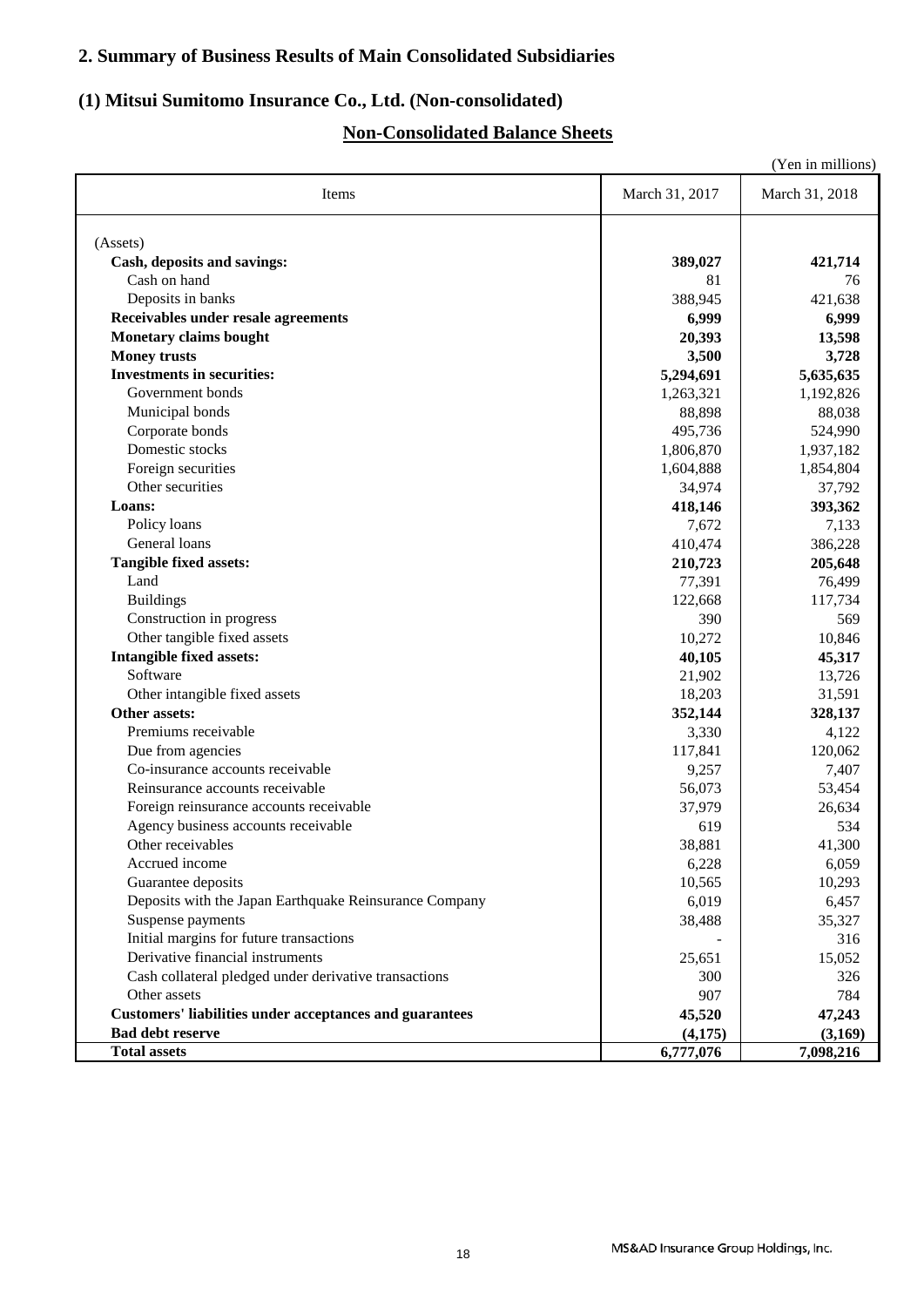## 2. Summary of Business Results of Main Consolidated Subsidiaries

### (1) Mitsui Sumitomo Insurance Co., Ltd. (Non-consolidated)

### Non-Consolidated Balance Sheets

(Yen in millions)

| Items | March 31, 2017 | March 31, 2018 |
|---|---|---|
| (Assets) | | |
| **Cash, deposits and savings:** | **389,027** | **421,714** |
| Cash on hand | 81 | 76 |
| Deposits in banks | 388,945 | 421,638 |
| **Receivables under resale agreements** | **6,999** | **6,999** |
| **Monetary claims bought** | **20,393** | **13,598** |
| **Money trusts** | **3,500** | **3,728** |
| **Investments in securities:** | **5,294,691** | **5,635,635** |
| Government bonds | 1,263,321 | 1,192,826 |
| Municipal bonds | 88,898 | 88,038 |
| Corporate bonds | 495,736 | 524,990 |
| Domestic stocks | 1,806,870 | 1,937,182 |
| Foreign securities | 1,604,888 | 1,854,804 |
| Other securities | 34,974 | 37,792 |
| **Loans:** | **418,146** | **393,362** |
| Policy loans | 7,672 | 7,133 |
| General loans | 410,474 | 386,228 |
| **Tangible fixed assets:** | **210,723** | **205,648** |
| Land | 77,391 | 76,499 |
| Buildings | 122,668 | 117,734 |
| Construction in progress | 390 | 569 |
| Other tangible fixed assets | 10,272 | 10,846 |
| **Intangible fixed assets:** | **40,105** | **45,317** |
| Software | 21,902 | 13,726 |
| Other intangible fixed assets | 18,203 | 31,591 |
| **Other assets:** | **352,144** | **328,137** |
| Premiums receivable | 3,330 | 4,122 |
| Due from agencies | 117,841 | 120,062 |
| Co-insurance accounts receivable | 9,257 | 7,407 |
| Reinsurance accounts receivable | 56,073 | 53,454 |
| Foreign reinsurance accounts receivable | 37,979 | 26,634 |
| Agency business accounts receivable | 619 | 534 |
| Other receivables | 38,881 | 41,300 |
| Accrued income | 6,228 | 6,059 |
| Guarantee deposits | 10,565 | 10,293 |
| Deposits with the Japan Earthquake Reinsurance Company | 6,019 | 6,457 |
| Suspense payments | 38,488 | 35,327 |
| Initial margins for future transactions | - | 316 |
| Derivative financial instruments | 25,651 | 15,052 |
| Cash collateral pledged under derivative transactions | 300 | 326 |
| Other assets | 907 | 784 |
| **Customers' liabilities under acceptances and guarantees** | **45,520** | **47,243** |
| **Bad debt reserve** | **(4,175)** | **(3,169)** |
| **Total assets** | **6,777,076** | **7,098,216** |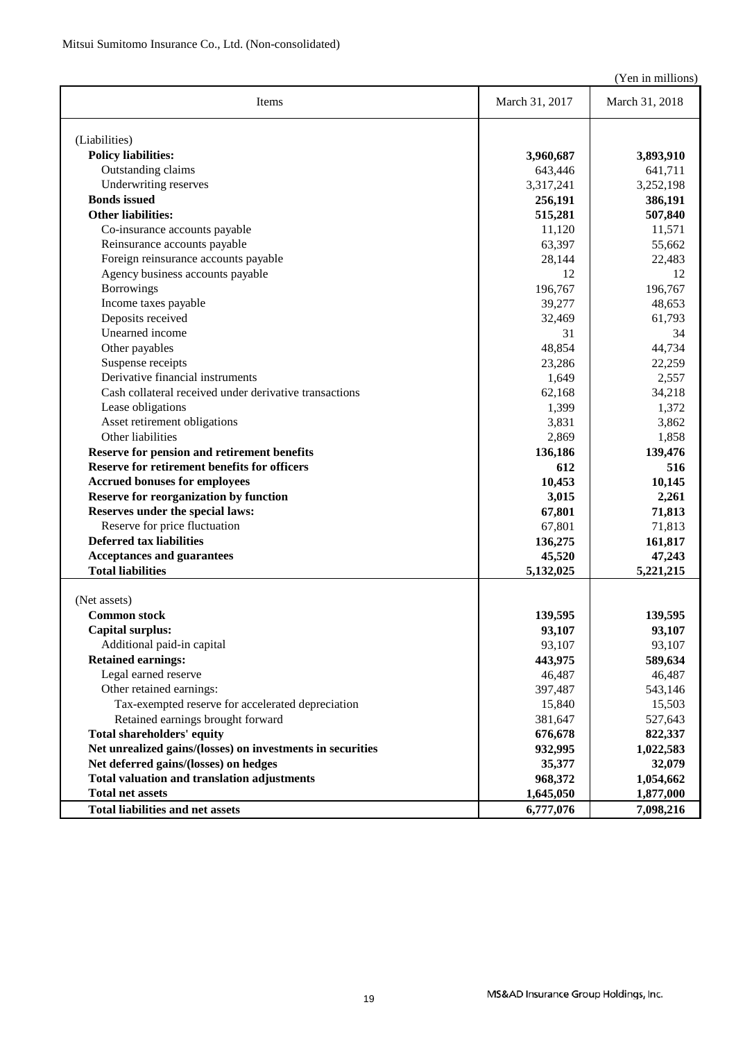Mitsui Sumitomo Insurance Co., Ltd. (Non-consolidated)

(Yen in millions)

| Items | March 31, 2017 | March 31, 2018 |
|---|---|---|
| (Liabilities) | | |
| **Policy liabilities:** | **3,960,687** | **3,893,910** |
| Outstanding claims | 643,446 | 641,711 |
| Underwriting reserves | 3,317,241 | 3,252,198 |
| **Bonds issued** | **256,191** | **386,191** |
| **Other liabilities:** | **515,281** | **507,840** |
| Co-insurance accounts payable | 11,120 | 11,571 |
| Reinsurance accounts payable | 63,397 | 55,662 |
| Foreign reinsurance accounts payable | 28,144 | 22,483 |
| Agency business accounts payable | 12 | 12 |
| Borrowings | 196,767 | 196,767 |
| Income taxes payable | 39,277 | 48,653 |
| Deposits received | 32,469 | 61,793 |
| Unearned income | 31 | 34 |
| Other payables | 48,854 | 44,734 |
| Suspense receipts | 23,286 | 22,259 |
| Derivative financial instruments | 1,649 | 2,557 |
| Cash collateral received under derivative transactions | 62,168 | 34,218 |
| Lease obligations | 1,399 | 1,372 |
| Asset retirement obligations | 3,831 | 3,862 |
| Other liabilities | 2,869 | 1,858 |
| **Reserve for pension and retirement benefits** | **136,186** | **139,476** |
| **Reserve for retirement benefits for officers** | **612** | **516** |
| **Accrued bonuses for employees** | **10,453** | **10,145** |
| **Reserve for reorganization by function** | **3,015** | **2,261** |
| **Reserves under the special laws:** | **67,801** | **71,813** |
| Reserve for price fluctuation | 67,801 | 71,813 |
| **Deferred tax liabilities** | **136,275** | **161,817** |
| **Acceptances and guarantees** | **45,520** | **47,243** |
| **Total liabilities** | **5,132,025** | **5,221,215** |
| (Net assets) | | |
| **Common stock** | **139,595** | **139,595** |
| **Capital surplus:** | **93,107** | **93,107** |
| Additional paid-in capital | 93,107 | 93,107 |
| **Retained earnings:** | **443,975** | **589,634** |
| Legal earned reserve | 46,487 | 46,487 |
| Other retained earnings: | 397,487 | 543,146 |
| Tax-exempted reserve for accelerated depreciation | 15,840 | 15,503 |
| Retained earnings brought forward | 381,647 | 527,643 |
| **Total shareholders' equity** | **676,678** | **822,337** |
| **Net unrealized gains/(losses) on investments in securities** | **932,995** | **1,022,583** |
| **Net deferred gains/(losses) on hedges** | **35,377** | **32,079** |
| **Total valuation and translation adjustments** | **968,372** | **1,054,662** |
| **Total net assets** | **1,645,050** | **1,877,000** |
| **Total liabilities and net assets** | **6,777,076** | **7,098,216** |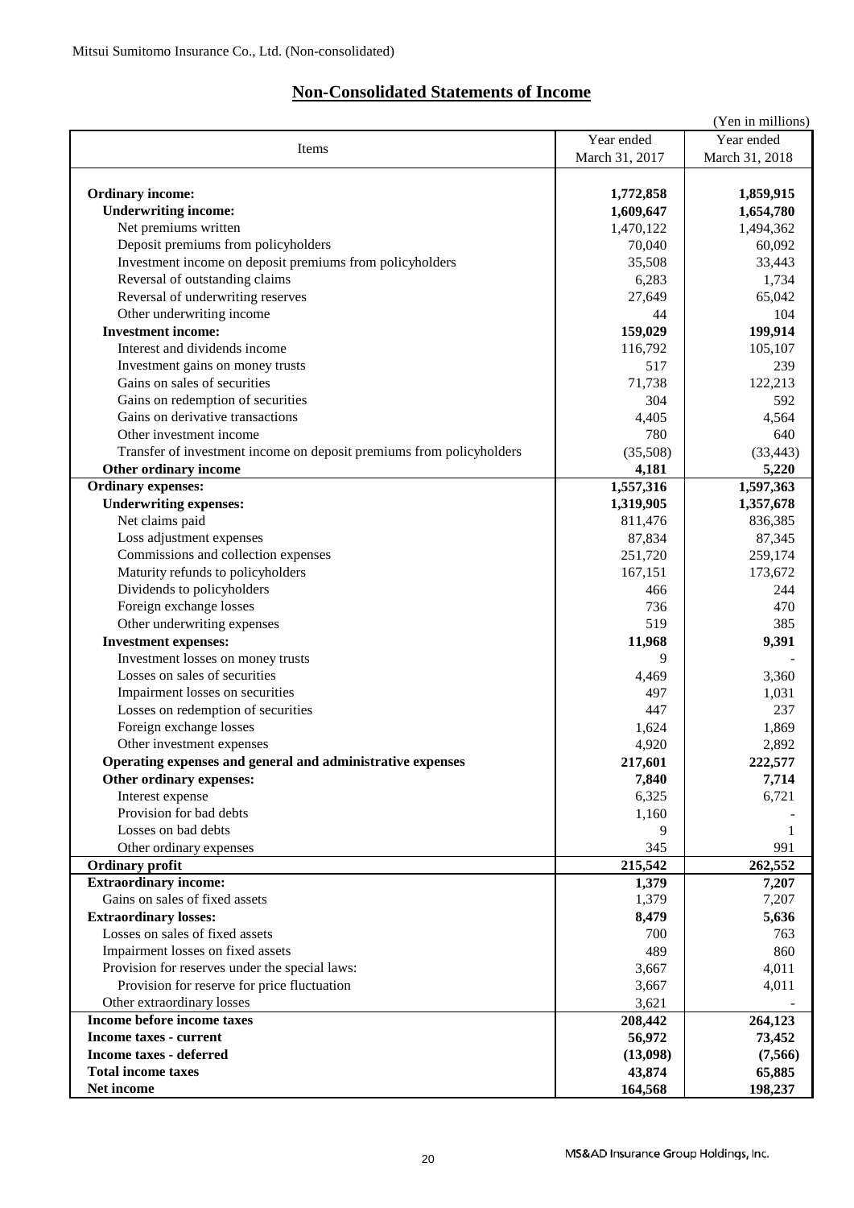Mitsui Sumitomo Insurance Co., Ltd. (Non-consolidated)

## Non-Consolidated Statements of Income

(Yen in millions)

| Items | Year ended March 31, 2017 | Year ended March 31, 2018 |
|---|---|---|
| **Ordinary income:** | **1,772,858** | **1,859,915** |
| **Underwriting income:** | **1,609,647** | **1,654,780** |
| Net premiums written | 1,470,122 | 1,494,362 |
| Deposit premiums from policyholders | 70,040 | 60,092 |
| Investment income on deposit premiums from policyholders | 35,508 | 33,443 |
| Reversal of outstanding claims | 6,283 | 1,734 |
| Reversal of underwriting reserves | 27,649 | 65,042 |
| Other underwriting income | 44 | 104 |
| **Investment income:** | **159,029** | **199,914** |
| Interest and dividends income | 116,792 | 105,107 |
| Investment gains on money trusts | 517 | 239 |
| Gains on sales of securities | 71,738 | 122,213 |
| Gains on redemption of securities | 304 | 592 |
| Gains on derivative transactions | 4,405 | 4,564 |
| Other investment income | 780 | 640 |
| Transfer of investment income on deposit premiums from policyholders | (35,508) | (33,443) |
| **Other ordinary income** | **4,181** | **5,220** |
| **Ordinary expenses:** | **1,557,316** | **1,597,363** |
| **Underwriting expenses:** | **1,319,905** | **1,357,678** |
| Net claims paid | 811,476 | 836,385 |
| Loss adjustment expenses | 87,834 | 87,345 |
| Commissions and collection expenses | 251,720 | 259,174 |
| Maturity refunds to policyholders | 167,151 | 173,672 |
| Dividends to policyholders | 466 | 244 |
| Foreign exchange losses | 736 | 470 |
| Other underwriting expenses | 519 | 385 |
| **Investment expenses:** | **11,968** | **9,391** |
| Investment losses on money trusts | 9 | - |
| Losses on sales of securities | 4,469 | 3,360 |
| Impairment losses on securities | 497 | 1,031 |
| Losses on redemption of securities | 447 | 237 |
| Foreign exchange losses | 1,624 | 1,869 |
| Other investment expenses | 4,920 | 2,892 |
| **Operating expenses and general and administrative expenses** | **217,601** | **222,577** |
| **Other ordinary expenses:** | **7,840** | **7,714** |
| Interest expense | 6,325 | 6,721 |
| Provision for bad debts | 1,160 | - |
| Losses on bad debts | 9 | 1 |
| Other ordinary expenses | 345 | 991 |
| **Ordinary profit** | **215,542** | **262,552** |
| **Extraordinary income:** | **1,379** | **7,207** |
| Gains on sales of fixed assets | 1,379 | 7,207 |
| **Extraordinary losses:** | **8,479** | **5,636** |
| Losses on sales of fixed assets | 700 | 763 |
| Impairment losses on fixed assets | 489 | 860 |
| Provision for reserves under the special laws: | 3,667 | 4,011 |
| Provision for reserve for price fluctuation | 3,667 | 4,011 |
| Other extraordinary losses | 3,621 | - |
| **Income before income taxes** | **208,442** | **264,123** |
| **Income taxes - current** | **56,972** | **73,452** |
| **Income taxes - deferred** | **(13,098)** | **(7,566)** |
| **Total income taxes** | **43,874** | **65,885** |
| **Net income** | **164,568** | **198,237** |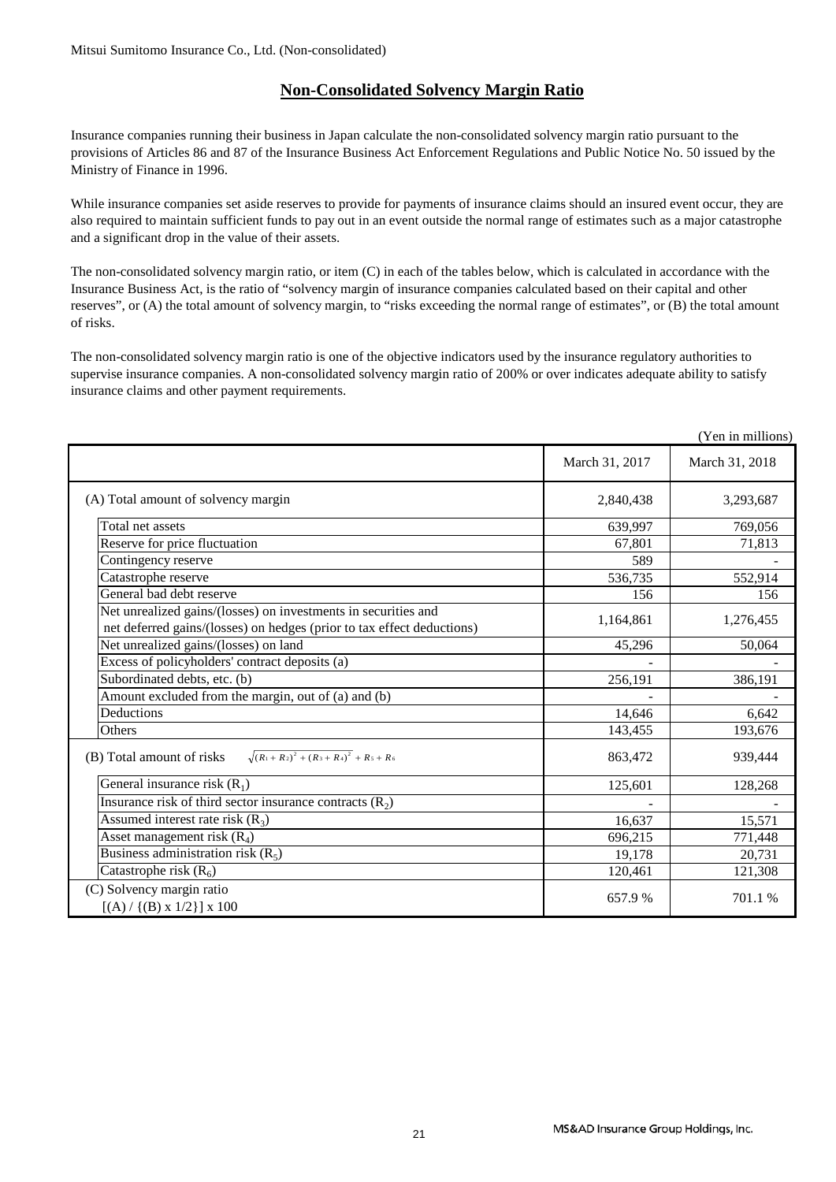Mitsui Sumitomo Insurance Co., Ltd. (Non-consolidated)

# Non-Consolidated Solvency Margin Ratio

Insurance companies running their business in Japan calculate the non-consolidated solvency margin ratio pursuant to the provisions of Articles 86 and 87 of the Insurance Business Act Enforcement Regulations and Public Notice No. 50 issued by the Ministry of Finance in 1996.

While insurance companies set aside reserves to provide for payments of insurance claims should an insured event occur, they are also required to maintain sufficient funds to pay out in an event outside the normal range of estimates such as a major catastrophe and a significant drop in the value of their assets.

The non-consolidated solvency margin ratio, or item (C) in each of the tables below, which is calculated in accordance with the Insurance Business Act, is the ratio of "solvency margin of insurance companies calculated based on their capital and other reserves", or (A) the total amount of solvency margin, to "risks exceeding the normal range of estimates", or (B) the total amount of risks.

The non-consolidated solvency margin ratio is one of the objective indicators used by the insurance regulatory authorities to supervise insurance companies. A non-consolidated solvency margin ratio of 200% or over indicates adequate ability to satisfy insurance claims and other payment requirements.

(Yen in millions)

| | March 31, 2017 | March 31, 2018 |
|---|---|---|
| (A) Total amount of solvency margin | 2,840,438 | 3,293,687 |
| Total net assets | 639,997 | 769,056 |
| Reserve for price fluctuation | 67,801 | 71,813 |
| Contingency reserve | 589 | - |
| Catastrophe reserve | 536,735 | 552,914 |
| General bad debt reserve | 156 | 156 |
| Net unrealized gains/(losses) on investments in securities and net deferred gains/(losses) on hedges (prior to tax effect deductions) | 1,164,861 | 1,276,455 |
| Net unrealized gains/(losses) on land | 45,296 | 50,064 |
| Excess of policyholders' contract deposits (a) | - | - |
| Subordinated debts, etc. (b) | 256,191 | 386,191 |
| Amount excluded from the margin, out of (a) and (b) | - | - |
| Deductions | 14,646 | 6,642 |
| Others | 143,455 | 193,676 |
| (B) Total amount of risks $\sqrt{(R_1+R_2)^2+(R_3+R_4)^2}+R_5+R_6$ | 863,472 | 939,444 |
| General insurance risk ($R_1$) | 125,601 | 128,268 |
| Insurance risk of third sector insurance contracts ($R_2$) | - | - |
| Assumed interest rate risk ($R_3$) | 16,637 | 15,571 |
| Asset management risk ($R_4$) | 696,215 | 771,448 |
| Business administration risk ($R_5$) | 19,178 | 20,731 |
| Catastrophe risk ($R_6$) | 120,461 | 121,308 |
| (C) Solvency margin ratio [(A) / {(B) x 1/2}] x 100 | 657.9 % | 701.1 % |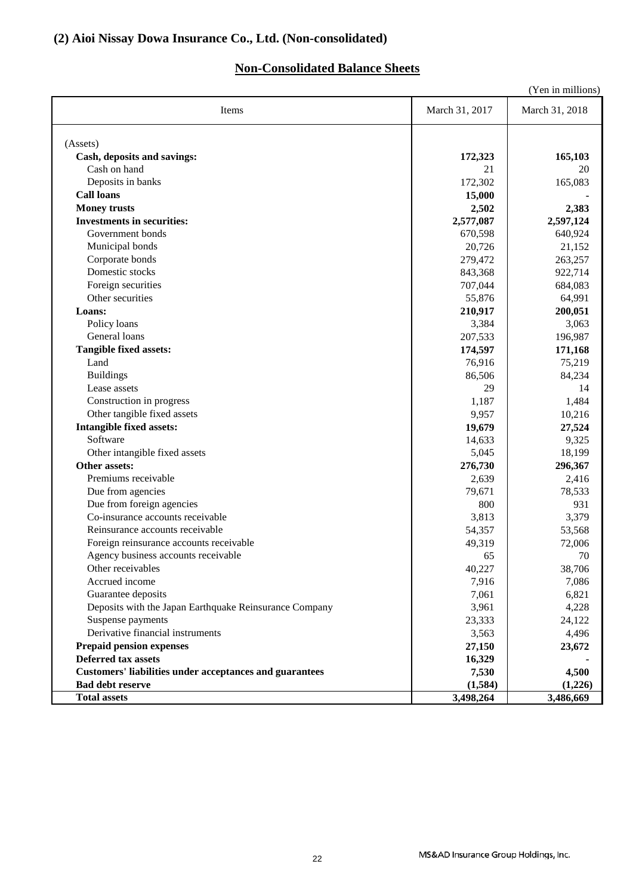## (2) Aioi Nissay Dowa Insurance Co., Ltd. (Non-consolidated)

### Non-Consolidated Balance Sheets

(Yen in millions)

| Items | March 31, 2017 | March 31, 2018 |
|---|---|---|
| (Assets) | | |
| **Cash, deposits and savings:** | **172,323** | **165,103** |
| Cash on hand | 21 | 20 |
| Deposits in banks | 172,302 | 165,083 |
| **Call loans** | **15,000** | **-** |
| **Money trusts** | **2,502** | **2,383** |
| **Investments in securities:** | **2,577,087** | **2,597,124** |
| Government bonds | 670,598 | 640,924 |
| Municipal bonds | 20,726 | 21,152 |
| Corporate bonds | 279,472 | 263,257 |
| Domestic stocks | 843,368 | 922,714 |
| Foreign securities | 707,044 | 684,083 |
| Other securities | 55,876 | 64,991 |
| **Loans:** | **210,917** | **200,051** |
| Policy loans | 3,384 | 3,063 |
| General loans | 207,533 | 196,987 |
| **Tangible fixed assets:** | **174,597** | **171,168** |
| Land | 76,916 | 75,219 |
| Buildings | 86,506 | 84,234 |
| Lease assets | 29 | 14 |
| Construction in progress | 1,187 | 1,484 |
| Other tangible fixed assets | 9,957 | 10,216 |
| **Intangible fixed assets:** | **19,679** | **27,524** |
| Software | 14,633 | 9,325 |
| Other intangible fixed assets | 5,045 | 18,199 |
| **Other assets:** | **276,730** | **296,367** |
| Premiums receivable | 2,639 | 2,416 |
| Due from agencies | 79,671 | 78,533 |
| Due from foreign agencies | 800 | 931 |
| Co-insurance accounts receivable | 3,813 | 3,379 |
| Reinsurance accounts receivable | 54,357 | 53,568 |
| Foreign reinsurance accounts receivable | 49,319 | 72,006 |
| Agency business accounts receivable | 65 | 70 |
| Other receivables | 40,227 | 38,706 |
| Accrued income | 7,916 | 7,086 |
| Guarantee deposits | 7,061 | 6,821 |
| Deposits with the Japan Earthquake Reinsurance Company | 3,961 | 4,228 |
| Suspense payments | 23,333 | 24,122 |
| Derivative financial instruments | 3,563 | 4,496 |
| **Prepaid pension expenses** | **27,150** | **23,672** |
| **Deferred tax assets** | **16,329** | **-** |
| **Customers' liabilities under acceptances and guarantees** | **7,530** | **4,500** |
| **Bad debt reserve** | **(1,584)** | **(1,226)** |
| **Total assets** | **3,498,264** | **3,486,669** |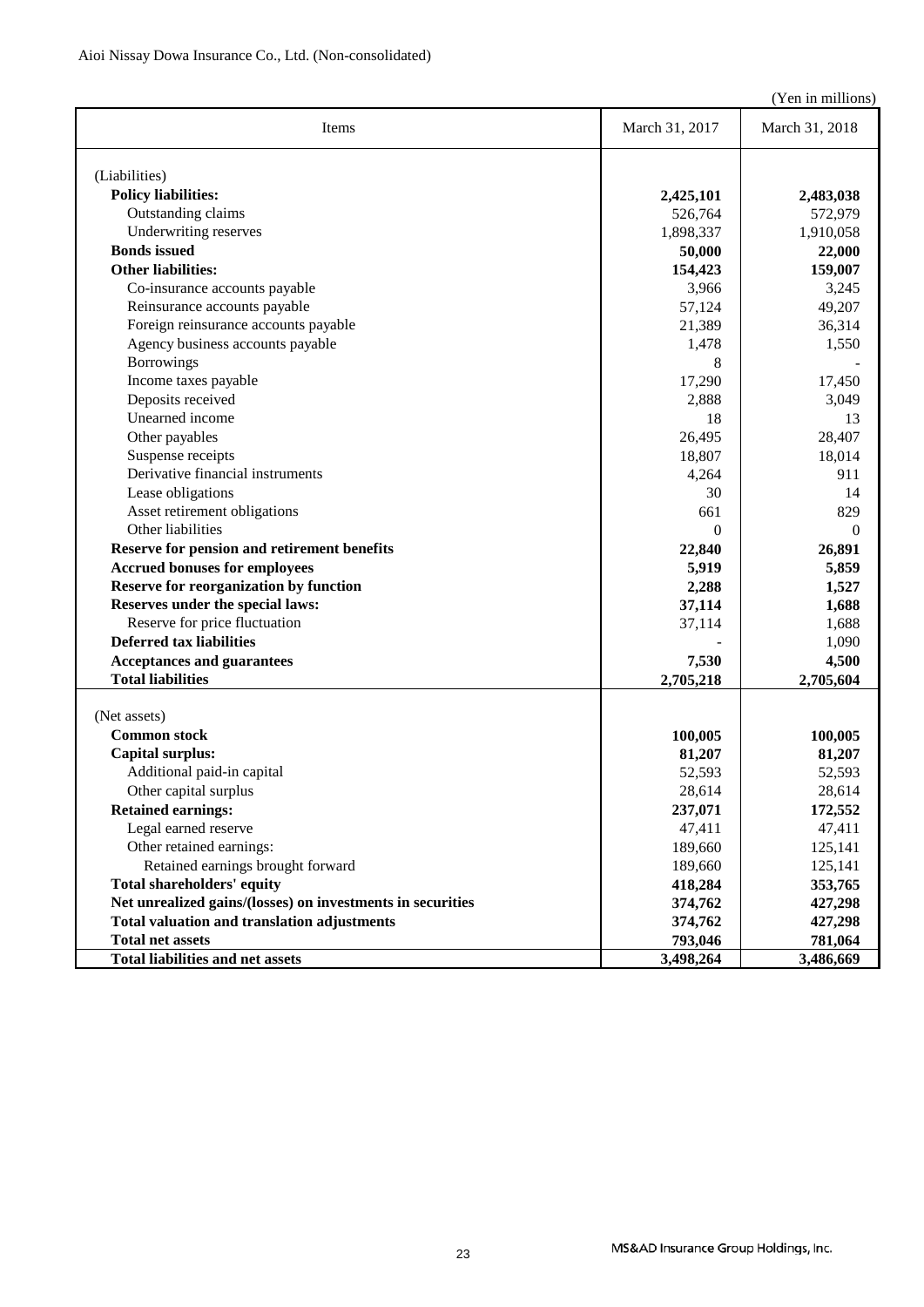Aioi Nissay Dowa Insurance Co., Ltd. (Non-consolidated)

(Yen in millions)

| Items | March 31, 2017 | March 31, 2018 |
|---|---|---|
| (Liabilities) | | |
| **Policy liabilities:** | **2,425,101** | **2,483,038** |
| Outstanding claims | 526,764 | 572,979 |
| Underwriting reserves | 1,898,337 | 1,910,058 |
| **Bonds issued** | **50,000** | **22,000** |
| **Other liabilities:** | **154,423** | **159,007** |
| Co-insurance accounts payable | 3,966 | 3,245 |
| Reinsurance accounts payable | 57,124 | 49,207 |
| Foreign reinsurance accounts payable | 21,389 | 36,314 |
| Agency business accounts payable | 1,478 | 1,550 |
| Borrowings | 8 | - |
| Income taxes payable | 17,290 | 17,450 |
| Deposits received | 2,888 | 3,049 |
| Unearned income | 18 | 13 |
| Other payables | 26,495 | 28,407 |
| Suspense receipts | 18,807 | 18,014 |
| Derivative financial instruments | 4,264 | 911 |
| Lease obligations | 30 | 14 |
| Asset retirement obligations | 661 | 829 |
| Other liabilities | 0 | 0 |
| **Reserve for pension and retirement benefits** | **22,840** | **26,891** |
| **Accrued bonuses for employees** | **5,919** | **5,859** |
| **Reserve for reorganization by function** | **2,288** | **1,527** |
| **Reserves under the special laws:** | **37,114** | **1,688** |
| Reserve for price fluctuation | 37,114 | 1,688 |
| **Deferred tax liabilities** | - | 1,090 |
| **Acceptances and guarantees** | **7,530** | **4,500** |
| **Total liabilities** | **2,705,218** | **2,705,604** |
| (Net assets) | | |
| **Common stock** | **100,005** | **100,005** |
| **Capital surplus:** | **81,207** | **81,207** |
| Additional paid-in capital | 52,593 | 52,593 |
| Other capital surplus | 28,614 | 28,614 |
| **Retained earnings:** | **237,071** | **172,552** |
| Legal earned reserve | 47,411 | 47,411 |
| Other retained earnings: | 189,660 | 125,141 |
| Retained earnings brought forward | 189,660 | 125,141 |
| **Total shareholders' equity** | **418,284** | **353,765** |
| **Net unrealized gains/(losses) on investments in securities** | **374,762** | **427,298** |
| **Total valuation and translation adjustments** | **374,762** | **427,298** |
| **Total net assets** | **793,046** | **781,064** |
| **Total liabilities and net assets** | **3,498,264** | **3,486,669** |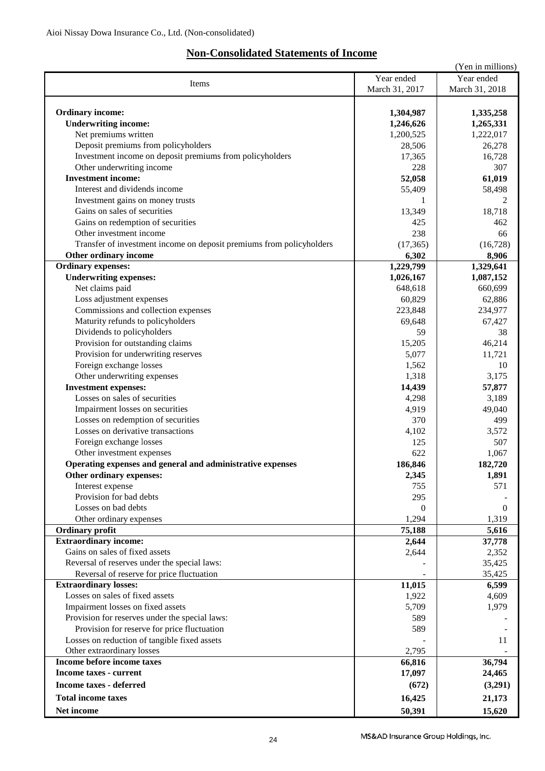Aioi Nissay Dowa Insurance Co., Ltd. (Non-consolidated)

## Non-Consolidated Statements of Income

(Yen in millions)

| Items | Year ended March 31, 2017 | Year ended March 31, 2018 |
|---|---|---|
| **Ordinary income:** | **1,304,987** | **1,335,258** |
| **Underwriting income:** | **1,246,626** | **1,265,331** |
| Net premiums written | 1,200,525 | 1,222,017 |
| Deposit premiums from policyholders | 28,506 | 26,278 |
| Investment income on deposit premiums from policyholders | 17,365 | 16,728 |
| Other underwriting income | 228 | 307 |
| **Investment income:** | **52,058** | **61,019** |
| Interest and dividends income | 55,409 | 58,498 |
| Investment gains on money trusts | 1 | 2 |
| Gains on sales of securities | 13,349 | 18,718 |
| Gains on redemption of securities | 425 | 462 |
| Other investment income | 238 | 66 |
| Transfer of investment income on deposit premiums from policyholders | (17,365) | (16,728) |
| **Other ordinary income** | **6,302** | **8,906** |
| **Ordinary expenses:** | **1,229,799** | **1,329,641** |
| **Underwriting expenses:** | **1,026,167** | **1,087,152** |
| Net claims paid | 648,618 | 660,699 |
| Loss adjustment expenses | 60,829 | 62,886 |
| Commissions and collection expenses | 223,848 | 234,977 |
| Maturity refunds to policyholders | 69,648 | 67,427 |
| Dividends to policyholders | 59 | 38 |
| Provision for outstanding claims | 15,205 | 46,214 |
| Provision for underwriting reserves | 5,077 | 11,721 |
| Foreign exchange losses | 1,562 | 10 |
| Other underwriting expenses | 1,318 | 3,175 |
| **Investment expenses:** | **14,439** | **57,877** |
| Losses on sales of securities | 4,298 | 3,189 |
| Impairment losses on securities | 4,919 | 49,040 |
| Losses on redemption of securities | 370 | 499 |
| Losses on derivative transactions | 4,102 | 3,572 |
| Foreign exchange losses | 125 | 507 |
| Other investment expenses | 622 | 1,067 |
| **Operating expenses and general and administrative expenses** | **186,846** | **182,720** |
| **Other ordinary expenses:** | **2,345** | **1,891** |
| Interest expense | 755 | 571 |
| Provision for bad debts | 295 | - |
| Losses on bad debts | 0 | 0 |
| Other ordinary expenses | 1,294 | 1,319 |
| **Ordinary profit** | **75,188** | **5,616** |
| **Extraordinary income:** | **2,644** | **37,778** |
| Gains on sales of fixed assets | 2,644 | 2,352 |
| Reversal of reserves under the special laws: | - | 35,425 |
| Reversal of reserve for price fluctuation | - | 35,425 |
| **Extraordinary losses:** | **11,015** | **6,599** |
| Losses on sales of fixed assets | 1,922 | 4,609 |
| Impairment losses on fixed assets | 5,709 | 1,979 |
| Provision for reserves under the special laws: | 589 | - |
| Provision for reserve for price fluctuation | 589 | - |
| Losses on reduction of tangible fixed assets | - | 11 |
| Other extraordinary losses | 2,795 | - |
| **Income before income taxes** | **66,816** | **36,794** |
| **Income taxes - current** | **17,097** | **24,465** |
| **Income taxes - deferred** | **(672)** | **(3,291)** |
| **Total income taxes** | **16,425** | **21,173** |
| **Net income** | **50,391** | **15,620** |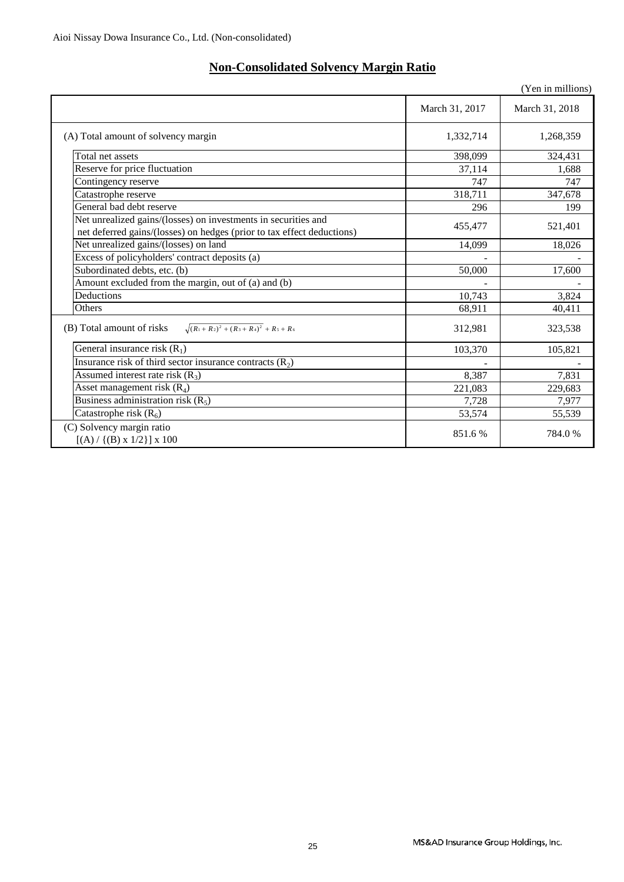Aioi Nissay Dowa Insurance Co., Ltd. (Non-consolidated)

## Non-Consolidated Solvency Margin Ratio

(Yen in millions)

| | March 31, 2017 | March 31, 2018 |
|---|---|---|
| (A) Total amount of solvency margin | 1,332,714 | 1,268,359 |
| Total net assets | 398,099 | 324,431 |
| Reserve for price fluctuation | 37,114 | 1,688 |
| Contingency reserve | 747 | 747 |
| Catastrophe reserve | 318,711 | 347,678 |
| General bad debt reserve | 296 | 199 |
| Net unrealized gains/(losses) on investments in securities and net deferred gains/(losses) on hedges (prior to tax effect deductions) | 455,477 | 521,401 |
| Net unrealized gains/(losses) on land | 14,099 | 18,026 |
| Excess of policyholders' contract deposits (a) | - | - |
| Subordinated debts, etc. (b) | 50,000 | 17,600 |
| Amount excluded from the margin, out of (a) and (b) | - | - |
| Deductions | 10,743 | 3,824 |
| Others | 68,911 | 40,411 |
| (B) Total amount of risks $\sqrt{(R_1+R_2)^2+(R_3+R_4)^2}+R_5+R_6$ | 312,981 | 323,538 |
| General insurance risk ($R_1$) | 103,370 | 105,821 |
| Insurance risk of third sector insurance contracts ($R_2$) | - | - |
| Assumed interest rate risk ($R_3$) | 8,387 | 7,831 |
| Asset management risk ($R_4$) | 221,083 | 229,683 |
| Business administration risk ($R_5$) | 7,728 | 7,977 |
| Catastrophe risk ($R_6$) | 53,574 | 55,539 |
| (C) Solvency margin ratio [(A) / {(B) x 1/2}] x 100 | 851.6 % | 784.0 % |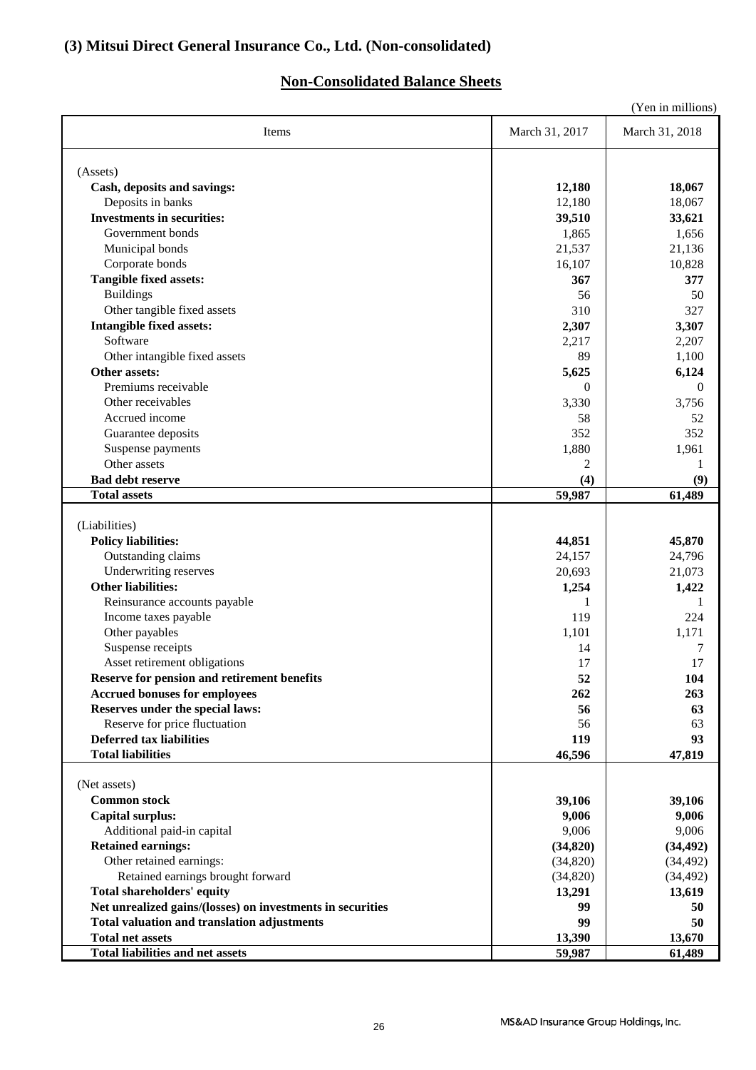## (3) Mitsui Direct General Insurance Co., Ltd. (Non-consolidated)

### Non-Consolidated Balance Sheets

(Yen in millions)

| Items | March 31, 2017 | March 31, 2018 |
|---|---|---|
| (Assets) | | |
| **Cash, deposits and savings:** | **12,180** | **18,067** |
| Deposits in banks | 12,180 | 18,067 |
| **Investments in securities:** | **39,510** | **33,621** |
| Government bonds | 1,865 | 1,656 |
| Municipal bonds | 21,537 | 21,136 |
| Corporate bonds | 16,107 | 10,828 |
| **Tangible fixed assets:** | **367** | **377** |
| Buildings | 56 | 50 |
| Other tangible fixed assets | 310 | 327 |
| **Intangible fixed assets:** | **2,307** | **3,307** |
| Software | 2,217 | 2,207 |
| Other intangible fixed assets | 89 | 1,100 |
| **Other assets:** | **5,625** | **6,124** |
| Premiums receivable | 0 | 0 |
| Other receivables | 3,330 | 3,756 |
| Accrued income | 58 | 52 |
| Guarantee deposits | 352 | 352 |
| Suspense payments | 1,880 | 1,961 |
| Other assets | 2 | 1 |
| **Bad debt reserve** | **(4)** | **(9)** |
| **Total assets** | **59,987** | **61,489** |
| (Liabilities) | | |
| **Policy liabilities:** | **44,851** | **45,870** |
| Outstanding claims | 24,157 | 24,796 |
| Underwriting reserves | 20,693 | 21,073 |
| **Other liabilities:** | **1,254** | **1,422** |
| Reinsurance accounts payable | 1 | 1 |
| Income taxes payable | 119 | 224 |
| Other payables | 1,101 | 1,171 |
| Suspense receipts | 14 | 7 |
| Asset retirement obligations | 17 | 17 |
| **Reserve for pension and retirement benefits** | **52** | **104** |
| **Accrued bonuses for employees** | **262** | **263** |
| **Reserves under the special laws:** | **56** | **63** |
| Reserve for price fluctuation | 56 | 63 |
| **Deferred tax liabilities** | **119** | **93** |
| **Total liabilities** | **46,596** | **47,819** |
| (Net assets) | | |
| **Common stock** | **39,106** | **39,106** |
| **Capital surplus:** | **9,006** | **9,006** |
| Additional paid-in capital | 9,006 | 9,006 |
| **Retained earnings:** | **(34,820)** | **(34,492)** |
| Other retained earnings: | (34,820) | (34,492) |
| Retained earnings brought forward | (34,820) | (34,492) |
| **Total shareholders' equity** | **13,291** | **13,619** |
| **Net unrealized gains/(losses) on investments in securities** | **99** | **50** |
| **Total valuation and translation adjustments** | **99** | **50** |
| **Total net assets** | **13,390** | **13,670** |
| **Total liabilities and net assets** | **59,987** | **61,489** |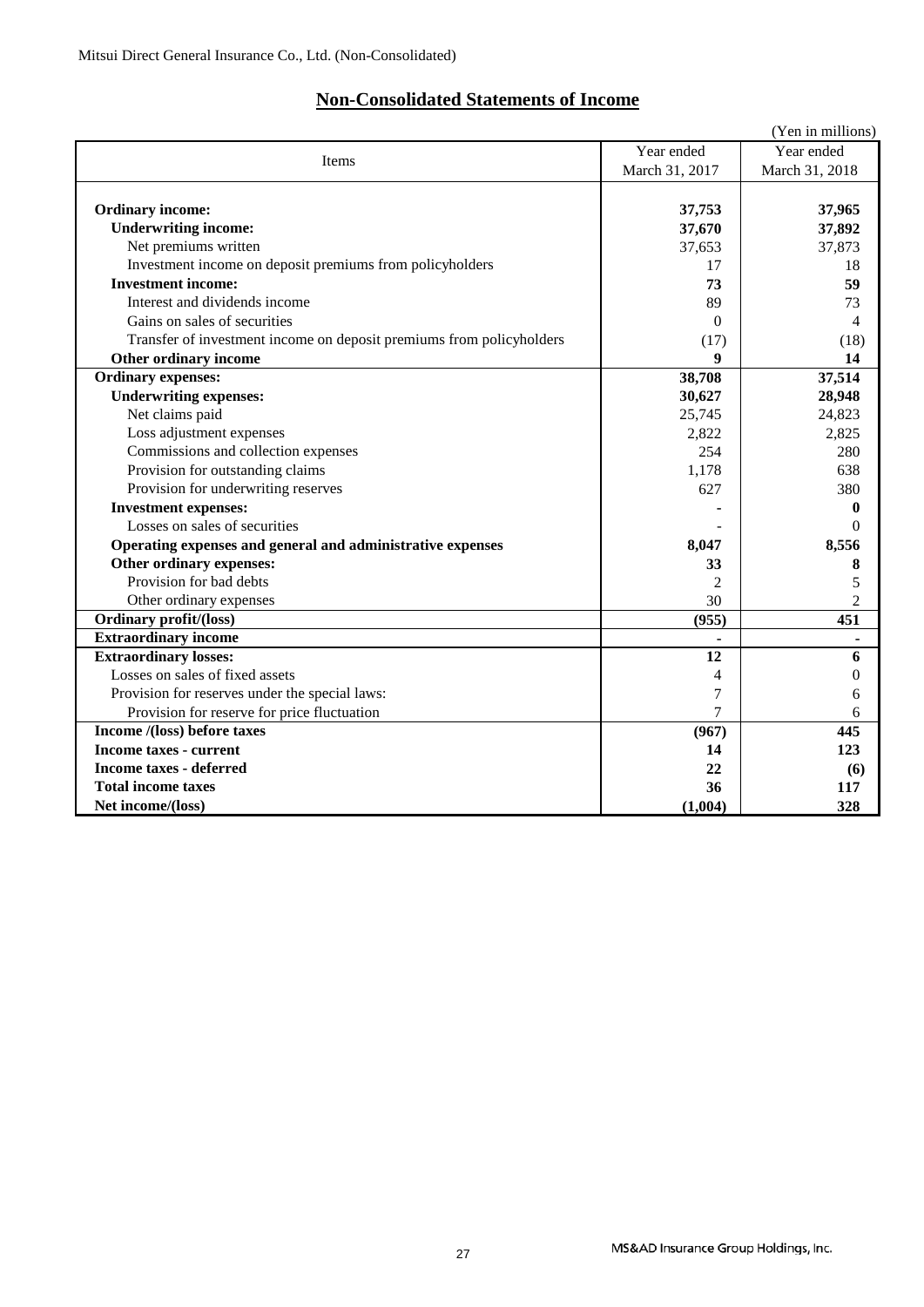Mitsui Direct General Insurance Co., Ltd. (Non-Consolidated)

## Non-Consolidated Statements of Income

(Yen in millions)

| Items | Year ended March 31, 2017 | Year ended March 31, 2018 |
|---|---|---|
| **Ordinary income:** | **37,753** | **37,965** |
| **Underwriting income:** | **37,670** | **37,892** |
| Net premiums written | 37,653 | 37,873 |
| Investment income on deposit premiums from policyholders | 17 | 18 |
| **Investment income:** | **73** | **59** |
| Interest and dividends income | 89 | 73 |
| Gains on sales of securities | 0 | 4 |
| Transfer of investment income on deposit premiums from policyholders | (17) | (18) |
| **Other ordinary income** | **9** | **14** |
| **Ordinary expenses:** | **38,708** | **37,514** |
| **Underwriting expenses:** | **30,627** | **28,948** |
| Net claims paid | 25,745 | 24,823 |
| Loss adjustment expenses | 2,822 | 2,825 |
| Commissions and collection expenses | 254 | 280 |
| Provision for outstanding claims | 1,178 | 638 |
| Provision for underwriting reserves | 627 | 380 |
| **Investment expenses:** | **-** | **0** |
| Losses on sales of securities | - | 0 |
| **Operating expenses and general and administrative expenses** | **8,047** | **8,556** |
| **Other ordinary expenses:** | **33** | **8** |
| Provision for bad debts | 2 | 5 |
| Other ordinary expenses | 30 | 2 |
| **Ordinary profit/(loss)** | **(955)** | **451** |
| **Extraordinary income** | **-** | **-** |
| **Extraordinary losses:** | **12** | **6** |
| Losses on sales of fixed assets | 4 | 0 |
| Provision for reserves under the special laws: | 7 | 6 |
| Provision for reserve for price fluctuation | 7 | 6 |
| **Income /(loss) before taxes** | **(967)** | **445** |
| **Income taxes - current** | **14** | **123** |
| **Income taxes - deferred** | **22** | **(6)** |
| **Total income taxes** | **36** | **117** |
| **Net income/(loss)** | **(1,004)** | **328** |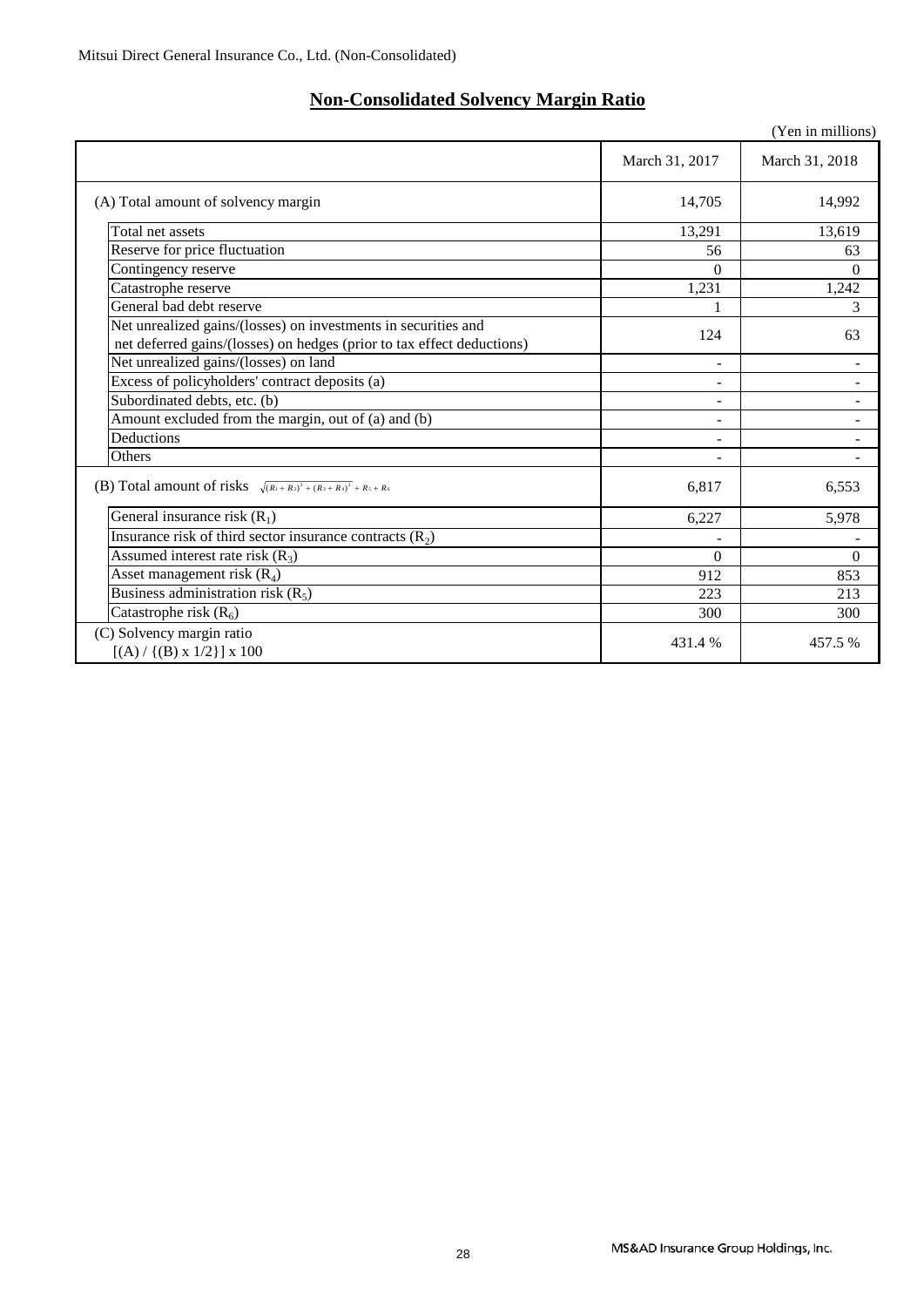Mitsui Direct General Insurance Co., Ltd. (Non-Consolidated)

## Non-Consolidated Solvency Margin Ratio

(Yen in millions)

| | March 31, 2017 | March 31, 2018 |
|---|---|---|
| (A) Total amount of solvency margin | 14,705 | 14,992 |
| Total net assets | 13,291 | 13,619 |
| Reserve for price fluctuation | 56 | 63 |
| Contingency reserve | 0 | 0 |
| Catastrophe reserve | 1,231 | 1,242 |
| General bad debt reserve | 1 | 3 |
| Net unrealized gains/(losses) on investments in securities and net deferred gains/(losses) on hedges (prior to tax effect deductions) | 124 | 63 |
| Net unrealized gains/(losses) on land | - | - |
| Excess of policyholders' contract deposits (a) | - | - |
| Subordinated debts, etc. (b) | - | - |
| Amount excluded from the margin, out of (a) and (b) | - | - |
| Deductions | - | - |
| Others | - | - |
| (B) Total amount of risks $\sqrt{(R_1 + R_2)^2 + (R_3 + R_4)^2} + R_5 + R_6$ | 6,817 | 6,553 |
| General insurance risk ($R_1$) | 6,227 | 5,978 |
| Insurance risk of third sector insurance contracts ($R_2$) | - | - |
| Assumed interest rate risk ($R_3$) | 0 | 0 |
| Asset management risk ($R_4$) | 912 | 853 |
| Business administration risk ($R_5$) | 223 | 213 |
| Catastrophe risk ($R_6$) | 300 | 300 |
| (C) Solvency margin ratio [(A) / {(B) x 1/2}] x 100 | 431.4 % | 457.5 % |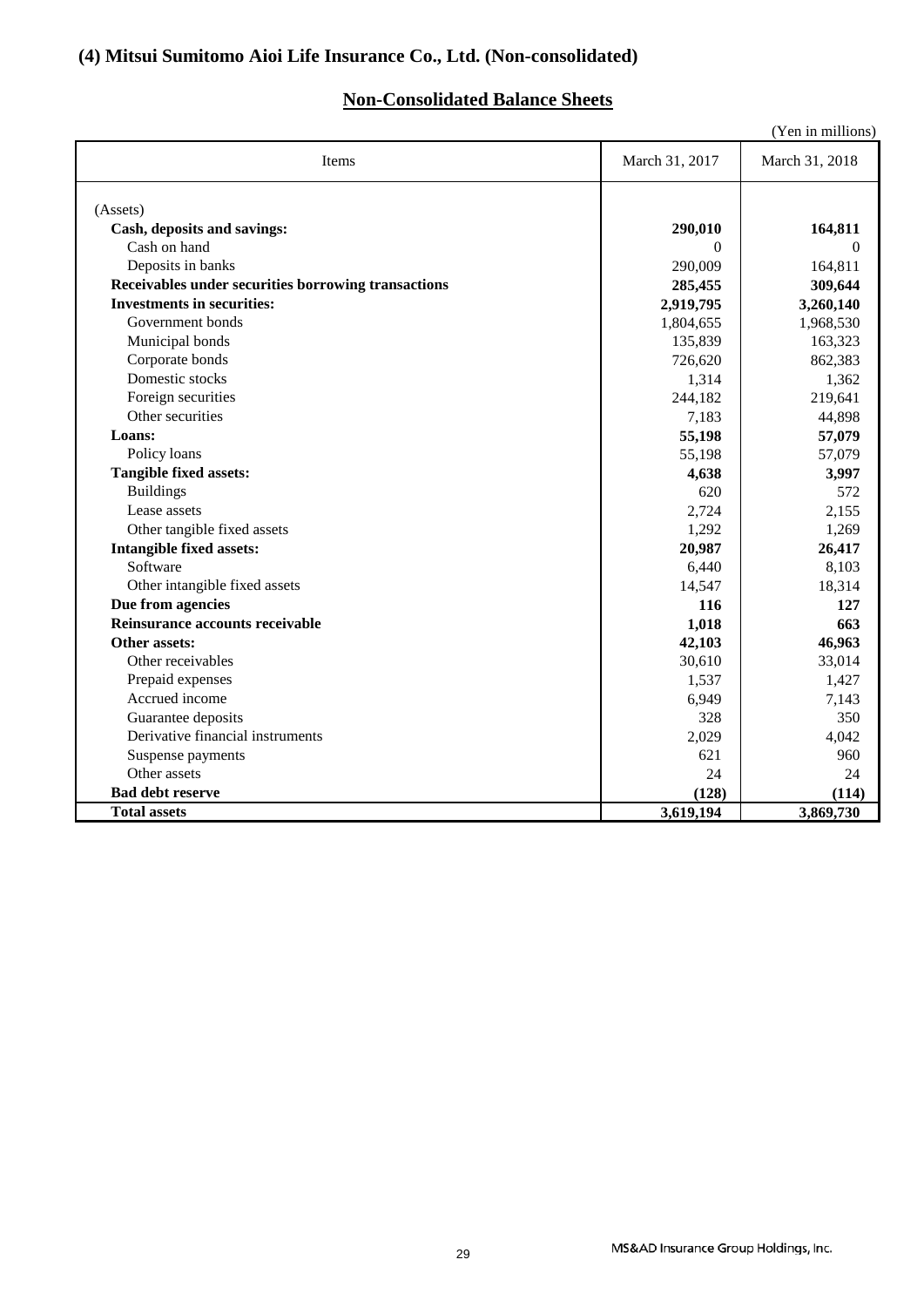## (4) Mitsui Sumitomo Aioi Life Insurance Co., Ltd. (Non-consolidated)

### Non-Consolidated Balance Sheets

(Yen in millions)

| Items | March 31, 2017 | March 31, 2018 |
|---|---|---|
| (Assets) | | |
| **Cash, deposits and savings:** | **290,010** | **164,811** |
| Cash on hand | 0 | 0 |
| Deposits in banks | 290,009 | 164,811 |
| **Receivables under securities borrowing transactions** | **285,455** | **309,644** |
| **Investments in securities:** | **2,919,795** | **3,260,140** |
| Government bonds | 1,804,655 | 1,968,530 |
| Municipal bonds | 135,839 | 163,323 |
| Corporate bonds | 726,620 | 862,383 |
| Domestic stocks | 1,314 | 1,362 |
| Foreign securities | 244,182 | 219,641 |
| Other securities | 7,183 | 44,898 |
| **Loans:** | **55,198** | **57,079** |
| Policy loans | 55,198 | 57,079 |
| **Tangible fixed assets:** | **4,638** | **3,997** |
| Buildings | 620 | 572 |
| Lease assets | 2,724 | 2,155 |
| Other tangible fixed assets | 1,292 | 1,269 |
| **Intangible fixed assets:** | **20,987** | **26,417** |
| Software | 6,440 | 8,103 |
| Other intangible fixed assets | 14,547 | 18,314 |
| **Due from agencies** | **116** | **127** |
| **Reinsurance accounts receivable** | **1,018** | **663** |
| **Other assets:** | **42,103** | **46,963** |
| Other receivables | 30,610 | 33,014 |
| Prepaid expenses | 1,537 | 1,427 |
| Accrued income | 6,949 | 7,143 |
| Guarantee deposits | 328 | 350 |
| Derivative financial instruments | 2,029 | 4,042 |
| Suspense payments | 621 | 960 |
| Other assets | 24 | 24 |
| **Bad debt reserve** | **(128)** | **(114)** |
| **Total assets** | **3,619,194** | **3,869,730** |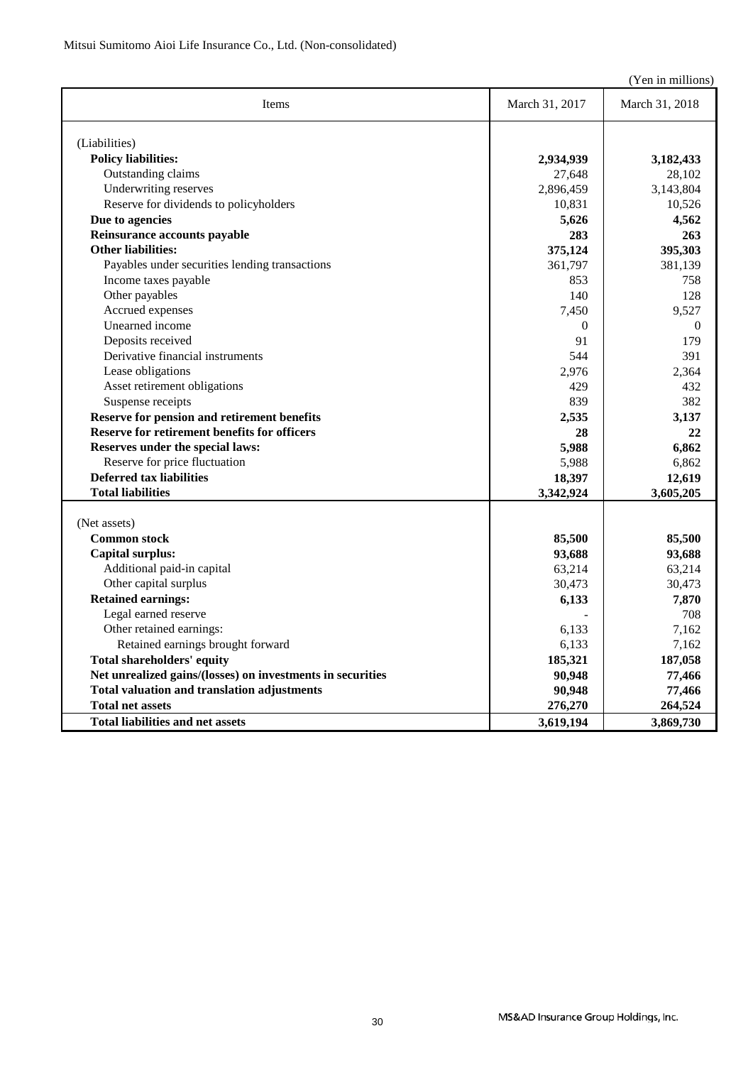Mitsui Sumitomo Aioi Life Insurance Co., Ltd. (Non-consolidated)

(Yen in millions)

| Items | March 31, 2017 | March 31, 2018 |
|---|---|---|
| (Liabilities) | | |
| **Policy liabilities:** | **2,934,939** | **3,182,433** |
| Outstanding claims | 27,648 | 28,102 |
| Underwriting reserves | 2,896,459 | 3,143,804 |
| Reserve for dividends to policyholders | 10,831 | 10,526 |
| **Due to agencies** | **5,626** | **4,562** |
| **Reinsurance accounts payable** | **283** | **263** |
| **Other liabilities:** | **375,124** | **395,303** |
| Payables under securities lending transactions | 361,797 | 381,139 |
| Income taxes payable | 853 | 758 |
| Other payables | 140 | 128 |
| Accrued expenses | 7,450 | 9,527 |
| Unearned income | 0 | 0 |
| Deposits received | 91 | 179 |
| Derivative financial instruments | 544 | 391 |
| Lease obligations | 2,976 | 2,364 |
| Asset retirement obligations | 429 | 432 |
| Suspense receipts | 839 | 382 |
| **Reserve for pension and retirement benefits** | **2,535** | **3,137** |
| **Reserve for retirement benefits for officers** | **28** | **22** |
| **Reserves under the special laws:** | **5,988** | **6,862** |
| Reserve for price fluctuation | 5,988 | 6,862 |
| **Deferred tax liabilities** | **18,397** | **12,619** |
| **Total liabilities** | **3,342,924** | **3,605,205** |
| (Net assets) | | |
| **Common stock** | **85,500** | **85,500** |
| **Capital surplus:** | **93,688** | **93,688** |
| Additional paid-in capital | 63,214 | 63,214 |
| Other capital surplus | 30,473 | 30,473 |
| **Retained earnings:** | **6,133** | **7,870** |
| Legal earned reserve | - | 708 |
| Other retained earnings: | 6,133 | 7,162 |
| Retained earnings brought forward | 6,133 | 7,162 |
| **Total shareholders' equity** | **185,321** | **187,058** |
| **Net unrealized gains/(losses) on investments in securities** | **90,948** | **77,466** |
| **Total valuation and translation adjustments** | **90,948** | **77,466** |
| **Total net assets** | **276,270** | **264,524** |
| **Total liabilities and net assets** | **3,619,194** | **3,869,730** |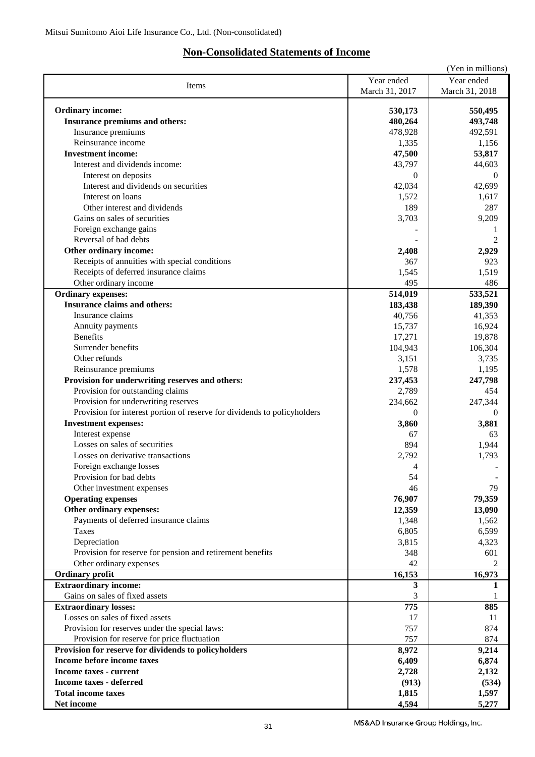Mitsui Sumitomo Aioi Life Insurance Co., Ltd. (Non-consolidated)

## Non-Consolidated Statements of Income

(Yen in millions)

| Items | Year ended March 31, 2017 | Year ended March 31, 2018 |
|---|---|---|
| **Ordinary income:** | **530,173** | **550,495** |
| **Insurance premiums and others:** | **480,264** | **493,748** |
| Insurance premiums | 478,928 | 492,591 |
| Reinsurance income | 1,335 | 1,156 |
| **Investment income:** | **47,500** | **53,817** |
| Interest and dividends income: | 43,797 | 44,603 |
| Interest on deposits | 0 | 0 |
| Interest and dividends on securities | 42,034 | 42,699 |
| Interest on loans | 1,572 | 1,617 |
| Other interest and dividends | 189 | 287 |
| Gains on sales of securities | 3,703 | 9,209 |
| Foreign exchange gains | - | 1 |
| Reversal of bad debts | - | 2 |
| **Other ordinary income:** | **2,408** | **2,929** |
| Receipts of annuities with special conditions | 367 | 923 |
| Receipts of deferred insurance claims | 1,545 | 1,519 |
| Other ordinary income | 495 | 486 |
| **Ordinary expenses:** | **514,019** | **533,521** |
| **Insurance claims and others:** | **183,438** | **189,390** |
| Insurance claims | 40,756 | 41,353 |
| Annuity payments | 15,737 | 16,924 |
| Benefits | 17,271 | 19,878 |
| Surrender benefits | 104,943 | 106,304 |
| Other refunds | 3,151 | 3,735 |
| Reinsurance premiums | 1,578 | 1,195 |
| **Provision for underwriting reserves and others:** | **237,453** | **247,798** |
| Provision for outstanding claims | 2,789 | 454 |
| Provision for underwriting reserves | 234,662 | 247,344 |
| Provision for interest portion of reserve for dividends to policyholders | 0 | 0 |
| **Investment expenses:** | **3,860** | **3,881** |
| Interest expense | 67 | 63 |
| Losses on sales of securities | 894 | 1,944 |
| Losses on derivative transactions | 2,792 | 1,793 |
| Foreign exchange losses | 4 | - |
| Provision for bad debts | 54 | - |
| Other investment expenses | 46 | 79 |
| **Operating expenses** | **76,907** | **79,359** |
| **Other ordinary expenses:** | **12,359** | **13,090** |
| Payments of deferred insurance claims | 1,348 | 1,562 |
| Taxes | 6,805 | 6,599 |
| Depreciation | 3,815 | 4,323 |
| Provision for reserve for pension and retirement benefits | 348 | 601 |
| Other ordinary expenses | 42 | 2 |
| **Ordinary profit** | **16,153** | **16,973** |
| **Extraordinary income:** | **3** | **1** |
| Gains on sales of fixed assets | 3 | 1 |
| **Extraordinary losses:** | **775** | **885** |
| Losses on sales of fixed assets | 17 | 11 |
| Provision for reserves under the special laws: | 757 | 874 |
| Provision for reserve for price fluctuation | 757 | 874 |
| **Provision for reserve for dividends to policyholders** | **8,972** | **9,214** |
| **Income before income taxes** | **6,409** | **6,874** |
| **Income taxes - current** | **2,728** | **2,132** |
| **Income taxes - deferred** | **(913)** | **(534)** |
| **Total income taxes** | **1,815** | **1,597** |
| **Net income** | **4,594** | **5,277** |

MS&AD Insurance Group Holdings, Inc.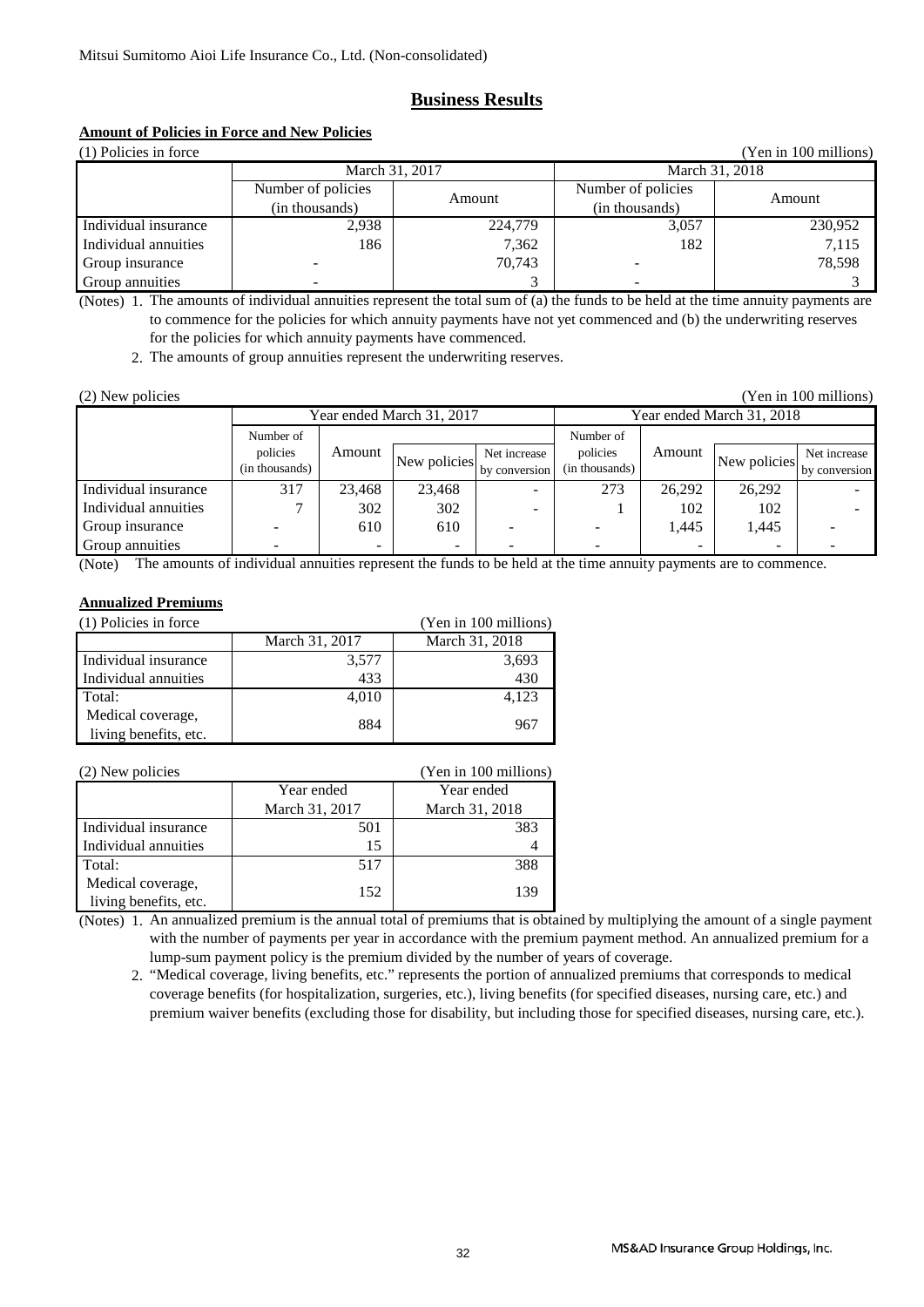Mitsui Sumitomo Aioi Life Insurance Co., Ltd. (Non-consolidated)

# Business Results

### Amount of Policies in Force and New Policies

(1) Policies in force (Yen in 100 millions)

| | March 31, 2017 | | March 31, 2018 | |
|---|---|---|---|---|
| | Number of policies (in thousands) | Amount | Number of policies (in thousands) | Amount |
| Individual insurance | 2,938 | 224,779 | 3,057 | 230,952 |
| Individual annuities | 186 | 7,362 | 182 | 7,115 |
| Group insurance | - | 70,743 | - | 78,598 |
| Group annuities | - | 3 | - | 3 |

(Notes) 1. The amounts of individual annuities represent the total sum of (a) the funds to be held at the time annuity payments are to commence for the policies for which annuity payments have not yet commenced and (b) the underwriting reserves for the policies for which annuity payments have commenced.

2. The amounts of group annuities represent the underwriting reserves.

(2) New policies (Yen in 100 millions)

| | Year ended March 31, 2017 | | | | Year ended March 31, 2018 | | | |
|---|---|---|---|---|---|---|---|---|
| | Number of policies (in thousands) | Amount | New policies | Net increase by conversion | Number of policies (in thousands) | Amount | New policies | Net increase by conversion |
| Individual insurance | 317 | 23,468 | 23,468 | - | 273 | 26,292 | 26,292 | - |
| Individual annuities | 7 | 302 | 302 | - | 1 | 102 | 102 | - |
| Group insurance | - | 610 | 610 | - | - | 1,445 | 1,445 | - |
| Group annuities | - | - | - | - | - | - | - | - |

(Note) The amounts of individual annuities represent the funds to be held at the time annuity payments are to commence.

### Annualized Premiums

(1) Policies in force (Yen in 100 millions)

| | March 31, 2017 | March 31, 2018 |
|---|---|---|
| Individual insurance | 3,577 | 3,693 |
| Individual annuities | 433 | 430 |
| Total: | 4,010 | 4,123 |
| Medical coverage, living benefits, etc. | 884 | 967 |

(2) New policies (Yen in 100 millions)

| | Year ended March 31, 2017 | Year ended March 31, 2018 |
|---|---|---|
| Individual insurance | 501 | 383 |
| Individual annuities | 15 | 4 |
| Total: | 517 | 388 |
| Medical coverage, living benefits, etc. | 152 | 139 |

(Notes) 1. An annualized premium is the annual total of premiums that is obtained by multiplying the amount of a single payment with the number of payments per year in accordance with the premium payment method. An annualized premium for a lump-sum payment policy is the premium divided by the number of years of coverage.

2. "Medical coverage, living benefits, etc." represents the portion of annualized premiums that corresponds to medical coverage benefits (for hospitalization, surgeries, etc.), living benefits (for specified diseases, nursing care, etc.) and premium waiver benefits (excluding those for disability, but including those for specified diseases, nursing care, etc.).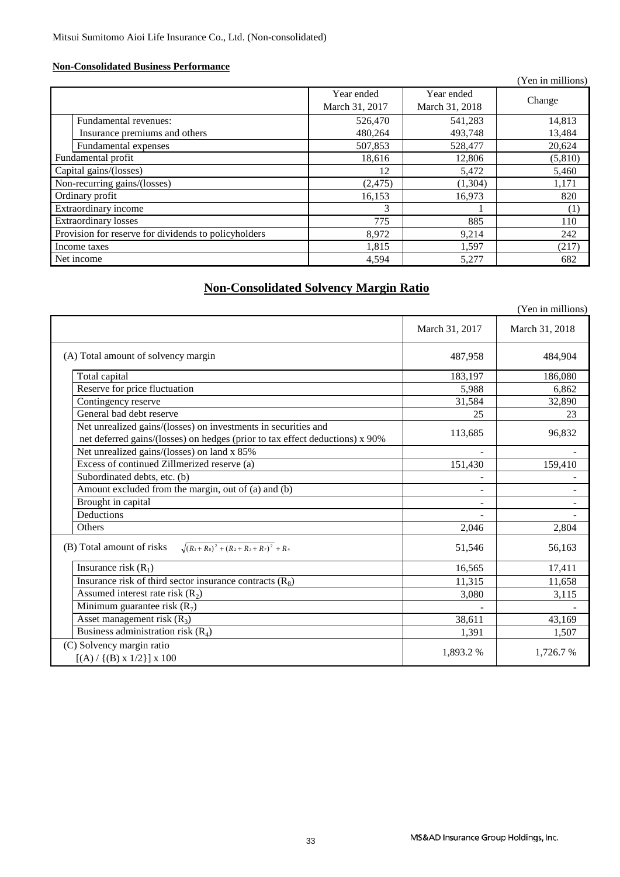Mitsui Sumitomo Aioi Life Insurance Co., Ltd. (Non-consolidated)

**Non-Consolidated Business Performance**

(Yen in millions)

| | Year ended March 31, 2017 | Year ended March 31, 2018 | Change |
|---|---|---|---|
| Fundamental revenues: | 526,470 | 541,283 | 14,813 |
| Insurance premiums and others | 480,264 | 493,748 | 13,484 |
| Fundamental expenses | 507,853 | 528,477 | 20,624 |
| Fundamental profit | 18,616 | 12,806 | (5,810) |
| Capital gains/(losses) | 12 | 5,472 | 5,460 |
| Non-recurring gains/(losses) | (2,475) | (1,304) | 1,171 |
| Ordinary profit | 16,153 | 16,973 | 820 |
| Extraordinary income | 3 | 1 | (1) |
| Extraordinary losses | 775 | 885 | 110 |
| Provision for reserve for dividends to policyholders | 8,972 | 9,214 | 242 |
| Income taxes | 1,815 | 1,597 | (217) |
| Net income | 4,594 | 5,277 | 682 |

## Non-Consolidated Solvency Margin Ratio

(Yen in millions)

| | March 31, 2017 | March 31, 2018 |
|---|---|---|
| (A) Total amount of solvency margin | 487,958 | 484,904 |
| Total capital | 183,197 | 186,080 |
| Reserve for price fluctuation | 5,988 | 6,862 |
| Contingency reserve | 31,584 | 32,890 |
| General bad debt reserve | 25 | 23 |
| Net unrealized gains/(losses) on investments in securities and net deferred gains/(losses) on hedges (prior to tax effect deductions) x 90% | 113,685 | 96,832 |
| Net unrealized gains/(losses) on land x 85% | - | - |
| Excess of continued Zillmerized reserve (a) | 151,430 | 159,410 |
| Subordinated debts, etc. (b) | - | - |
| Amount excluded from the margin, out of (a) and (b) | - | - |
| Brought in capital | - | - |
| Deductions | - | - |
| Others | 2,046 | 2,804 |
| (B) Total amount of risks $\sqrt{(R_1+R_8)^2+(R_2+R_3+R_7)^2}+R_4$ | 51,546 | 56,163 |
| Insurance risk ($R_1$) | 16,565 | 17,411 |
| Insurance risk of third sector insurance contracts ($R_8$) | 11,315 | 11,658 |
| Assumed interest rate risk ($R_2$) | 3,080 | 3,115 |
| Minimum guarantee risk ($R_7$) | - | - |
| Asset management risk ($R_3$) | 38,611 | 43,169 |
| Business administration risk ($R_4$) | 1,391 | 1,507 |
| (C) Solvency margin ratio [(A) / {(B) x 1/2}] x 100 | 1,893.2 % | 1,726.7 % |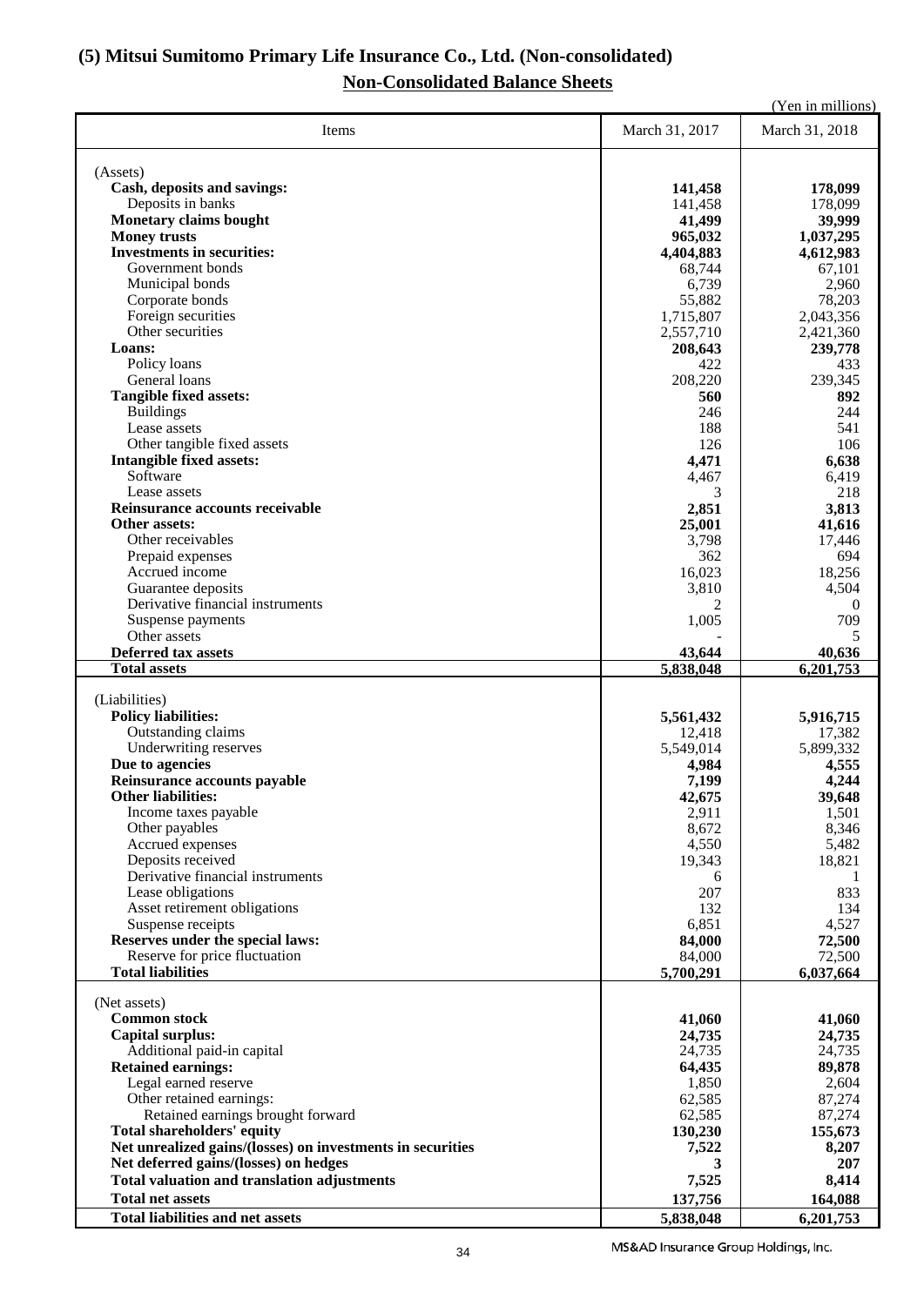## (5) Mitsui Sumitomo Primary Life Insurance Co., Ltd. (Non-consolidated)

### Non-Consolidated Balance Sheets

(Yen in millions)

| Items | March 31, 2017 | March 31, 2018 |
|---|---|---|
| (Assets) | | |
| **Cash, deposits and savings:** | **141,458** | **178,099** |
| Deposits in banks | 141,458 | 178,099 |
| **Monetary claims bought** | **41,499** | **39,999** |
| **Money trusts** | **965,032** | **1,037,295** |
| **Investments in securities:** | **4,404,883** | **4,612,983** |
| Government bonds | 68,744 | 67,101 |
| Municipal bonds | 6,739 | 2,960 |
| Corporate bonds | 55,882 | 78,203 |
| Foreign securities | 1,715,807 | 2,043,356 |
| Other securities | 2,557,710 | 2,421,360 |
| **Loans:** | **208,643** | **239,778** |
| Policy loans | 422 | 433 |
| General loans | 208,220 | 239,345 |
| **Tangible fixed assets:** | **560** | **892** |
| Buildings | 246 | 244 |
| Lease assets | 188 | 541 |
| Other tangible fixed assets | 126 | 106 |
| **Intangible fixed assets:** | **4,471** | **6,638** |
| Software | 4,467 | 6,419 |
| Lease assets | 3 | 218 |
| **Reinsurance accounts receivable** | **2,851** | **3,813** |
| **Other assets:** | **25,001** | **41,616** |
| Other receivables | 3,798 | 17,446 |
| Prepaid expenses | 362 | 694 |
| Accrued income | 16,023 | 18,256 |
| Guarantee deposits | 3,810 | 4,504 |
| Derivative financial instruments | 2 | 0 |
| Suspense payments | 1,005 | 709 |
| Other assets | - | 5 |
| **Deferred tax assets** | **43,644** | **40,636** |
| **Total assets** | **5,838,048** | **6,201,753** |
| (Liabilities) | | |
| **Policy liabilities:** | **5,561,432** | **5,916,715** |
| Outstanding claims | 12,418 | 17,382 |
| Underwriting reserves | 5,549,014 | 5,899,332 |
| **Due to agencies** | **4,984** | **4,555** |
| **Reinsurance accounts payable** | **7,199** | **4,244** |
| **Other liabilities:** | **42,675** | **39,648** |
| Income taxes payable | 2,911 | 1,501 |
| Other payables | 8,672 | 8,346 |
| Accrued expenses | 4,550 | 5,482 |
| Deposits received | 19,343 | 18,821 |
| Derivative financial instruments | 6 | 1 |
| Lease obligations | 207 | 833 |
| Asset retirement obligations | 132 | 134 |
| Suspense receipts | 6,851 | 4,527 |
| **Reserves under the special laws:** | **84,000** | **72,500** |
| Reserve for price fluctuation | 84,000 | 72,500 |
| **Total liabilities** | **5,700,291** | **6,037,664** |
| (Net assets) | | |
| **Common stock** | **41,060** | **41,060** |
| **Capital surplus:** | **24,735** | **24,735** |
| Additional paid-in capital | 24,735 | 24,735 |
| **Retained earnings:** | **64,435** | **89,878** |
| Legal earned reserve | 1,850 | 2,604 |
| Other retained earnings: | 62,585 | 87,274 |
| Retained earnings brought forward | 62,585 | 87,274 |
| **Total shareholders' equity** | **130,230** | **155,673** |
| **Net unrealized gains/(losses) on investments in securities** | **7,522** | **8,207** |
| **Net deferred gains/(losses) on hedges** | **3** | **207** |
| **Total valuation and translation adjustments** | **7,525** | **8,414** |
| **Total net assets** | **137,756** | **164,088** |
| **Total liabilities and net assets** | **5,838,048** | **6,201,753** |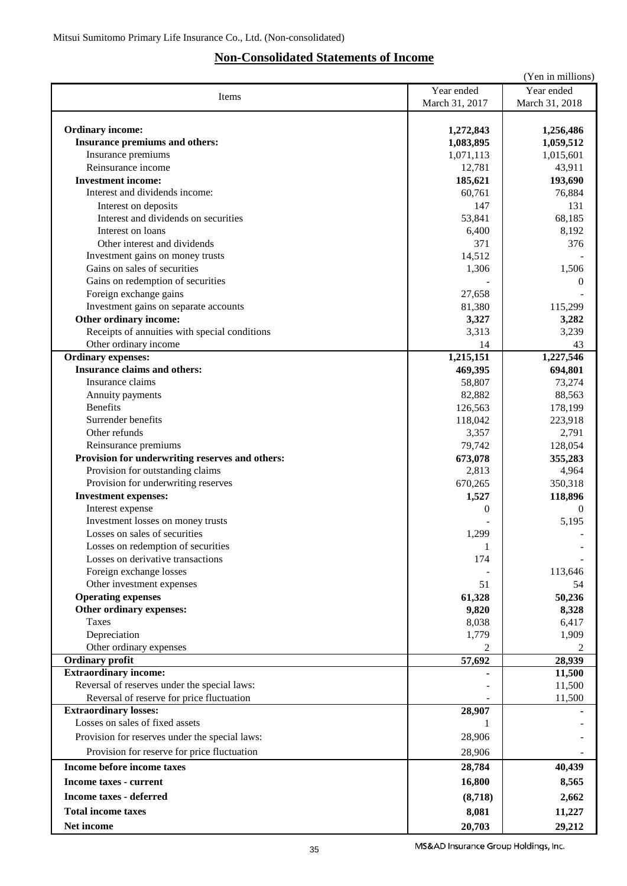Mitsui Sumitomo Primary Life Insurance Co., Ltd. (Non-consolidated)

## Non-Consolidated Statements of Income

(Yen in millions)

| Items | Year ended March 31, 2017 | Year ended March 31, 2018 |
|---|---|---|
| **Ordinary income:** | **1,272,843** | **1,256,486** |
| **Insurance premiums and others:** | **1,083,895** | **1,059,512** |
| Insurance premiums | 1,071,113 | 1,015,601 |
| Reinsurance income | 12,781 | 43,911 |
| **Investment income:** | **185,621** | **193,690** |
| Interest and dividends income: | 60,761 | 76,884 |
| Interest on deposits | 147 | 131 |
| Interest and dividends on securities | 53,841 | 68,185 |
| Interest on loans | 6,400 | 8,192 |
| Other interest and dividends | 371 | 376 |
| Investment gains on money trusts | 14,512 | - |
| Gains on sales of securities | 1,306 | 1,506 |
| Gains on redemption of securities | - | 0 |
| Foreign exchange gains | 27,658 | - |
| Investment gains on separate accounts | 81,380 | 115,299 |
| **Other ordinary income:** | **3,327** | **3,282** |
| Receipts of annuities with special conditions | 3,313 | 3,239 |
| Other ordinary income | 14 | 43 |
| **Ordinary expenses:** | **1,215,151** | **1,227,546** |
| **Insurance claims and others:** | **469,395** | **694,801** |
| Insurance claims | 58,807 | 73,274 |
| Annuity payments | 82,882 | 88,563 |
| Benefits | 126,563 | 178,199 |
| Surrender benefits | 118,042 | 223,918 |
| Other refunds | 3,357 | 2,791 |
| Reinsurance premiums | 79,742 | 128,054 |
| **Provision for underwriting reserves and others:** | **673,078** | **355,283** |
| Provision for outstanding claims | 2,813 | 4,964 |
| Provision for underwriting reserves | 670,265 | 350,318 |
| **Investment expenses:** | **1,527** | **118,896** |
| Interest expense | 0 | 0 |
| Investment losses on money trusts | - | 5,195 |
| Losses on sales of securities | 1,299 | - |
| Losses on redemption of securities | 1 | - |
| Losses on derivative transactions | 174 | - |
| Foreign exchange losses | - | 113,646 |
| Other investment expenses | 51 | 54 |
| **Operating expenses** | **61,328** | **50,236** |
| **Other ordinary expenses:** | **9,820** | **8,328** |
| Taxes | 8,038 | 6,417 |
| Depreciation | 1,779 | 1,909 |
| Other ordinary expenses | 2 | 2 |
| **Ordinary profit** | **57,692** | **28,939** |
| **Extraordinary income:** | **-** | **11,500** |
| Reversal of reserves under the special laws: | - | 11,500 |
| Reversal of reserve for price fluctuation | - | 11,500 |
| **Extraordinary losses:** | **28,907** | **-** |
| Losses on sales of fixed assets | 1 | - |
| Provision for reserves under the special laws: | 28,906 | - |
| Provision for reserve for price fluctuation | 28,906 | - |
| **Income before income taxes** | **28,784** | **40,439** |
| **Income taxes - current** | **16,800** | **8,565** |
| **Income taxes - deferred** | **(8,718)** | **2,662** |
| **Total income taxes** | **8,081** | **11,227** |
| **Net income** | **20,703** | **29,212** |

MS&AD Insurance Group Holdings, Inc.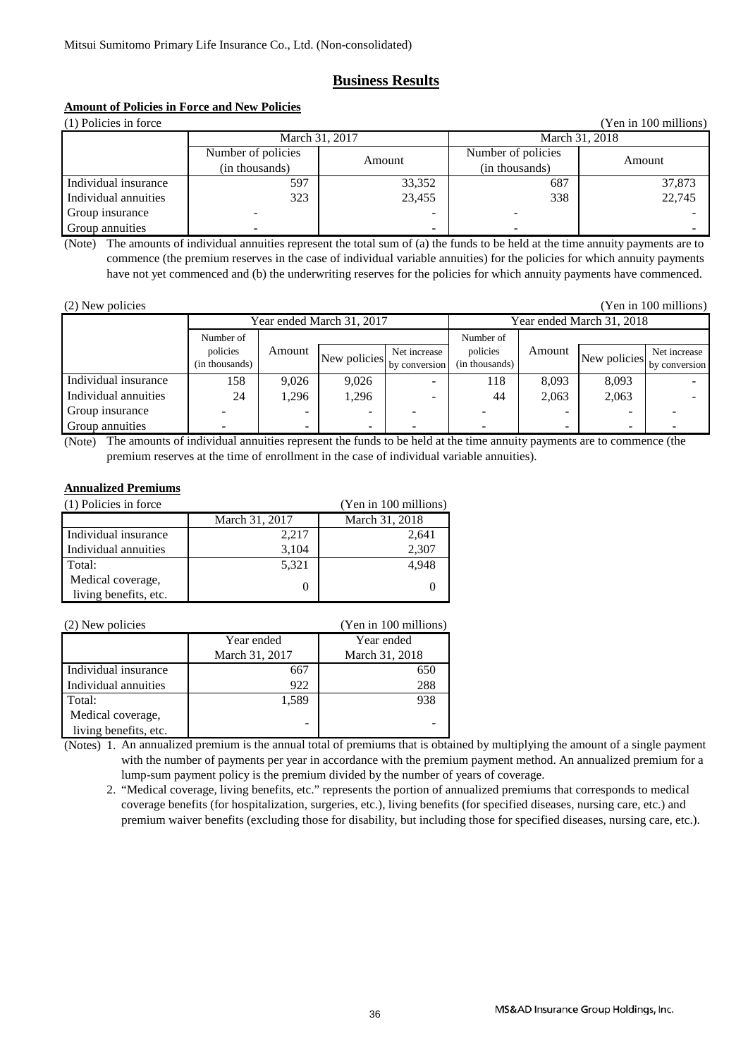Mitsui Sumitomo Primary Life Insurance Co., Ltd. (Non-consolidated)

# Business Results

### Amount of Policies in Force and New Policies

(1) Policies in force (Yen in 100 millions)

| | March 31, 2017 | | March 31, 2018 | |
|---|---|---|---|---|
| | Number of policies (in thousands) | Amount | Number of policies (in thousands) | Amount |
| Individual insurance | 597 | 33,352 | 687 | 37,873 |
| Individual annuities | 323 | 23,455 | 338 | 22,745 |
| Group insurance | - | - | - | - |
| Group annuities | - | - | - | - |

(Note) The amounts of individual annuities represent the total sum of (a) the funds to be held at the time annuity payments are to commence (the premium reserves in the case of individual variable annuities) for the policies for which annuity payments have not yet commenced and (b) the underwriting reserves for the policies for which annuity payments have commenced.

(2) New policies (Yen in 100 millions)

| | Year ended March 31, 2017 | | | | Year ended March 31, 2018 | | | |
|---|---|---|---|---|---|---|---|---|
| | Number of policies (in thousands) | Amount | New policies | Net increase by conversion | Number of policies (in thousands) | Amount | New policies | Net increase by conversion |
| Individual insurance | 158 | 9,026 | 9,026 | - | 118 | 8,093 | 8,093 | - |
| Individual annuities | 24 | 1,296 | 1,296 | - | 44 | 2,063 | 2,063 | - |
| Group insurance | - | - | - | - | - | - | - | - |
| Group annuities | - | - | - | - | - | - | - | - |

(Note) The amounts of individual annuities represent the funds to be held at the time annuity payments are to commence (the premium reserves at the time of enrollment in the case of individual variable annuities).

### Annualized Premiums

(1) Policies in force (Yen in 100 millions)

| | March 31, 2017 | March 31, 2018 |
|---|---|---|
| Individual insurance | 2,217 | 2,641 |
| Individual annuities | 3,104 | 2,307 |
| Total: | 5,321 | 4,948 |
| Medical coverage, living benefits, etc. | 0 | 0 |

(2) New policies (Yen in 100 millions)

| | Year ended March 31, 2017 | Year ended March 31, 2018 |
|---|---|---|
| Individual insurance | 667 | 650 |
| Individual annuities | 922 | 288 |
| Total: | 1,589 | 938 |
| Medical coverage, living benefits, etc. | - | - |

(Notes) 1. An annualized premium is the annual total of premiums that is obtained by multiplying the amount of a single payment with the number of payments per year in accordance with the premium payment method. An annualized premium for a lump-sum payment policy is the premium divided by the number of years of coverage.

2. "Medical coverage, living benefits, etc." represents the portion of annualized premiums that corresponds to medical coverage benefits (for hospitalization, surgeries, etc.), living benefits (for specified diseases, nursing care, etc.) and premium waiver benefits (excluding those for disability, but including those for specified diseases, nursing care, etc.).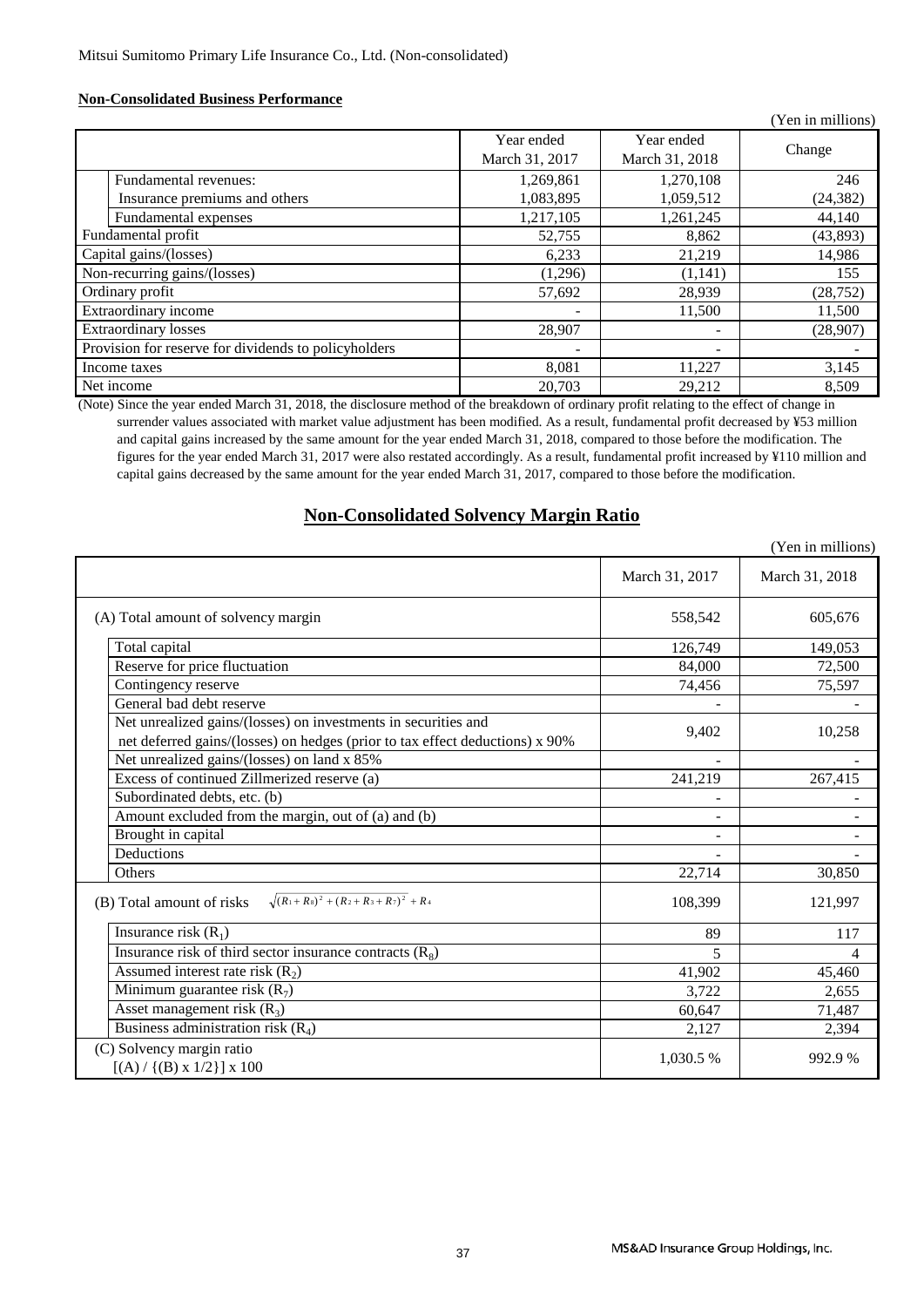Mitsui Sumitomo Primary Life Insurance Co., Ltd. (Non-consolidated)

**Non-Consolidated Business Performance**

(Yen in millions)

| | Year ended March 31, 2017 | Year ended March 31, 2018 | Change |
|---|---|---|---|
| Fundamental revenues: | 1,269,861 | 1,270,108 | 246 |
| Insurance premiums and others | 1,083,895 | 1,059,512 | (24,382) |
| Fundamental expenses | 1,217,105 | 1,261,245 | 44,140 |
| Fundamental profit | 52,755 | 8,862 | (43,893) |
| Capital gains/(losses) | 6,233 | 21,219 | 14,986 |
| Non-recurring gains/(losses) | (1,296) | (1,141) | 155 |
| Ordinary profit | 57,692 | 28,939 | (28,752) |
| Extraordinary income | - | 11,500 | 11,500 |
| Extraordinary losses | 28,907 | - | (28,907) |
| Provision for reserve for dividends to policyholders | - | - | - |
| Income taxes | 8,081 | 11,227 | 3,145 |
| Net income | 20,703 | 29,212 | 8,509 |

(Note) Since the year ended March 31, 2018, the disclosure method of the breakdown of ordinary profit relating to the effect of change in surrender values associated with market value adjustment has been modified. As a result, fundamental profit decreased by ¥53 million and capital gains increased by the same amount for the year ended March 31, 2018, compared to those before the modification. The figures for the year ended March 31, 2017 were also restated accordingly. As a result, fundamental profit increased by ¥110 million and capital gains decreased by the same amount for the year ended March 31, 2017, compared to those before the modification.

## Non-Consolidated Solvency Margin Ratio

(Yen in millions)

| | March 31, 2017 | March 31, 2018 |
|---|---|---|
| (A) Total amount of solvency margin | 558,542 | 605,676 |
| Total capital | 126,749 | 149,053 |
| Reserve for price fluctuation | 84,000 | 72,500 |
| Contingency reserve | 74,456 | 75,597 |
| General bad debt reserve | - | - |
| Net unrealized gains/(losses) on investments in securities and net deferred gains/(losses) on hedges (prior to tax effect deductions) x 90% | 9,402 | 10,258 |
| Net unrealized gains/(losses) on land x 85% | - | - |
| Excess of continued Zillmerized reserve (a) | 241,219 | 267,415 |
| Subordinated debts, etc. (b) | - | - |
| Amount excluded from the margin, out of (a) and (b) | - | - |
| Brought in capital | - | - |
| Deductions | - | - |
| Others | 22,714 | 30,850 |
| (B) Total amount of risks $\sqrt{(R_1+R_8)^2+(R_2+R_3+R_7)^2}+R_4$ | 108,399 | 121,997 |
| Insurance risk ($R_1$) | 89 | 117 |
| Insurance risk of third sector insurance contracts ($R_8$) | 5 | 4 |
| Assumed interest rate risk ($R_2$) | 41,902 | 45,460 |
| Minimum guarantee risk ($R_7$) | 3,722 | 2,655 |
| Asset management risk ($R_3$) | 60,647 | 71,487 |
| Business administration risk ($R_4$) | 2,127 | 2,394 |
| (C) Solvency margin ratio [(A) / {(B) x 1/2}] x 100 | 1,030.5 % | 992.9 % |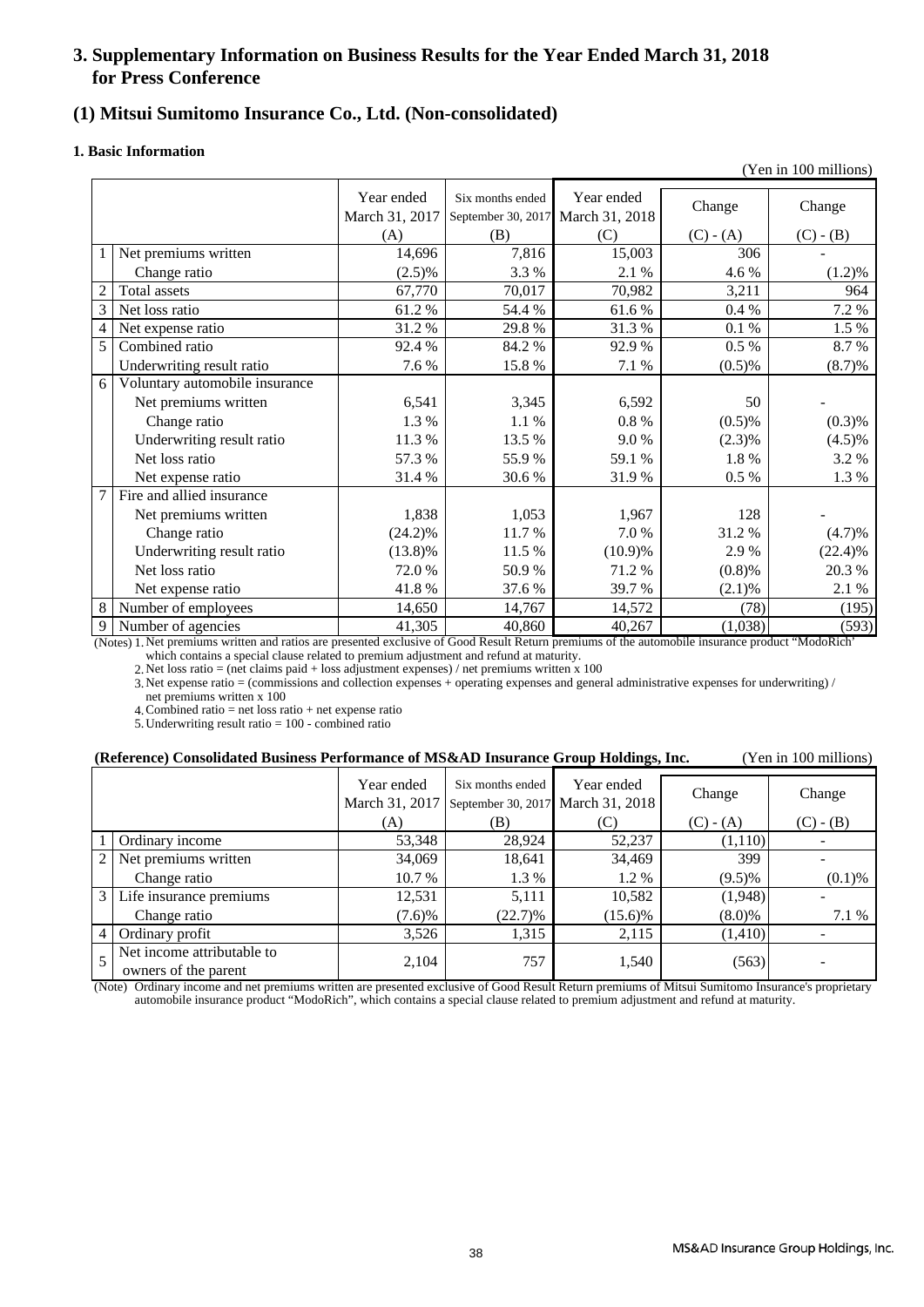# 3. Supplementary Information on Business Results for the Year Ended March 31, 2018 for Press Conference

## (1) Mitsui Sumitomo Insurance Co., Ltd. (Non-consolidated)

### 1. Basic Information

(Yen in 100 millions)

| | | Year ended March 31, 2017 (A) | Six months ended September 30, 2017 (B) | Year ended March 31, 2018 (C) | Change (C) - (A) | Change (C) - (B) |
|---|---|---|---|---|---|---|
| 1 | Net premiums written | 14,696 | 7,816 | 15,003 | 306 | - |
| | Change ratio | (2.5)% | 3.3 % | 2.1 % | 4.6 % | (1.2)% |
| 2 | Total assets | 67,770 | 70,017 | 70,982 | 3,211 | 964 |
| 3 | Net loss ratio | 61.2 % | 54.4 % | 61.6 % | 0.4 % | 7.2 % |
| 4 | Net expense ratio | 31.2 % | 29.8 % | 31.3 % | 0.1 % | 1.5 % |
| 5 | Combined ratio | 92.4 % | 84.2 % | 92.9 % | 0.5 % | 8.7 % |
| | Underwriting result ratio | 7.6 % | 15.8 % | 7.1 % | (0.5)% | (8.7)% |
| 6 | Voluntary automobile insurance | | | | | |
| | Net premiums written | 6,541 | 3,345 | 6,592 | 50 | - |
| | Change ratio | 1.3 % | 1.1 % | 0.8 % | (0.5)% | (0.3)% |
| | Underwriting result ratio | 11.3 % | 13.5 % | 9.0 % | (2.3)% | (4.5)% |
| | Net loss ratio | 57.3 % | 55.9 % | 59.1 % | 1.8 % | 3.2 % |
| | Net expense ratio | 31.4 % | 30.6 % | 31.9 % | 0.5 % | 1.3 % |
| 7 | Fire and allied insurance | | | | | |
| | Net premiums written | 1,838 | 1,053 | 1,967 | 128 | - |
| | Change ratio | (24.2)% | 11.7 % | 7.0 % | 31.2 % | (4.7)% |
| | Underwriting result ratio | (13.8)% | 11.5 % | (10.9)% | 2.9 % | (22.4)% |
| | Net loss ratio | 72.0 % | 50.9 % | 71.2 % | (0.8)% | 20.3 % |
| | Net expense ratio | 41.8 % | 37.6 % | 39.7 % | (2.1)% | 2.1 % |
| 8 | Number of employees | 14,650 | 14,767 | 14,572 | (78) | (195) |
| 9 | Number of agencies | 41,305 | 40,860 | 40,267 | (1,038) | (593) |

(Notes) 1. Net premiums written and ratios are presented exclusive of Good Result Return premiums of the automobile insurance product "ModoRich" which contains a special clause related to premium adjustment and refund at maturity.

2. Net loss ratio = (net claims paid + loss adjustment expenses) / net premiums written x 100

3. Net expense ratio = (commissions and collection expenses + operating expenses and general administrative expenses for underwriting) / net premiums written x 100

4. Combined ratio = net loss ratio + net expense ratio

5. Underwriting result ratio = 100 - combined ratio

**(Reference) Consolidated Business Performance of MS&AD Insurance Group Holdings, Inc.** (Yen in 100 millions)

| | | Year ended March 31, 2017 (A) | Six months ended September 30, 2017 (B) | Year ended March 31, 2018 (C) | Change (C) - (A) | Change (C) - (B) |
|---|---|---|---|---|---|---|
| 1 | Ordinary income | 53,348 | 28,924 | 52,237 | (1,110) | - |
| 2 | Net premiums written | 34,069 | 18,641 | 34,469 | 399 | - |
| | Change ratio | 10.7 % | 1.3 % | 1.2 % | (9.5)% | (0.1)% |
| 3 | Life insurance premiums | 12,531 | 5,111 | 10,582 | (1,948) | - |
| | Change ratio | (7.6)% | (22.7)% | (15.6)% | (8.0)% | 7.1 % |
| 4 | Ordinary profit | 3,526 | 1,315 | 2,115 | (1,410) | - |
| 5 | Net income attributable to owners of the parent | 2,104 | 757 | 1,540 | (563) | - |

(Note) Ordinary income and net premiums written are presented exclusive of Good Result Return premiums of Mitsui Sumitomo Insurance's proprietary automobile insurance product "ModoRich", which contains a special clause related to premium adjustment and refund at maturity.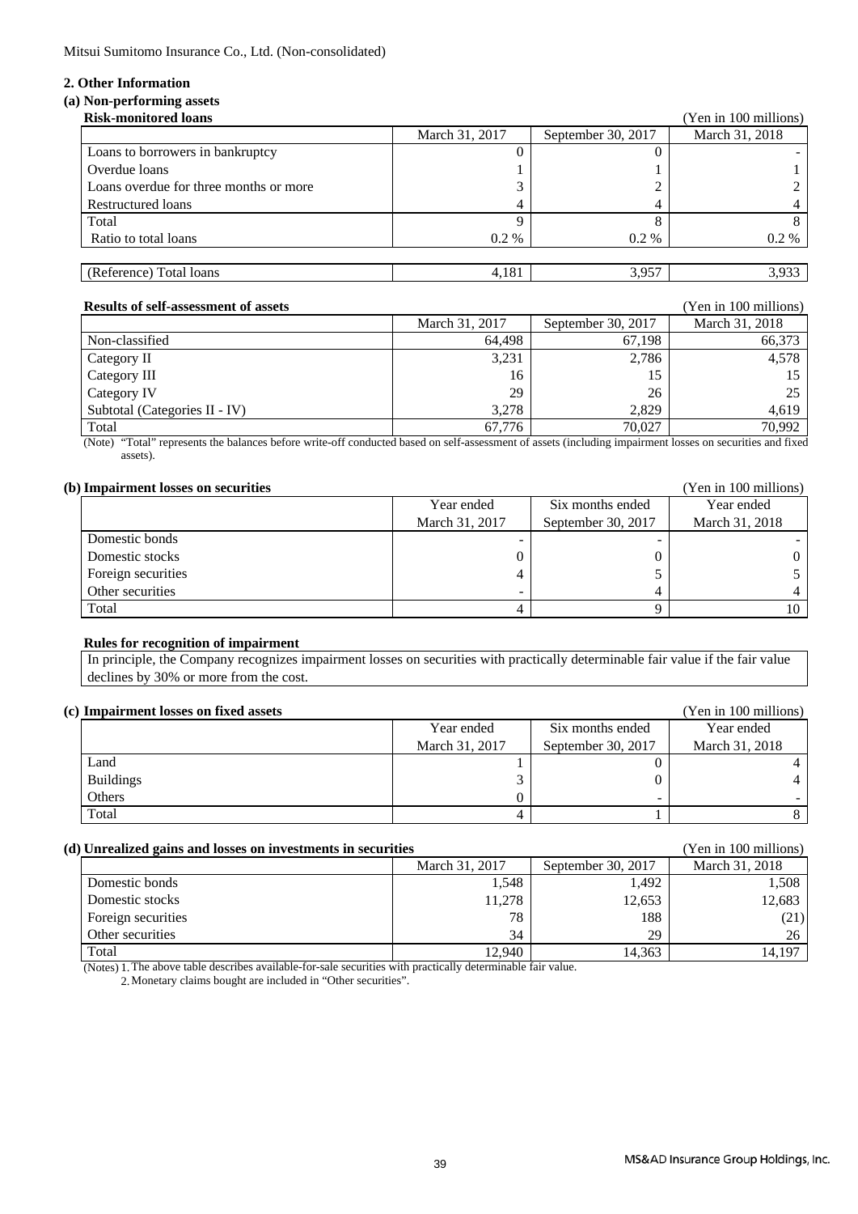Mitsui Sumitomo Insurance Co., Ltd. (Non-consolidated)

## 2. Other Information

### (a) Non-performing assets

**Risk-monitored loans**

(Yen in 100 millions)

| | March 31, 2017 | September 30, 2017 | March 31, 2018 |
|---|---|---|---|
| Loans to borrowers in bankruptcy | 0 | 0 | - |
| Overdue loans | 1 | 1 | 1 |
| Loans overdue for three months or more | 3 | 2 | 2 |
| Restructured loans | 4 | 4 | 4 |
| Total | 9 | 8 | 8 |
| Ratio to total loans | 0.2 % | 0.2 % | 0.2 % |
| (Reference) Total loans | 4,181 | 3,957 | 3,933 |

**Results of self-assessment of assets**

(Yen in 100 millions)

| | March 31, 2017 | September 30, 2017 | March 31, 2018 |
|---|---|---|---|
| Non-classified | 64,498 | 67,198 | 66,373 |
| Category II | 3,231 | 2,786 | 4,578 |
| Category III | 16 | 15 | 15 |
| Category IV | 29 | 26 | 25 |
| Subtotal (Categories II - IV) | 3,278 | 2,829 | 4,619 |
| Total | 67,776 | 70,027 | 70,992 |

(Note) "Total" represents the balances before write-off conducted based on self-assessment of assets (including impairment losses on securities and fixed assets).

### (b) Impairment losses on securities

(Yen in 100 millions)

| | Year ended March 31, 2017 | Six months ended September 30, 2017 | Year ended March 31, 2018 |
|---|---|---|---|
| Domestic bonds | - | - | - |
| Domestic stocks | 0 | 0 | 0 |
| Foreign securities | 4 | 5 | 5 |
| Other securities | - | 4 | 4 |
| Total | 4 | 9 | 10 |

**Rules for recognition of impairment**

In principle, the Company recognizes impairment losses on securities with practically determinable fair value if the fair value declines by 30% or more from the cost.

### (c) Impairment losses on fixed assets

(Yen in 100 millions)

| | Year ended March 31, 2017 | Six months ended September 30, 2017 | Year ended March 31, 2018 |
|---|---|---|---|
| Land | 1 | 0 | 4 |
| Buildings | 3 | 0 | 4 |
| Others | 0 | - | - |
| Total | 4 | 1 | 8 |

### (d) Unrealized gains and losses on investments in securities

(Yen in 100 millions)

| | March 31, 2017 | September 30, 2017 | March 31, 2018 |
|---|---|---|---|
| Domestic bonds | 1,548 | 1,492 | 1,508 |
| Domestic stocks | 11,278 | 12,653 | 12,683 |
| Foreign securities | 78 | 188 | (21) |
| Other securities | 34 | 29 | 26 |
| Total | 12,940 | 14,363 | 14,197 |

(Notes) 1. The above table describes available-for-sale securities with practically determinable fair value.

2. Monetary claims bought are included in "Other securities".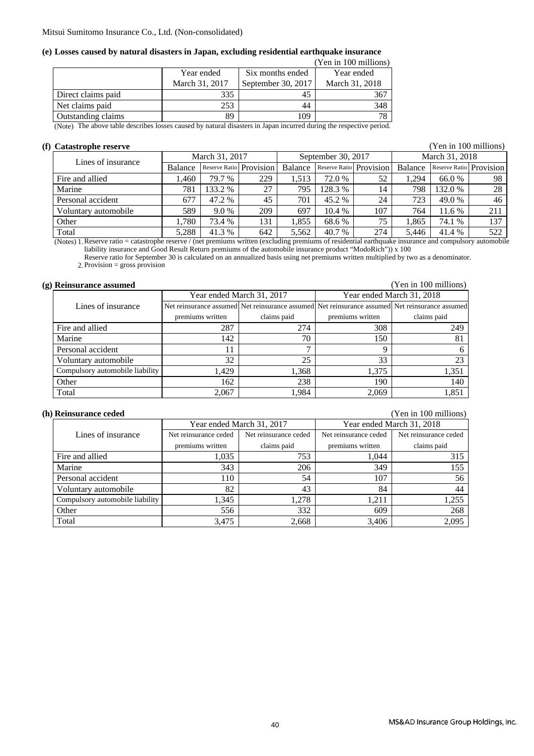Mitsui Sumitomo Insurance Co., Ltd. (Non-consolidated)

#### (e) Losses caused by natural disasters in Japan, excluding residential earthquake insurance

(Yen in 100 millions)

| | Year ended March 31, 2017 | Six months ended September 30, 2017 | Year ended March 31, 2018 |
|---|---|---|---|
| Direct claims paid | 335 | 45 | 367 |
| Net claims paid | 253 | 44 | 348 |
| Outstanding claims | 89 | 109 | 78 |

(Note) The above table describes losses caused by natural disasters in Japan incurred during the respective period.

#### (f) Catastrophe reserve

(Yen in 100 millions)

| Lines of insurance | March 31, 2017 | | | September 30, 2017 | | | March 31, 2018 | | |
|---|---|---|---|---|---|---|---|---|---|
| | Balance | Reserve Ratio | Provision | Balance | Reserve Ratio | Provision | Balance | Reserve Ratio | Provision |
| Fire and allied | 1,460 | 79.7 % | 229 | 1,513 | 72.0 % | 52 | 1,294 | 66.0 % | 98 |
| Marine | 781 | 133.2 % | 27 | 795 | 128.3 % | 14 | 798 | 132.0 % | 28 |
| Personal accident | 677 | 47.2 % | 45 | 701 | 45.2 % | 24 | 723 | 49.0 % | 46 |
| Voluntary automobile | 589 | 9.0 % | 209 | 697 | 10.4 % | 107 | 764 | 11.6 % | 211 |
| Other | 1,780 | 73.4 % | 131 | 1,855 | 68.6 % | 75 | 1,865 | 74.1 % | 137 |
| Total | 5,288 | 41.3 % | 642 | 5,562 | 40.7 % | 274 | 5,446 | 41.4 % | 522 |

(Notes) 1. Reserve ratio = catastrophe reserve / (net premiums written (excluding premiums of residential earthquake insurance and compulsory automobile liability insurance and Good Result Return premiums of the automobile insurance product "ModoRich")) x 100
Reserve ratio for September 30 is calculated on an annualized basis using net premiums written multiplied by two as a denominator.
2. Provision = gross provision

#### (g) Reinsurance assumed

(Yen in 100 millions)

| Lines of insurance | Year ended March 31, 2017 | | Year ended March 31, 2018 | |
|---|---|---|---|---|
| | Net reinsurance assumed premiums written | Net reinsurance assumed claims paid | Net reinsurance assumed premiums written | Net reinsurance assumed claims paid |
| Fire and allied | 287 | 274 | 308 | 249 |
| Marine | 142 | 70 | 150 | 81 |
| Personal accident | 11 | 7 | 9 | 6 |
| Voluntary automobile | 32 | 25 | 33 | 23 |
| Compulsory automobile liability | 1,429 | 1,368 | 1,375 | 1,351 |
| Other | 162 | 238 | 190 | 140 |
| Total | 2,067 | 1,984 | 2,069 | 1,851 |

#### (h) Reinsurance ceded

(Yen in 100 millions)

| Lines of insurance | Year ended March 31, 2017 | | Year ended March 31, 2018 | |
|---|---|---|---|---|
| | Net reinsurance ceded premiums written | Net reinsurance ceded claims paid | Net reinsurance ceded premiums written | Net reinsurance ceded claims paid |
| Fire and allied | 1,035 | 753 | 1,044 | 315 |
| Marine | 343 | 206 | 349 | 155 |
| Personal accident | 110 | 54 | 107 | 56 |
| Voluntary automobile | 82 | 43 | 84 | 44 |
| Compulsory automobile liability | 1,345 | 1,278 | 1,211 | 1,255 |
| Other | 556 | 332 | 609 | 268 |
| Total | 3,475 | 2,668 | 3,406 | 2,095 |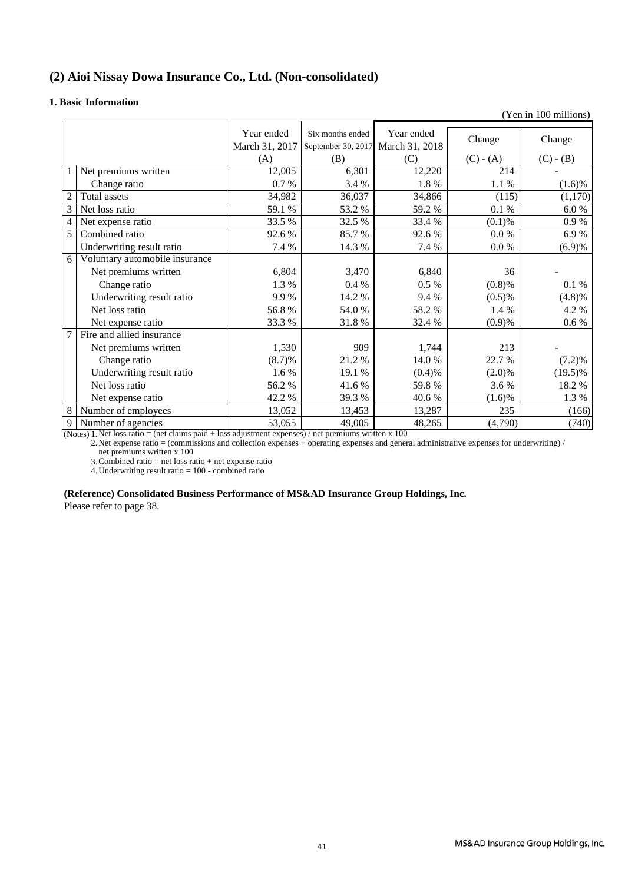## (2) Aioi Nissay Dowa Insurance Co., Ltd. (Non-consolidated)

### 1. Basic Information

(Yen in 100 millions)

| | | Year ended March 31, 2017 (A) | Six months ended September 30, 2017 (B) | Year ended March 31, 2018 (C) | Change (C) - (A) | Change (C) - (B) |
|---|---|---|---|---|---|---|
| 1 | Net premiums written | 12,005 | 6,301 | 12,220 | 214 | - |
| | Change ratio | 0.7 % | 3.4 % | 1.8 % | 1.1 % | (1.6)% |
| 2 | Total assets | 34,982 | 36,037 | 34,866 | (115) | (1,170) |
| 3 | Net loss ratio | 59.1 % | 53.2 % | 59.2 % | 0.1 % | 6.0 % |
| 4 | Net expense ratio | 33.5 % | 32.5 % | 33.4 % | (0.1)% | 0.9 % |
| 5 | Combined ratio | 92.6 % | 85.7 % | 92.6 % | 0.0 % | 6.9 % |
| | Underwriting result ratio | 7.4 % | 14.3 % | 7.4 % | 0.0 % | (6.9)% |
| 6 | Voluntary automobile insurance | | | | | |
| | Net premiums written | 6,804 | 3,470 | 6,840 | 36 | - |
| | Change ratio | 1.3 % | 0.4 % | 0.5 % | (0.8)% | 0.1 % |
| | Underwriting result ratio | 9.9 % | 14.2 % | 9.4 % | (0.5)% | (4.8)% |
| | Net loss ratio | 56.8 % | 54.0 % | 58.2 % | 1.4 % | 4.2 % |
| | Net expense ratio | 33.3 % | 31.8 % | 32.4 % | (0.9)% | 0.6 % |
| 7 | Fire and allied insurance | | | | | |
| | Net premiums written | 1,530 | 909 | 1,744 | 213 | - |
| | Change ratio | (8.7)% | 21.2 % | 14.0 % | 22.7 % | (7.2)% |
| | Underwriting result ratio | 1.6 % | 19.1 % | (0.4)% | (2.0)% | (19.5)% |
| | Net loss ratio | 56.2 % | 41.6 % | 59.8 % | 3.6 % | 18.2 % |
| | Net expense ratio | 42.2 % | 39.3 % | 40.6 % | (1.6)% | 1.3 % |
| 8 | Number of employees | 13,052 | 13,453 | 13,287 | 235 | (166) |
| 9 | Number of agencies | 53,055 | 49,005 | 48,265 | (4,790) | (740) |

(Notes) 1. Net loss ratio = (net claims paid + loss adjustment expenses) / net premiums written x 100
2. Net expense ratio = (commissions and collection expenses + operating expenses and general administrative expenses for underwriting) / net premiums written x 100
3. Combined ratio = net loss ratio + net expense ratio
4. Underwriting result ratio = 100 - combined ratio

**(Reference) Consolidated Business Performance of MS&AD Insurance Group Holdings, Inc.**

Please refer to page 38.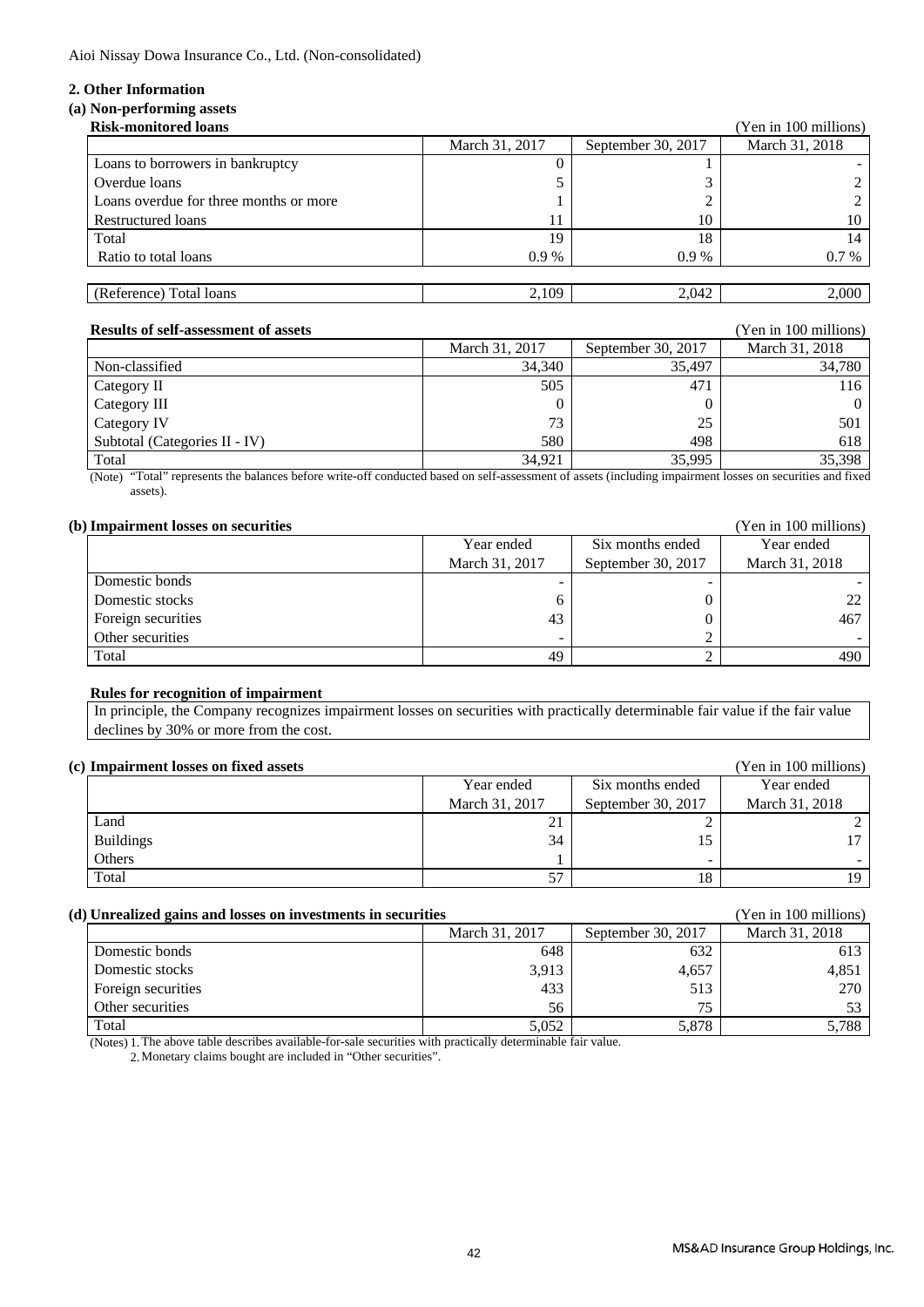Aioi Nissay Dowa Insurance Co., Ltd. (Non-consolidated)

## 2. Other Information

### (a) Non-performing assets

**Risk-monitored loans**

(Yen in 100 millions)

| | March 31, 2017 | September 30, 2017 | March 31, 2018 |
|---|---|---|---|
| Loans to borrowers in bankruptcy | 0 | 1 | - |
| Overdue loans | 5 | 3 | 2 |
| Loans overdue for three months or more | 1 | 2 | 2 |
| Restructured loans | 11 | 10 | 10 |
| Total | 19 | 18 | 14 |
| Ratio to total loans | 0.9 % | 0.9 % | 0.7 % |
| (Reference) Total loans | 2,109 | 2,042 | 2,000 |

**Results of self-assessment of assets**

(Yen in 100 millions)

| | March 31, 2017 | September 30, 2017 | March 31, 2018 |
|---|---|---|---|
| Non-classified | 34,340 | 35,497 | 34,780 |
| Category II | 505 | 471 | 116 |
| Category III | 0 | 0 | 0 |
| Category IV | 73 | 25 | 501 |
| Subtotal (Categories II - IV) | 580 | 498 | 618 |
| Total | 34,921 | 35,995 | 35,398 |

(Note) "Total" represents the balances before write-off conducted based on self-assessment of assets (including impairment losses on securities and fixed assets).

### (b) Impairment losses on securities

(Yen in 100 millions)

| | Year ended March 31, 2017 | Six months ended September 30, 2017 | Year ended March 31, 2018 |
|---|---|---|---|
| Domestic bonds | - | - | - |
| Domestic stocks | 6 | 0 | 22 |
| Foreign securities | 43 | 0 | 467 |
| Other securities | - | 2 | - |
| Total | 49 | 2 | 490 |

**Rules for recognition of impairment**

In principle, the Company recognizes impairment losses on securities with practically determinable fair value if the fair value declines by 30% or more from the cost.

### (c) Impairment losses on fixed assets

(Yen in 100 millions)

| | Year ended March 31, 2017 | Six months ended September 30, 2017 | Year ended March 31, 2018 |
|---|---|---|---|
| Land | 21 | 2 | 2 |
| Buildings | 34 | 15 | 17 |
| Others | 1 | - | - |
| Total | 57 | 18 | 19 |

### (d) Unrealized gains and losses on investments in securities

(Yen in 100 millions)

| | March 31, 2017 | September 30, 2017 | March 31, 2018 |
|---|---|---|---|
| Domestic bonds | 648 | 632 | 613 |
| Domestic stocks | 3,913 | 4,657 | 4,851 |
| Foreign securities | 433 | 513 | 270 |
| Other securities | 56 | 75 | 53 |
| Total | 5,052 | 5,878 | 5,788 |

(Notes) 1. The above table describes available-for-sale securities with practically determinable fair value.
2. Monetary claims bought are included in "Other securities".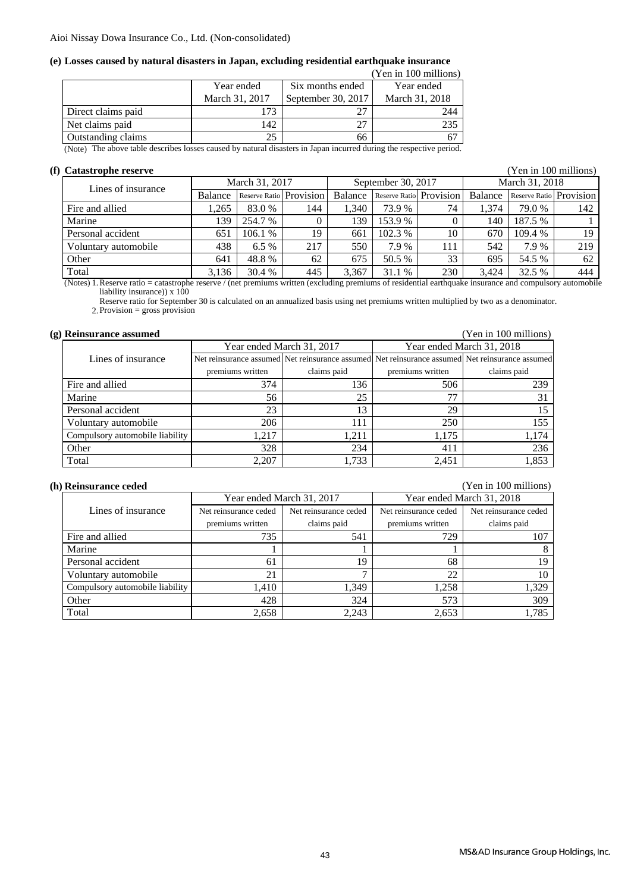Aioi Nissay Dowa Insurance Co., Ltd. (Non-consolidated)

**(e) Losses caused by natural disasters in Japan, excluding residential earthquake insurance**

(Yen in 100 millions)

| | Year ended March 31, 2017 | Six months ended September 30, 2017 | Year ended March 31, 2018 |
|---|---|---|---|
| Direct claims paid | 173 | 27 | 244 |
| Net claims paid | 142 | 27 | 235 |
| Outstanding claims | 25 | 66 | 67 |

(Note) The above table describes losses caused by natural disasters in Japan incurred during the respective period.

**(f) Catastrophe reserve**

(Yen in 100 millions)

| Lines of insurance | March 31, 2017 | | | September 30, 2017 | | | March 31, 2018 | | |
|---|---|---|---|---|---|---|---|---|---|
| | Balance | Reserve Ratio | Provision | Balance | Reserve Ratio | Provision | Balance | Reserve Ratio | Provision |
| Fire and allied | 1,265 | 83.0 % | 144 | 1,340 | 73.9 % | 74 | 1,374 | 79.0 % | 142 |
| Marine | 139 | 254.7 % | 0 | 139 | 153.9 % | 0 | 140 | 187.5 % | 1 |
| Personal accident | 651 | 106.1 % | 19 | 661 | 102.3 % | 10 | 670 | 109.4 % | 19 |
| Voluntary automobile | 438 | 6.5 % | 217 | 550 | 7.9 % | 111 | 542 | 7.9 % | 219 |
| Other | 641 | 48.8 % | 62 | 675 | 50.5 % | 33 | 695 | 54.5 % | 62 |
| Total | 3,136 | 30.4 % | 445 | 3,367 | 31.1 % | 230 | 3,424 | 32.5 % | 444 |

(Notes) 1. Reserve ratio = catastrophe reserve / (net premiums written (excluding premiums of residential earthquake insurance and compulsory automobile liability insurance)) x 100

Reserve ratio for September 30 is calculated on an annualized basis using net premiums written multiplied by two as a denominator.

2. Provision = gross provision

**(g) Reinsurance assumed**

(Yen in 100 millions)

| Lines of insurance | Year ended March 31, 2017 | | Year ended March 31, 2018 | |
|---|---|---|---|---|
| | Net reinsurance assumed premiums written | Net reinsurance assumed claims paid | Net reinsurance assumed premiums written | Net reinsurance assumed claims paid |
| Fire and allied | 374 | 136 | 506 | 239 |
| Marine | 56 | 25 | 77 | 31 |
| Personal accident | 23 | 13 | 29 | 15 |
| Voluntary automobile | 206 | 111 | 250 | 155 |
| Compulsory automobile liability | 1,217 | 1,211 | 1,175 | 1,174 |
| Other | 328 | 234 | 411 | 236 |
| Total | 2,207 | 1,733 | 2,451 | 1,853 |

**(h) Reinsurance ceded**

(Yen in 100 millions)

| Lines of insurance | Year ended March 31, 2017 | | Year ended March 31, 2018 | |
|---|---|---|---|---|
| | Net reinsurance ceded premiums written | Net reinsurance ceded claims paid | Net reinsurance ceded premiums written | Net reinsurance ceded claims paid |
| Fire and allied | 735 | 541 | 729 | 107 |
| Marine | 1 | 1 | 1 | 8 |
| Personal accident | 61 | 19 | 68 | 19 |
| Voluntary automobile | 21 | 7 | 22 | 10 |
| Compulsory automobile liability | 1,410 | 1,349 | 1,258 | 1,329 |
| Other | 428 | 324 | 573 | 309 |
| Total | 2,658 | 2,243 | 2,653 | 1,785 |